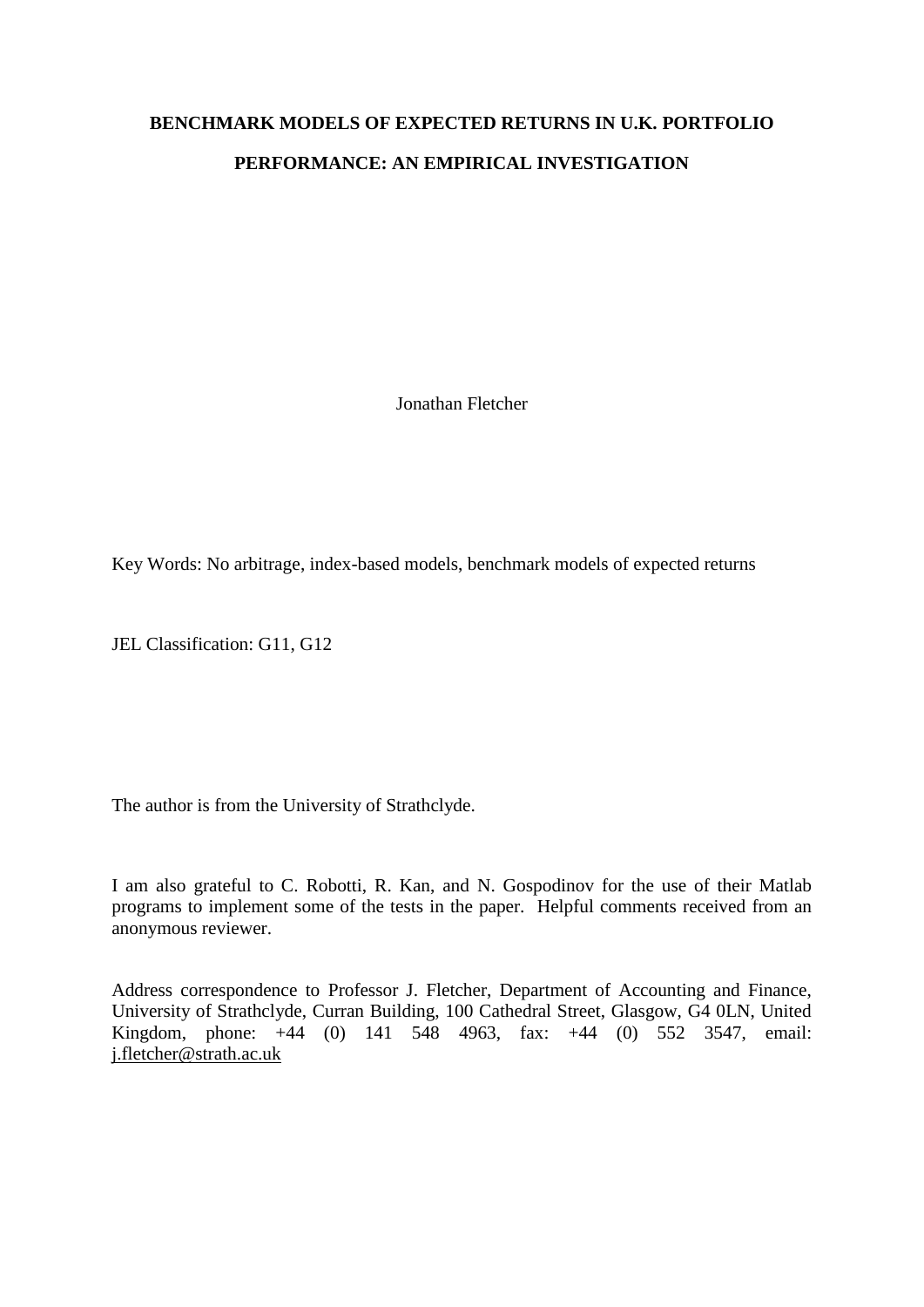# BENCHMARK MODELS OF EXPECTED RETURNS IN U.K. PORTFOLIO PERFORMANCE: AN EMPIRICAL INVESTIGATION

Jonathan Fletcher

Key Words: No arbitrage, index-based models, benchmark models of expected returns

JEL Classification: G11, G12

The author is from the University of Strathclyde.

I am also grateful to C. Robotti, R. Kan, and N. Gospodinov for the use of their Matlab programs to implement some of the tests in the paper. Helpful comments received from an anonymous reviewer.

Address correspondence to Professor J. Fletcher, Department of Accounting and Finance, University of Strathclyde, Curran Building, 100 Cathedral Street, Glasgow, G4 0LN, United Kingdom, phone: +44 (0) 141 548 4963, fax: +44 (0) 552 3547, email: j.fletcher@strath.ac.uk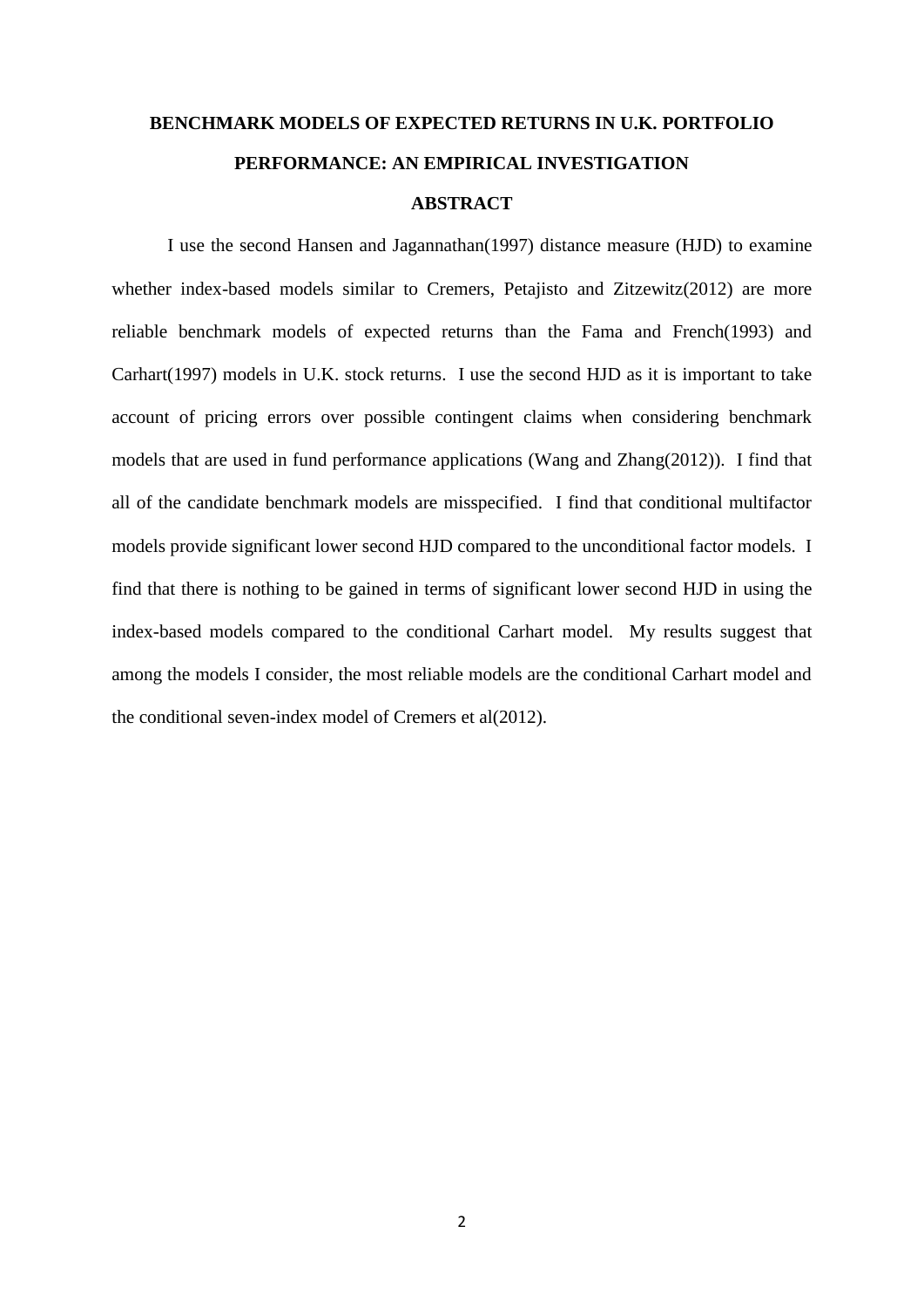# BENCHMARK MODELS OF EXPECTED RETURNS IN U.K. PORTFOLIO PERFORMANCE: AN EMPIRICAL INVESTIGATION

## ABSTRACT

I use the second Hansen and Jagannathan(1997) distance measure (HJD) to examine whether index-based models similar to Cremers, Petajisto and Zitzewitz(2012) are more reliable benchmark models of expected returns than the Fama and French(1993) and Carhart(1997) models in U.K. stock returns. I use the second HJD as it is important to take account of pricing errors over possible contingent claims when considering benchmark models that are used in fund performance applications (Wang and Zhang(2012)). I find that all of the candidate benchmark models are misspecified. I find that conditional multifactor models provide significant lower second HJD compared to the unconditional factor models. I find that there is nothing to be gained in terms of significant lower second HJD in using the index-based models compared to the conditional Carhart model. My results suggest that among the models I consider, the most reliable models are the conditional Carhart model and the conditional seven-index model of Cremers et al(2012).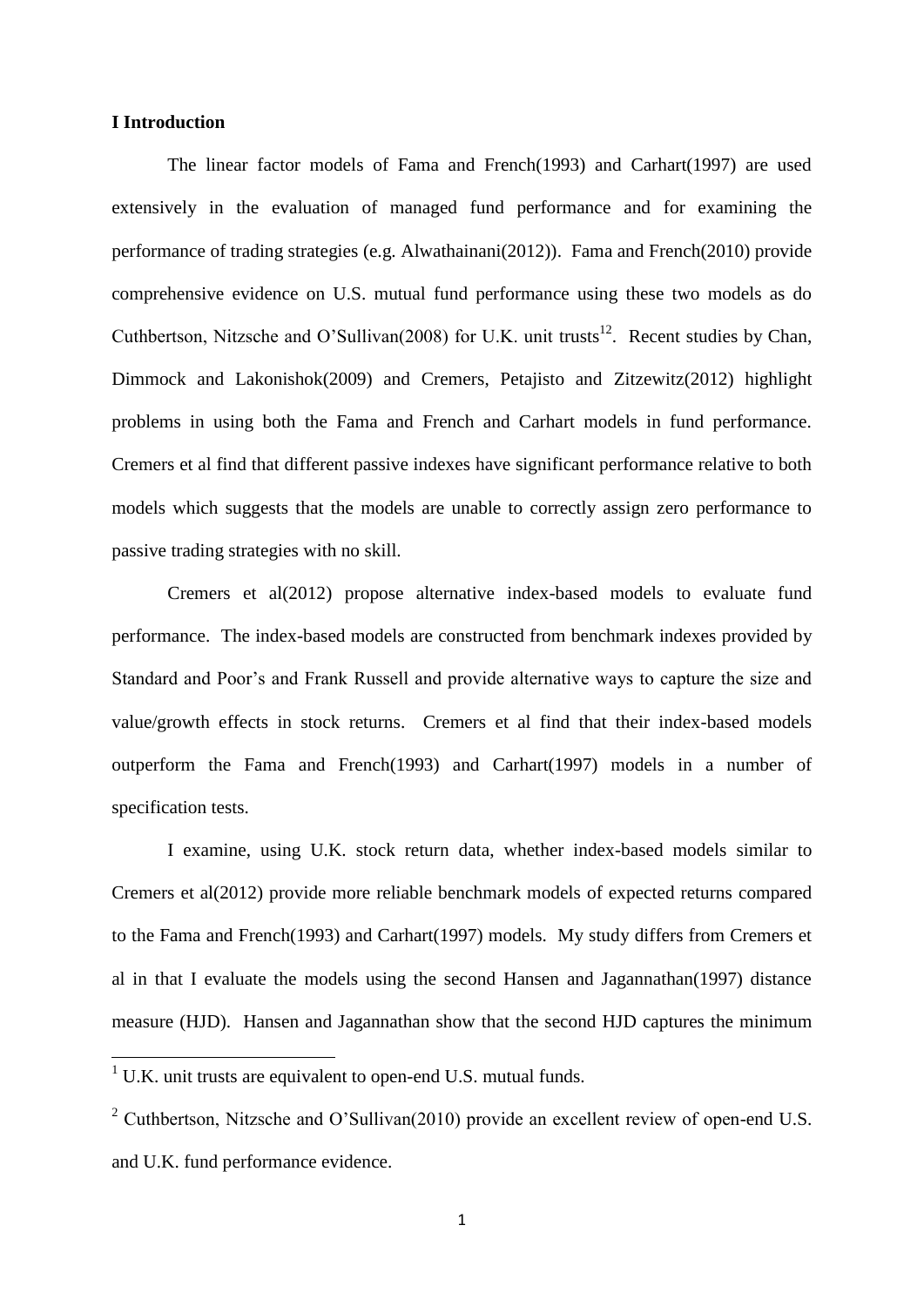# I Introduction

The linear factor models of Fama and French(1993) and Carhart(1997) are used extensively in the evaluation of managed fund performance and for examining the performance of trading strategies (e.g. Alwathainani(2012)). Fama and French(2010) provide comprehensive evidence on U.S. mutual fund performance using these two models as do Cuthbertson, Nitzsche and O'Sullivan(2008) for U.K. unit trusts[1,2]. Recent studies by Chan, Dimmock and Lakonishok(2009) and Cremers, Petajisto and Zitzewitz(2012) highlight problems in using both the Fama and French and Carhart models in fund performance. Cremers et al find that different passive indexes have significant performance relative to both models which suggests that the models are unable to correctly assign zero performance to passive trading strategies with no skill.

Cremers et al(2012) propose alternative index-based models to evaluate fund performance. The index-based models are constructed from benchmark indexes provided by Standard and Poor's and Frank Russell and provide alternative ways to capture the size and value/growth effects in stock returns. Cremers et al find that their index-based models outperform the Fama and French(1993) and Carhart(1997) models in a number of specification tests.

I examine, using U.K. stock return data, whether index-based models similar to Cremers et al(2012) provide more reliable benchmark models of expected returns compared to the Fama and French(1993) and Carhart(1997) models. My study differs from Cremers et al in that I evaluate the models using the second Hansen and Jagannathan(1997) distance measure (HJD). Hansen and Jagannathan show that the second HJD captures the minimum

[1] U.K. unit trusts are equivalent to open-end U.S. mutual funds.

[2] Cuthbertson, Nitzsche and O'Sullivan(2010) provide an excellent review of open-end U.S. and U.K. fund performance evidence.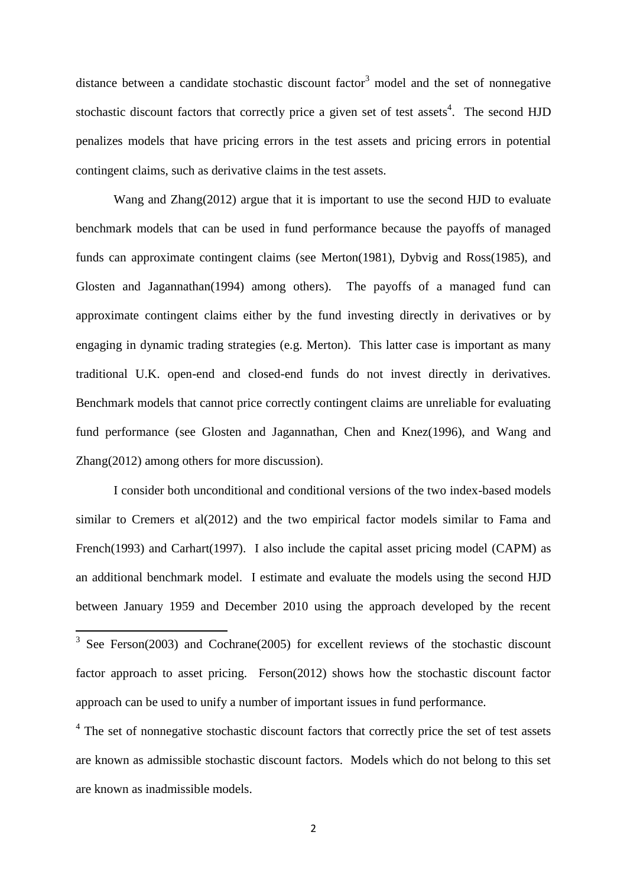distance between a candidate stochastic discount factor[3] model and the set of nonnegative stochastic discount factors that correctly price a given set of test assets[4]. The second HJD penalizes models that have pricing errors in the test assets and pricing errors in potential contingent claims, such as derivative claims in the test assets.

Wang and Zhang(2012) argue that it is important to use the second HJD to evaluate benchmark models that can be used in fund performance because the payoffs of managed funds can approximate contingent claims (see Merton(1981), Dybvig and Ross(1985), and Glosten and Jagannathan(1994) among others). The payoffs of a managed fund can approximate contingent claims either by the fund investing directly in derivatives or by engaging in dynamic trading strategies (e.g. Merton). This latter case is important as many traditional U.K. open-end and closed-end funds do not invest directly in derivatives. Benchmark models that cannot price correctly contingent claims are unreliable for evaluating fund performance (see Glosten and Jagannathan, Chen and Knez(1996), and Wang and Zhang(2012) among others for more discussion).

I consider both unconditional and conditional versions of the two index-based models similar to Cremers et al(2012) and the two empirical factor models similar to Fama and French(1993) and Carhart(1997). I also include the capital asset pricing model (CAPM) as an additional benchmark model. I estimate and evaluate the models using the second HJD between January 1959 and December 2010 using the approach developed by the recent

[3] See Ferson(2003) and Cochrane(2005) for excellent reviews of the stochastic discount factor approach to asset pricing. Ferson(2012) shows how the stochastic discount factor approach can be used to unify a number of important issues in fund performance.

[4] The set of nonnegative stochastic discount factors that correctly price the set of test assets are known as admissible stochastic discount factors. Models which do not belong to this set are known as inadmissible models.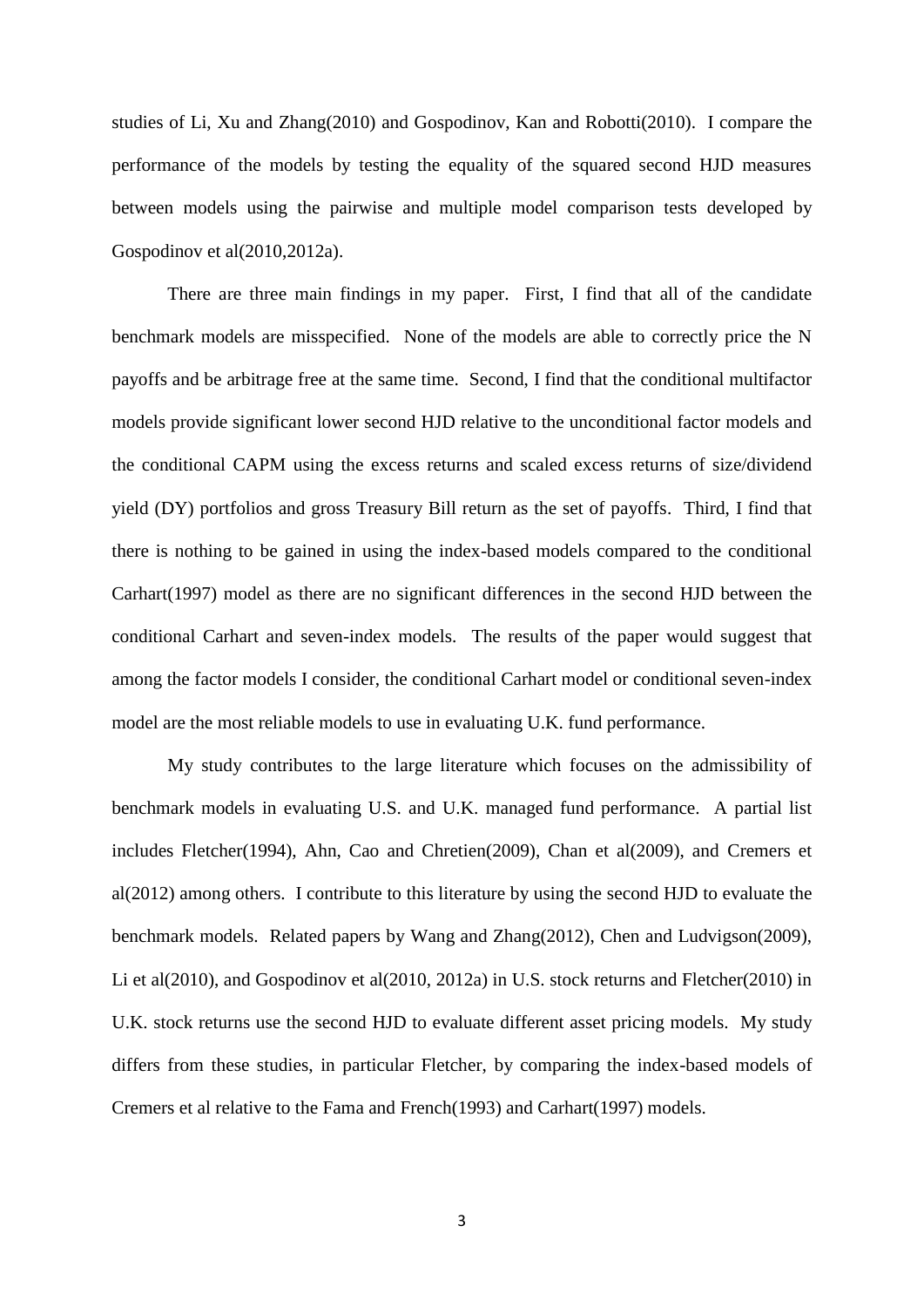studies of Li, Xu and Zhang(2010) and Gospodinov, Kan and Robotti(2010). I compare the performance of the models by testing the equality of the squared second HJD measures between models using the pairwise and multiple model comparison tests developed by Gospodinov et al(2010,2012a).

There are three main findings in my paper. First, I find that all of the candidate benchmark models are misspecified. None of the models are able to correctly price the N payoffs and be arbitrage free at the same time. Second, I find that the conditional multifactor models provide significant lower second HJD relative to the unconditional factor models and the conditional CAPM using the excess returns and scaled excess returns of size/dividend yield (DY) portfolios and gross Treasury Bill return as the set of payoffs. Third, I find that there is nothing to be gained in using the index-based models compared to the conditional Carhart(1997) model as there are no significant differences in the second HJD between the conditional Carhart and seven-index models. The results of the paper would suggest that among the factor models I consider, the conditional Carhart model or conditional seven-index model are the most reliable models to use in evaluating U.K. fund performance.

My study contributes to the large literature which focuses on the admissibility of benchmark models in evaluating U.S. and U.K. managed fund performance. A partial list includes Fletcher(1994), Ahn, Cao and Chretien(2009), Chan et al(2009), and Cremers et al(2012) among others. I contribute to this literature by using the second HJD to evaluate the benchmark models. Related papers by Wang and Zhang(2012), Chen and Ludvigson(2009), Li et al(2010), and Gospodinov et al(2010, 2012a) in U.S. stock returns and Fletcher(2010) in U.K. stock returns use the second HJD to evaluate different asset pricing models. My study differs from these studies, in particular Fletcher, by comparing the index-based models of Cremers et al relative to the Fama and French(1993) and Carhart(1997) models.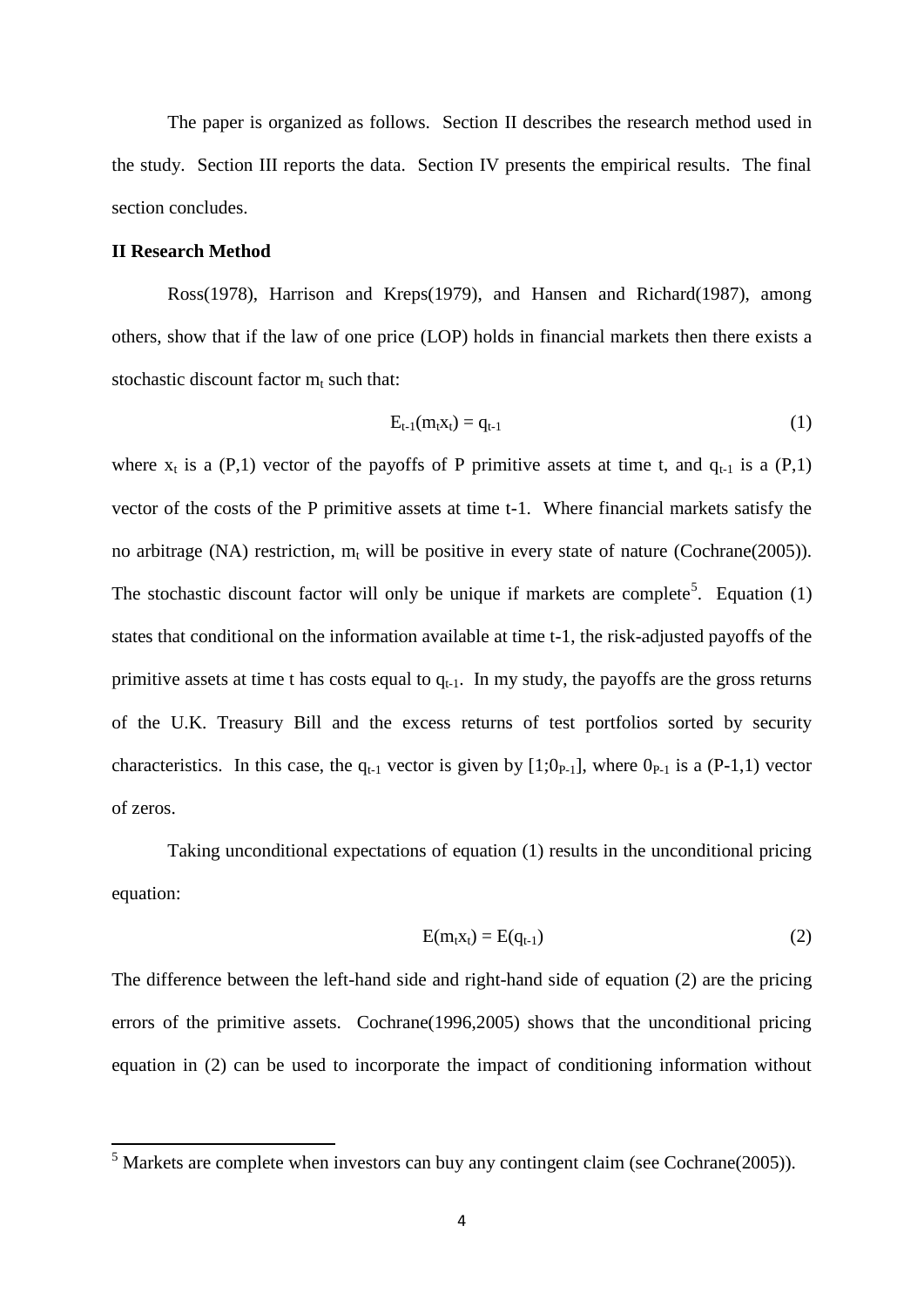The paper is organized as follows. Section II describes the research method used in the study. Section III reports the data. Section IV presents the empirical results. The final section concludes.

## II Research Method

Ross(1978), Harrison and Kreps(1979), and Hansen and Richard(1987), among others, show that if the law of one price (LOP) holds in financial markets then there exists a stochastic discount factor $m_t$ such that:

$$E_{t-1}(m_t x_t) = q_{t-1} \tag{1}$$

where $x_t$ is a (P,1) vector of the payoffs of P primitive assets at time t, and $q_{t-1}$ is a (P,1) vector of the costs of the P primitive assets at time t-1. Where financial markets satisfy the no arbitrage (NA) restriction, $m_t$ will be positive in every state of nature (Cochrane(2005)). The stochastic discount factor will only be unique if markets are complete[5]. Equation (1) states that conditional on the information available at time t-1, the risk-adjusted payoffs of the primitive assets at time t has costs equal to $q_{t-1}$. In my study, the payoffs are the gross returns of the U.K. Treasury Bill and the excess returns of test portfolios sorted by security characteristics. In this case, the $q_{t-1}$ vector is given by $[1;0_{P-1}]$, where $0_{P-1}$ is a (P-1,1) vector of zeros.

Taking unconditional expectations of equation (1) results in the unconditional pricing equation:

$$E(m_t x_t) = E(q_{t-1}) \tag{2}$$

The difference between the left-hand side and right-hand side of equation (2) are the pricing errors of the primitive assets. Cochrane(1996,2005) shows that the unconditional pricing equation in (2) can be used to incorporate the impact of conditioning information without

[5] Markets are complete when investors can buy any contingent claim (see Cochrane(2005)).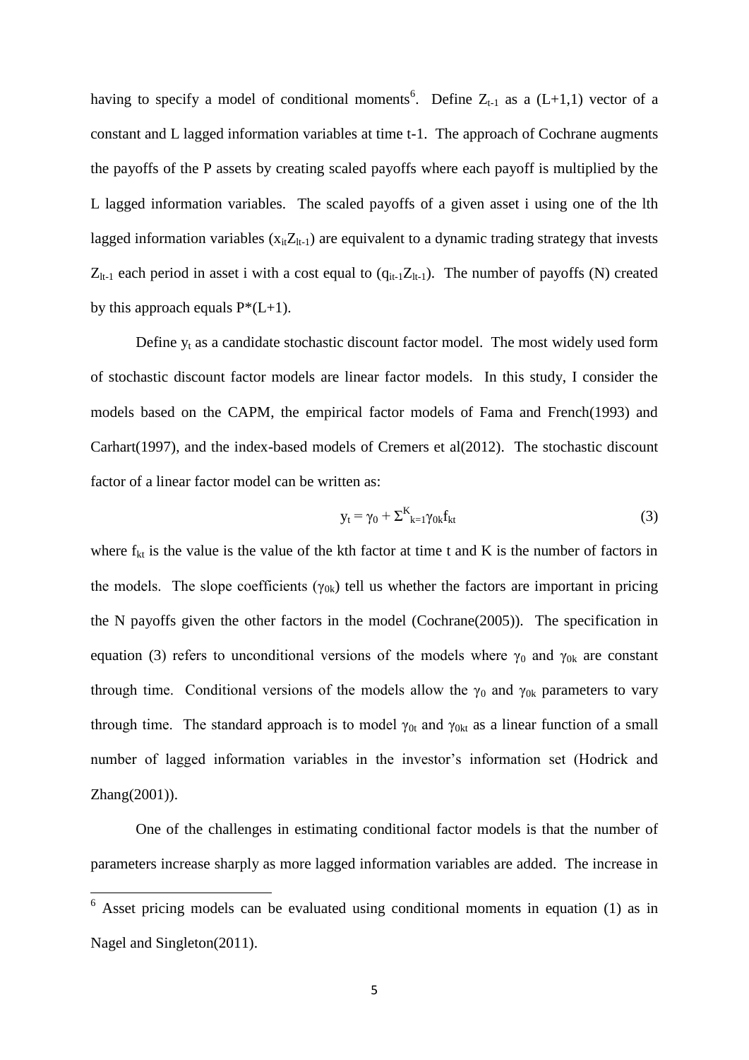having to specify a model of conditional moments[6]. Define $Z_{t-1}$ as a (L+1,1) vector of a constant and L lagged information variables at time t-1. The approach of Cochrane augments the payoffs of the P assets by creating scaled payoffs where each payoff is multiplied by the L lagged information variables. The scaled payoffs of a given asset i using one of the lth lagged information variables ($x_{it}Z_{lt-1}$) are equivalent to a dynamic trading strategy that invests $Z_{lt-1}$ each period in asset i with a cost equal to ($q_{it-1}Z_{lt-1}$). The number of payoffs (N) created by this approach equals P*(L+1).

Define $y_t$ as a candidate stochastic discount factor model. The most widely used form of stochastic discount factor models are linear factor models. In this study, I consider the models based on the CAPM, the empirical factor models of Fama and French(1993) and Carhart(1997), and the index-based models of Cremers et al(2012). The stochastic discount factor of a linear factor model can be written as:

$$y_t = \gamma_0 + \Sigma^{K}_{k=1}\gamma_{0k}f_{kt} \tag{3}$$

where $f_{kt}$ is the value is the value of the kth factor at time t and K is the number of factors in the models. The slope coefficients ($\gamma_{0k}$) tell us whether the factors are important in pricing the N payoffs given the other factors in the model (Cochrane(2005)). The specification in equation (3) refers to unconditional versions of the models where $\gamma_0$ and $\gamma_{0k}$ are constant through time. Conditional versions of the models allow the $\gamma_0$ and $\gamma_{0k}$ parameters to vary through time. The standard approach is to model $\gamma_{0t}$ and $\gamma_{0kt}$ as a linear function of a small number of lagged information variables in the investor's information set (Hodrick and Zhang(2001)).

One of the challenges in estimating conditional factor models is that the number of parameters increase sharply as more lagged information variables are added. The increase in

[6] Asset pricing models can be evaluated using conditional moments in equation (1) as in Nagel and Singleton(2011).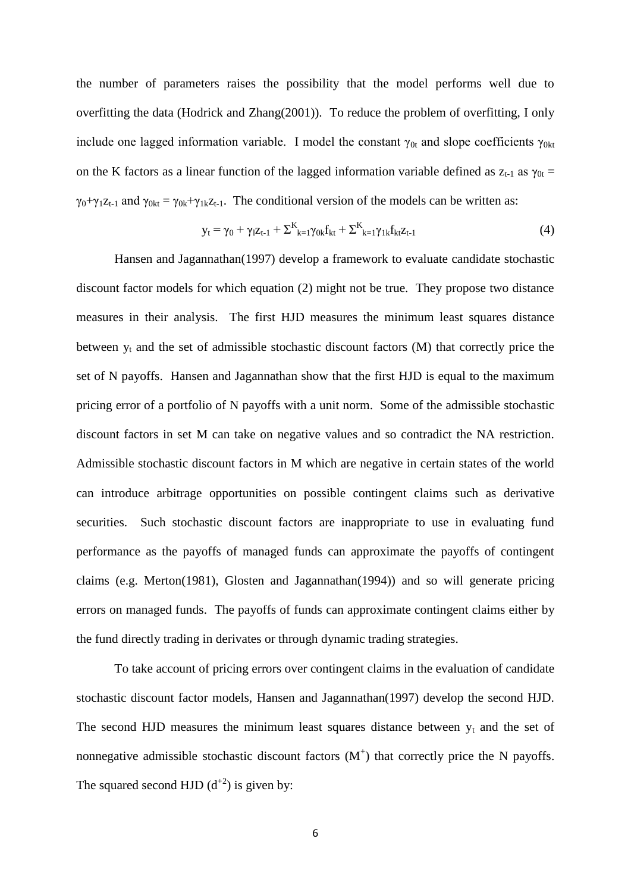the number of parameters raises the possibility that the model performs well due to overfitting the data (Hodrick and Zhang(2001)). To reduce the problem of overfitting, I only include one lagged information variable. I model the constant $\gamma_{0t}$ and slope coefficients $\gamma_{0kt}$ on the K factors as a linear function of the lagged information variable defined as $z_{t-1}$ as $\gamma_{0t} = \gamma_0+\gamma_1 z_{t-1}$ and $\gamma_{0kt} = \gamma_{0k}+\gamma_{1k}z_{t-1}$. The conditional version of the models can be written as:

$$y_t = \gamma_0 + \gamma_l z_{t-1} + \Sigma^K_{k=1}\gamma_{0k}f_{kt} + \Sigma^K_{k=1}\gamma_{1k}f_{kt}z_{t-1} \tag{4}$$

Hansen and Jagannathan(1997) develop a framework to evaluate candidate stochastic discount factor models for which equation (2) might not be true. They propose two distance measures in their analysis. The first HJD measures the minimum least squares distance between $y_t$ and the set of admissible stochastic discount factors (M) that correctly price the set of N payoffs. Hansen and Jagannathan show that the first HJD is equal to the maximum pricing error of a portfolio of N payoffs with a unit norm. Some of the admissible stochastic discount factors in set M can take on negative values and so contradict the NA restriction. Admissible stochastic discount factors in M which are negative in certain states of the world can introduce arbitrage opportunities on possible contingent claims such as derivative securities. Such stochastic discount factors are inappropriate to use in evaluating fund performance as the payoffs of managed funds can approximate the payoffs of contingent claims (e.g. Merton(1981), Glosten and Jagannathan(1994)) and so will generate pricing errors on managed funds. The payoffs of funds can approximate contingent claims either by the fund directly trading in derivates or through dynamic trading strategies.

To take account of pricing errors over contingent claims in the evaluation of candidate stochastic discount factor models, Hansen and Jagannathan(1997) develop the second HJD. The second HJD measures the minimum least squares distance between $y_t$ and the set of nonnegative admissible stochastic discount factors ($M^+$) that correctly price the N payoffs. The squared second HJD ($d^{+2}$) is given by: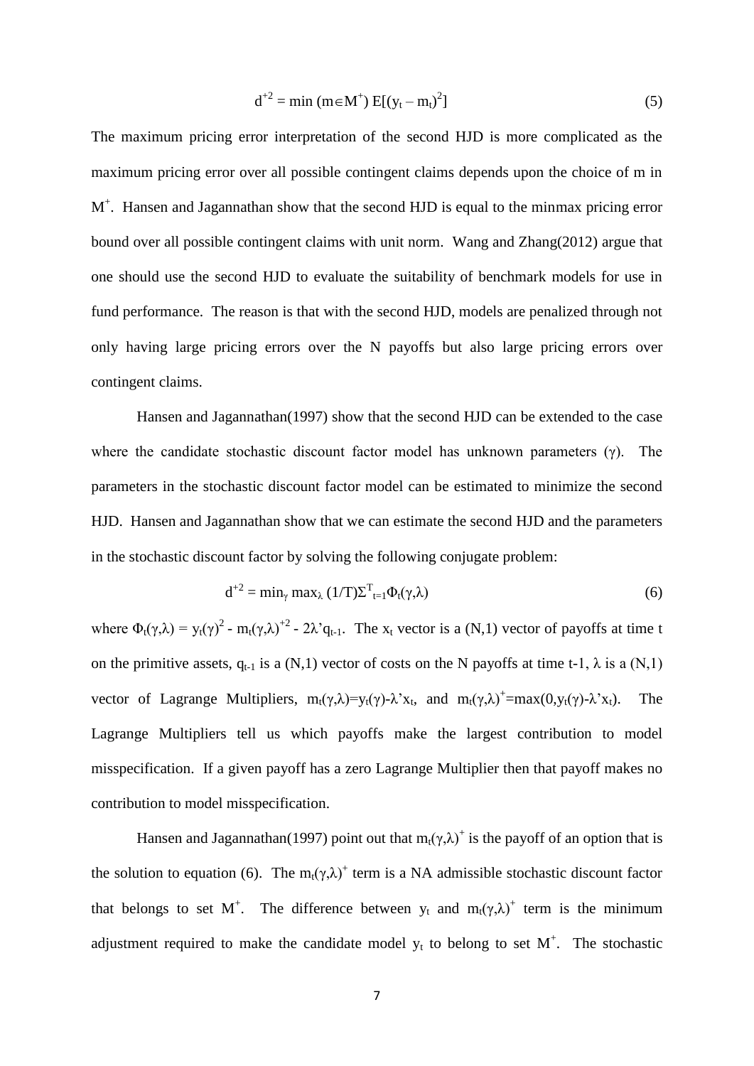$$d^{+2} = \min\, (m \in M^{+})\; E[(y_t - m_t)^2] \tag{5}$$

The maximum pricing error interpretation of the second HJD is more complicated as the maximum pricing error over all possible contingent claims depends upon the choice of m in $M^{+}$. Hansen and Jagannathan show that the second HJD is equal to the minmax pricing error bound over all possible contingent claims with unit norm. Wang and Zhang(2012) argue that one should use the second HJD to evaluate the suitability of benchmark models for use in fund performance. The reason is that with the second HJD, models are penalized through not only having large pricing errors over the N payoffs but also large pricing errors over contingent claims.

Hansen and Jagannathan(1997) show that the second HJD can be extended to the case where the candidate stochastic discount factor model has unknown parameters ($\gamma$). The parameters in the stochastic discount factor model can be estimated to minimize the second HJD. Hansen and Jagannathan show that we can estimate the second HJD and the parameters in the stochastic discount factor by solving the following conjugate problem:

$$d^{+2} = \min_{\gamma} \max_{\lambda}\, (1/T)\Sigma^{T}_{t=1}\Phi_t(\gamma,\lambda) \tag{6}$$

where $\Phi_t(\gamma,\lambda) = y_t(\gamma)^2 - m_t(\gamma,\lambda)^{+2} - 2\lambda' q_{t-1}$. The $x_t$ vector is a (N,1) vector of payoffs at time t on the primitive assets, $q_{t-1}$ is a (N,1) vector of costs on the N payoffs at time t-1, $\lambda$ is a (N,1) vector of Lagrange Multipliers, $m_t(\gamma,\lambda)=y_t(\gamma)-\lambda' x_t$, and $m_t(\gamma,\lambda)^{+}=\max(0,y_t(\gamma)-\lambda' x_t)$. The Lagrange Multipliers tell us which payoffs make the largest contribution to model misspecification. If a given payoff has a zero Lagrange Multiplier then that payoff makes no contribution to model misspecification.

Hansen and Jagannathan(1997) point out that $m_t(\gamma,\lambda)^{+}$ is the payoff of an option that is the solution to equation (6). The $m_t(\gamma,\lambda)^{+}$ term is a NA admissible stochastic discount factor that belongs to set $M^{+}$. The difference between $y_t$ and $m_t(\gamma,\lambda)^{+}$ term is the minimum adjustment required to make the candidate model $y_t$ to belong to set $M^{+}$. The stochastic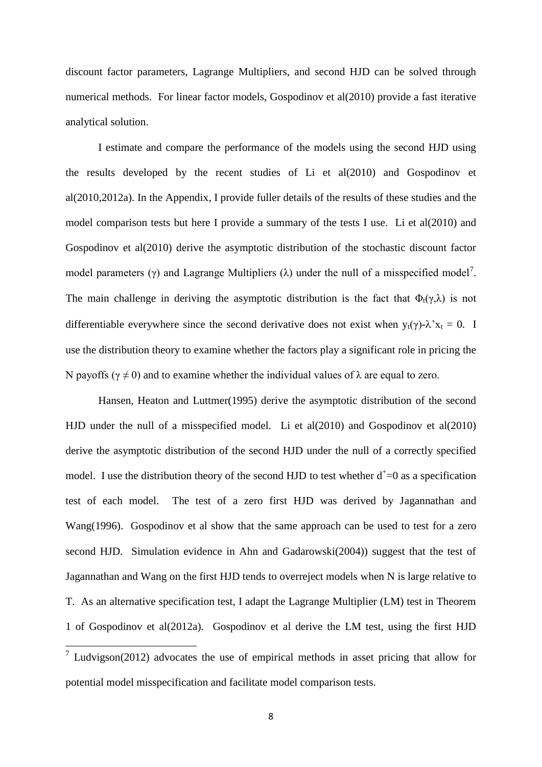discount factor parameters, Lagrange Multipliers, and second HJD can be solved through numerical methods. For linear factor models, Gospodinov et al(2010) provide a fast iterative analytical solution.

I estimate and compare the performance of the models using the second HJD using the results developed by the recent studies of Li et al(2010) and Gospodinov et al(2010,2012a). In the Appendix, I provide fuller details of the results of these studies and the model comparison tests but here I provide a summary of the tests I use. Li et al(2010) and Gospodinov et al(2010) derive the asymptotic distribution of the stochastic discount factor model parameters ($\gamma$) and Lagrange Multipliers ($\lambda$) under the null of a misspecified model[7]. The main challenge in deriving the asymptotic distribution is the fact that $\Phi_t(\gamma,\lambda)$ is not differentiable everywhere since the second derivative does not exist when $y_t(\gamma)$-$\lambda$'$x_t$ = 0. I use the distribution theory to examine whether the factors play a significant role in pricing the N payoffs ($\gamma \neq 0$) and to examine whether the individual values of $\lambda$ are equal to zero.

Hansen, Heaton and Luttmer(1995) derive the asymptotic distribution of the second HJD under the null of a misspecified model. Li et al(2010) and Gospodinov et al(2010) derive the asymptotic distribution of the second HJD under the null of a correctly specified model. I use the distribution theory of the second HJD to test whether $d^+$=0 as a specification test of each model. The test of a zero first HJD was derived by Jagannathan and Wang(1996). Gospodinov et al show that the same approach can be used to test for a zero second HJD. Simulation evidence in Ahn and Gadarowski(2004)) suggest that the test of Jagannathan and Wang on the first HJD tends to overreject models when N is large relative to T. As an alternative specification test, I adapt the Lagrange Multiplier (LM) test in Theorem 1 of Gospodinov et al(2012a). Gospodinov et al derive the LM test, using the first HJD

[7] Ludvigson(2012) advocates the use of empirical methods in asset pricing that allow for potential model misspecification and facilitate model comparison tests.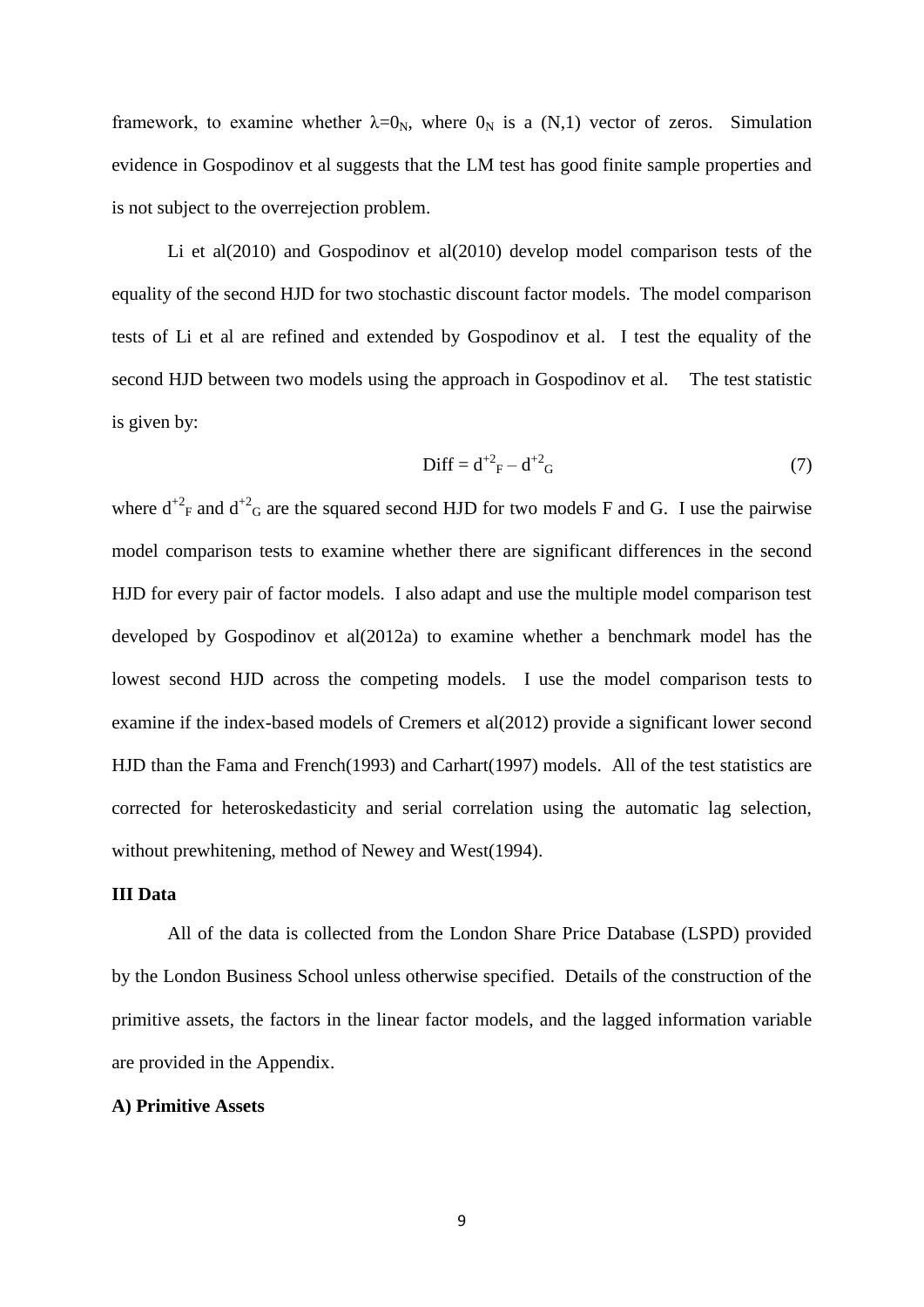framework, to examine whether $\lambda=0_N$, where $0_N$ is a (N,1) vector of zeros. Simulation evidence in Gospodinov et al suggests that the LM test has good finite sample properties and is not subject to the overrejection problem.

Li et al(2010) and Gospodinov et al(2010) develop model comparison tests of the equality of the second HJD for two stochastic discount factor models. The model comparison tests of Li et al are refined and extended by Gospodinov et al. I test the equality of the second HJD between two models using the approach in Gospodinov et al. The test statistic is given by:

$$\text{Diff} = d^{+2}_F - d^{+2}_G \tag{7}$$

where $d^{+2}_F$ and $d^{+2}_G$ are the squared second HJD for two models F and G. I use the pairwise model comparison tests to examine whether there are significant differences in the second HJD for every pair of factor models. I also adapt and use the multiple model comparison test developed by Gospodinov et al(2012a) to examine whether a benchmark model has the lowest second HJD across the competing models. I use the model comparison tests to examine if the index-based models of Cremers et al(2012) provide a significant lower second HJD than the Fama and French(1993) and Carhart(1997) models. All of the test statistics are corrected for heteroskedasticity and serial correlation using the automatic lag selection, without prewhitening, method of Newey and West(1994).

**III Data**

All of the data is collected from the London Share Price Database (LSPD) provided by the London Business School unless otherwise specified. Details of the construction of the primitive assets, the factors in the linear factor models, and the lagged information variable are provided in the Appendix.

**A) Primitive Assets**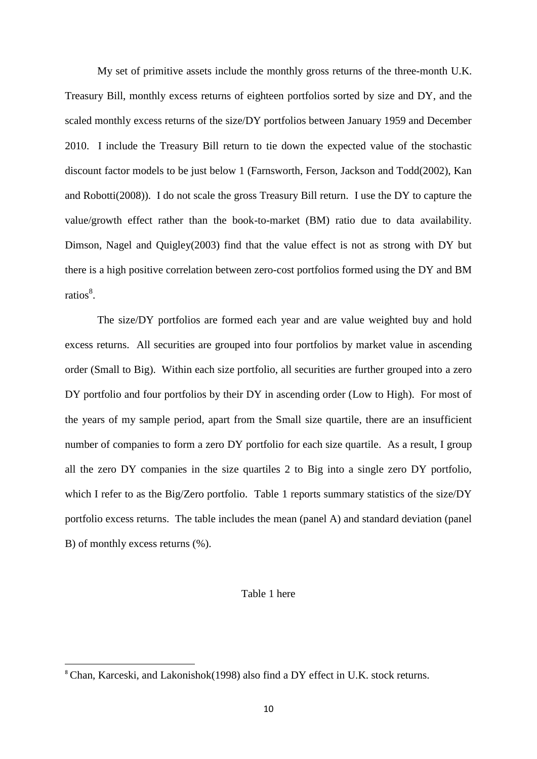My set of primitive assets include the monthly gross returns of the three-month U.K. Treasury Bill, monthly excess returns of eighteen portfolios sorted by size and DY, and the scaled monthly excess returns of the size/DY portfolios between January 1959 and December 2010. I include the Treasury Bill return to tie down the expected value of the stochastic discount factor models to be just below 1 (Farnsworth, Ferson, Jackson and Todd(2002), Kan and Robotti(2008)). I do not scale the gross Treasury Bill return. I use the DY to capture the value/growth effect rather than the book-to-market (BM) ratio due to data availability. Dimson, Nagel and Quigley(2003) find that the value effect is not as strong with DY but there is a high positive correlation between zero-cost portfolios formed using the DY and BM ratios[8].

The size/DY portfolios are formed each year and are value weighted buy and hold excess returns. All securities are grouped into four portfolios by market value in ascending order (Small to Big). Within each size portfolio, all securities are further grouped into a zero DY portfolio and four portfolios by their DY in ascending order (Low to High). For most of the years of my sample period, apart from the Small size quartile, there are an insufficient number of companies to form a zero DY portfolio for each size quartile. As a result, I group all the zero DY companies in the size quartiles 2 to Big into a single zero DY portfolio, which I refer to as the Big/Zero portfolio. Table 1 reports summary statistics of the size/DY portfolio excess returns. The table includes the mean (panel A) and standard deviation (panel B) of monthly excess returns (%).

Table 1 here

[8] Chan, Karceski, and Lakonishok(1998) also find a DY effect in U.K. stock returns.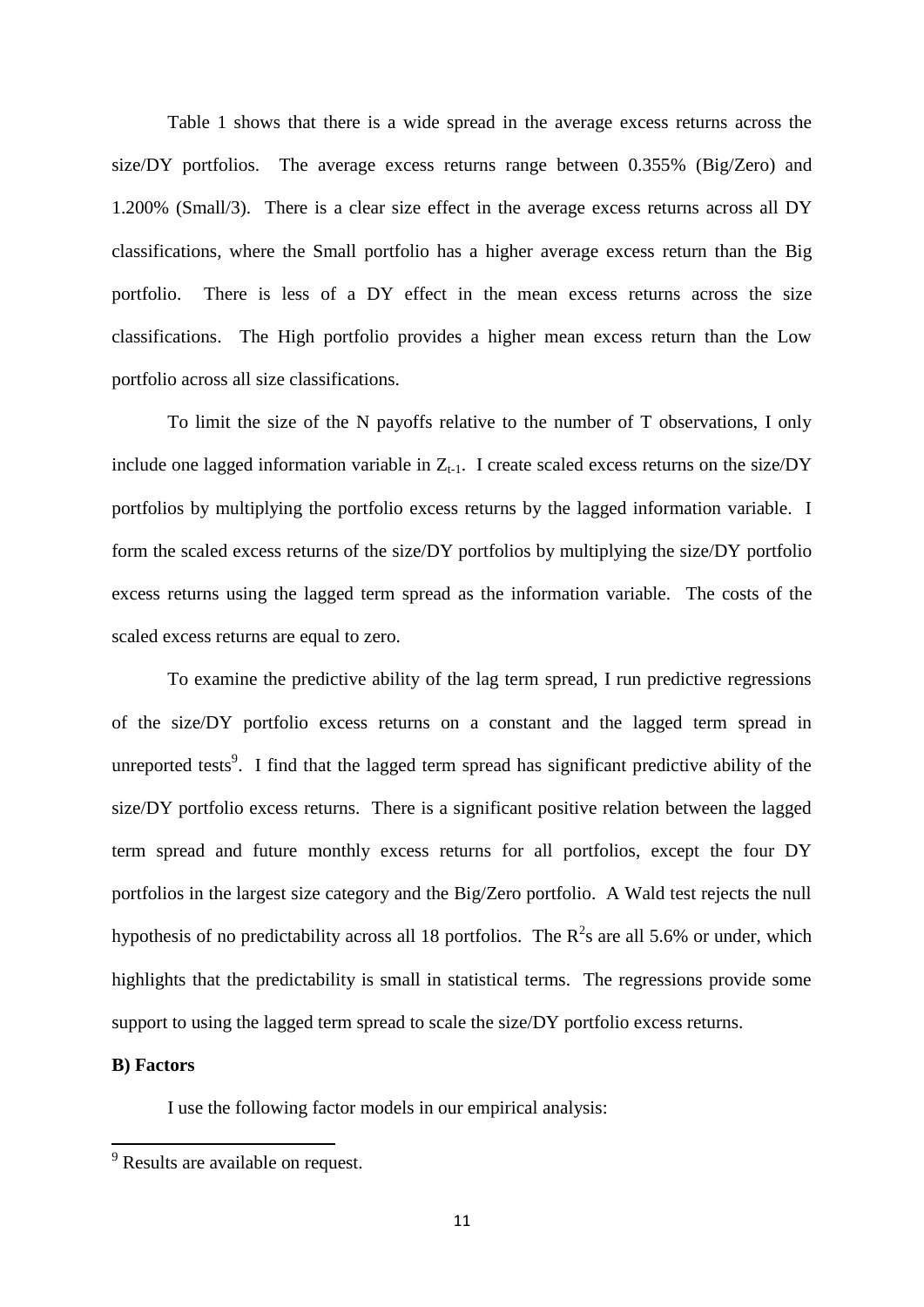Table 1 shows that there is a wide spread in the average excess returns across the size/DY portfolios. The average excess returns range between 0.355% (Big/Zero) and 1.200% (Small/3). There is a clear size effect in the average excess returns across all DY classifications, where the Small portfolio has a higher average excess return than the Big portfolio. There is less of a DY effect in the mean excess returns across the size classifications. The High portfolio provides a higher mean excess return than the Low portfolio across all size classifications.

To limit the size of the N payoffs relative to the number of T observations, I only include one lagged information variable in $Z_{t-1}$. I create scaled excess returns on the size/DY portfolios by multiplying the portfolio excess returns by the lagged information variable. I form the scaled excess returns of the size/DY portfolios by multiplying the size/DY portfolio excess returns using the lagged term spread as the information variable. The costs of the scaled excess returns are equal to zero.

To examine the predictive ability of the lag term spread, I run predictive regressions of the size/DY portfolio excess returns on a constant and the lagged term spread in unreported tests[9]. I find that the lagged term spread has significant predictive ability of the size/DY portfolio excess returns. There is a significant positive relation between the lagged term spread and future monthly excess returns for all portfolios, except the four DY portfolios in the largest size category and the Big/Zero portfolio. A Wald test rejects the null hypothesis of no predictability across all 18 portfolios. The $R^2$s are all 5.6% or under, which highlights that the predictability is small in statistical terms. The regressions provide some support to using the lagged term spread to scale the size/DY portfolio excess returns.

**B) Factors**

I use the following factor models in our empirical analysis:

[9] Results are available on request.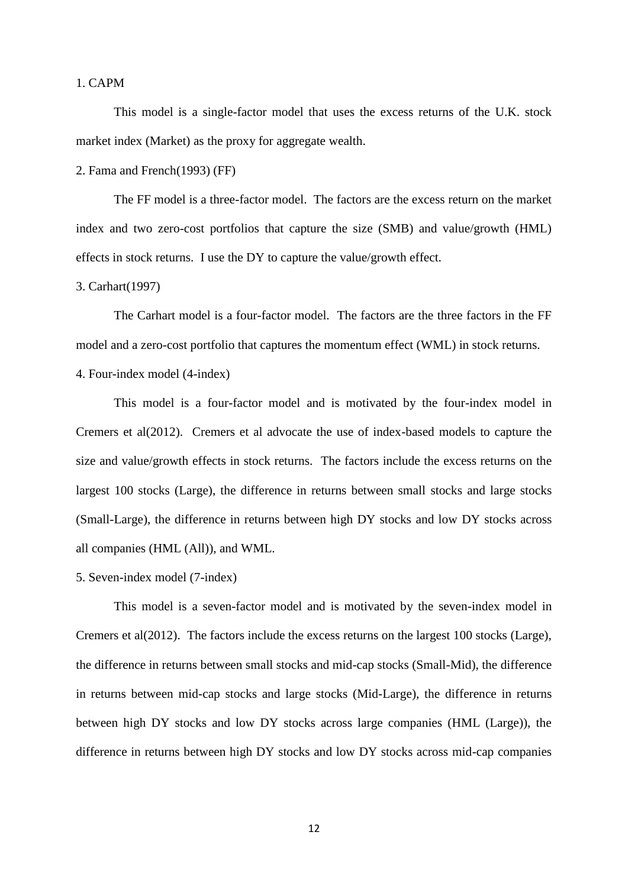1. CAPM

This model is a single-factor model that uses the excess returns of the U.K. stock market index (Market) as the proxy for aggregate wealth.

2. Fama and French(1993) (FF)

The FF model is a three-factor model. The factors are the excess return on the market index and two zero-cost portfolios that capture the size (SMB) and value/growth (HML) effects in stock returns. I use the DY to capture the value/growth effect.

3. Carhart(1997)

The Carhart model is a four-factor model. The factors are the three factors in the FF model and a zero-cost portfolio that captures the momentum effect (WML) in stock returns.

4. Four-index model (4-index)

This model is a four-factor model and is motivated by the four-index model in Cremers et al(2012). Cremers et al advocate the use of index-based models to capture the size and value/growth effects in stock returns. The factors include the excess returns on the largest 100 stocks (Large), the difference in returns between small stocks and large stocks (Small-Large), the difference in returns between high DY stocks and low DY stocks across all companies (HML (All)), and WML.

5. Seven-index model (7-index)

This model is a seven-factor model and is motivated by the seven-index model in Cremers et al(2012). The factors include the excess returns on the largest 100 stocks (Large), the difference in returns between small stocks and mid-cap stocks (Small-Mid), the difference in returns between mid-cap stocks and large stocks (Mid-Large), the difference in returns between high DY stocks and low DY stocks across large companies (HML (Large)), the difference in returns between high DY stocks and low DY stocks across mid-cap companies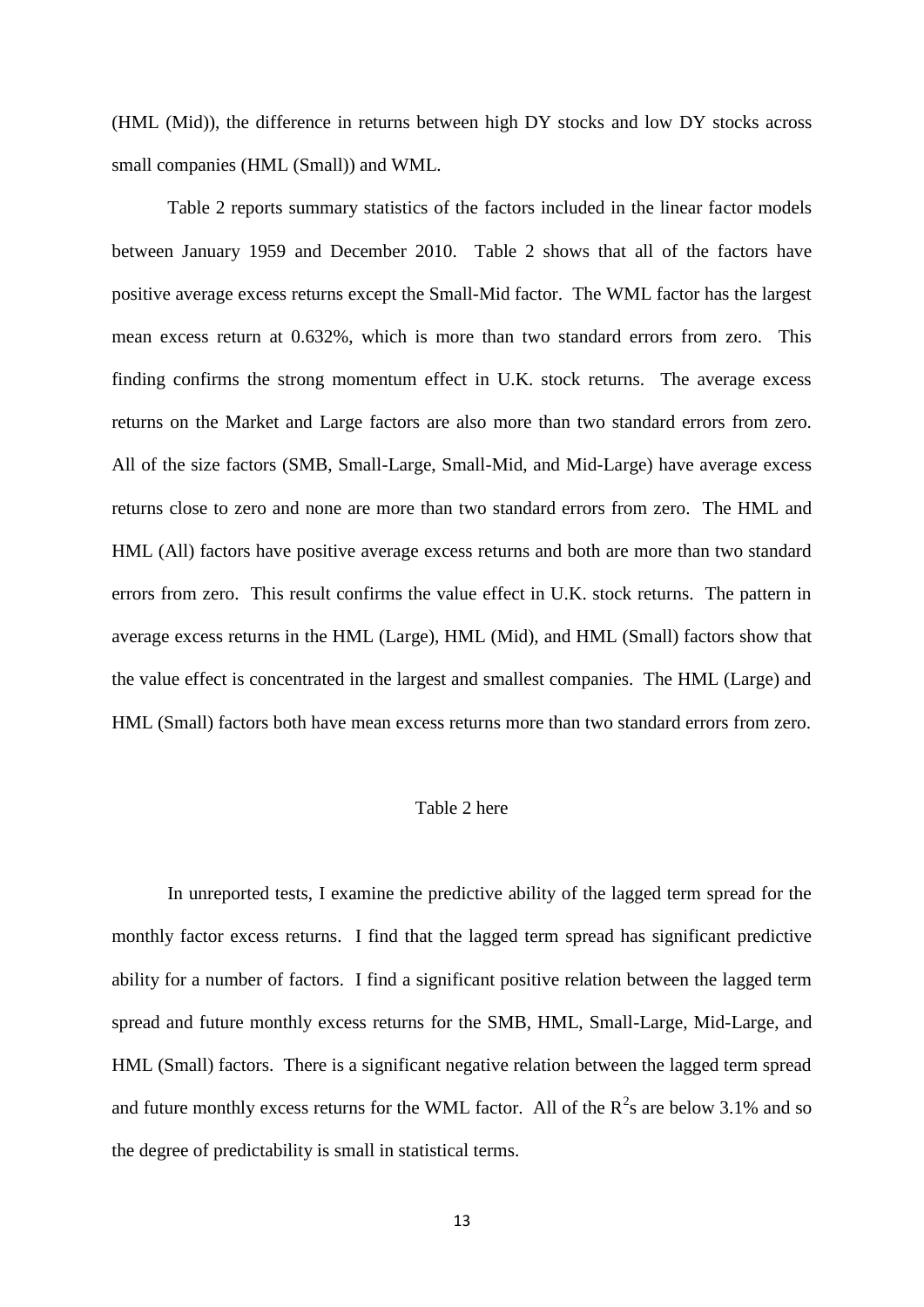(HML (Mid)), the difference in returns between high DY stocks and low DY stocks across small companies (HML (Small)) and WML.

Table 2 reports summary statistics of the factors included in the linear factor models between January 1959 and December 2010. Table 2 shows that all of the factors have positive average excess returns except the Small-Mid factor. The WML factor has the largest mean excess return at 0.632%, which is more than two standard errors from zero. This finding confirms the strong momentum effect in U.K. stock returns. The average excess returns on the Market and Large factors are also more than two standard errors from zero. All of the size factors (SMB, Small-Large, Small-Mid, and Mid-Large) have average excess returns close to zero and none are more than two standard errors from zero. The HML and HML (All) factors have positive average excess returns and both are more than two standard errors from zero. This result confirms the value effect in U.K. stock returns. The pattern in average excess returns in the HML (Large), HML (Mid), and HML (Small) factors show that the value effect is concentrated in the largest and smallest companies. The HML (Large) and HML (Small) factors both have mean excess returns more than two standard errors from zero.

Table 2 here

In unreported tests, I examine the predictive ability of the lagged term spread for the monthly factor excess returns. I find that the lagged term spread has significant predictive ability for a number of factors. I find a significant positive relation between the lagged term spread and future monthly excess returns for the SMB, HML, Small-Large, Mid-Large, and HML (Small) factors. There is a significant negative relation between the lagged term spread and future monthly excess returns for the WML factor. All of the $R^2$s are below 3.1% and so the degree of predictability is small in statistical terms.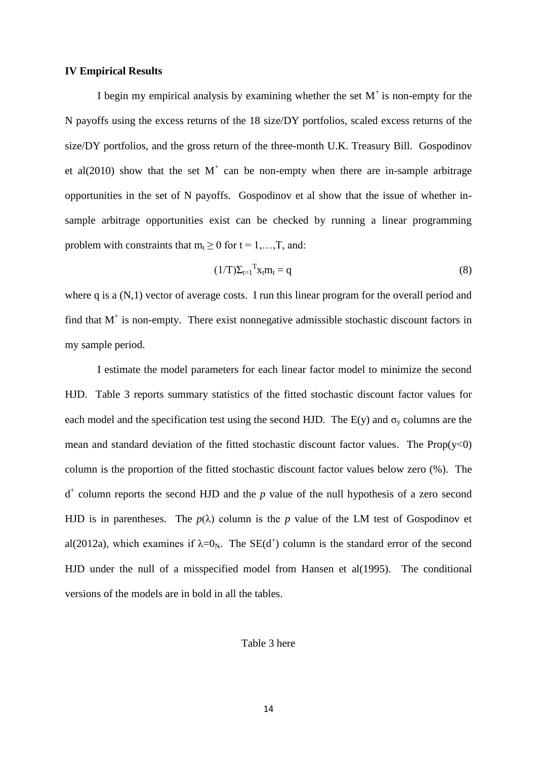### IV Empirical Results

I begin my empirical analysis by examining whether the set $M^+$ is non-empty for the N payoffs using the excess returns of the 18 size/DY portfolios, scaled excess returns of the size/DY portfolios, and the gross return of the three-month U.K. Treasury Bill. Gospodinov et al(2010) show that the set $M^+$ can be non-empty when there are in-sample arbitrage opportunities in the set of N payoffs. Gospodinov et al show that the issue of whether in-sample arbitrage opportunities exist can be checked by running a linear programming problem with constraints that $m_t \geq 0$ for $t = 1,\ldots,T$, and:

$$(1/T)\Sigma_{t=1}^{T} x_t m_t = q \tag{8}$$

where q is a (N,1) vector of average costs. I run this linear program for the overall period and find that $M^+$ is non-empty. There exist nonnegative admissible stochastic discount factors in my sample period.

I estimate the model parameters for each linear factor model to minimize the second HJD. Table 3 reports summary statistics of the fitted stochastic discount factor values for each model and the specification test using the second HJD. The E(y) and $\sigma_y$ columns are the mean and standard deviation of the fitted stochastic discount factor values. The Prop(y<0) column is the proportion of the fitted stochastic discount factor values below zero (%). The $d^+$ column reports the second HJD and the *p* value of the null hypothesis of a zero second HJD is in parentheses. The $p(\lambda)$ column is the *p* value of the LM test of Gospodinov et al(2012a), which examines if $\lambda=0_N$. The $SE(d^+)$ column is the standard error of the second HJD under the null of a misspecified model from Hansen et al(1995). The conditional versions of the models are in bold in all the tables.

Table 3 here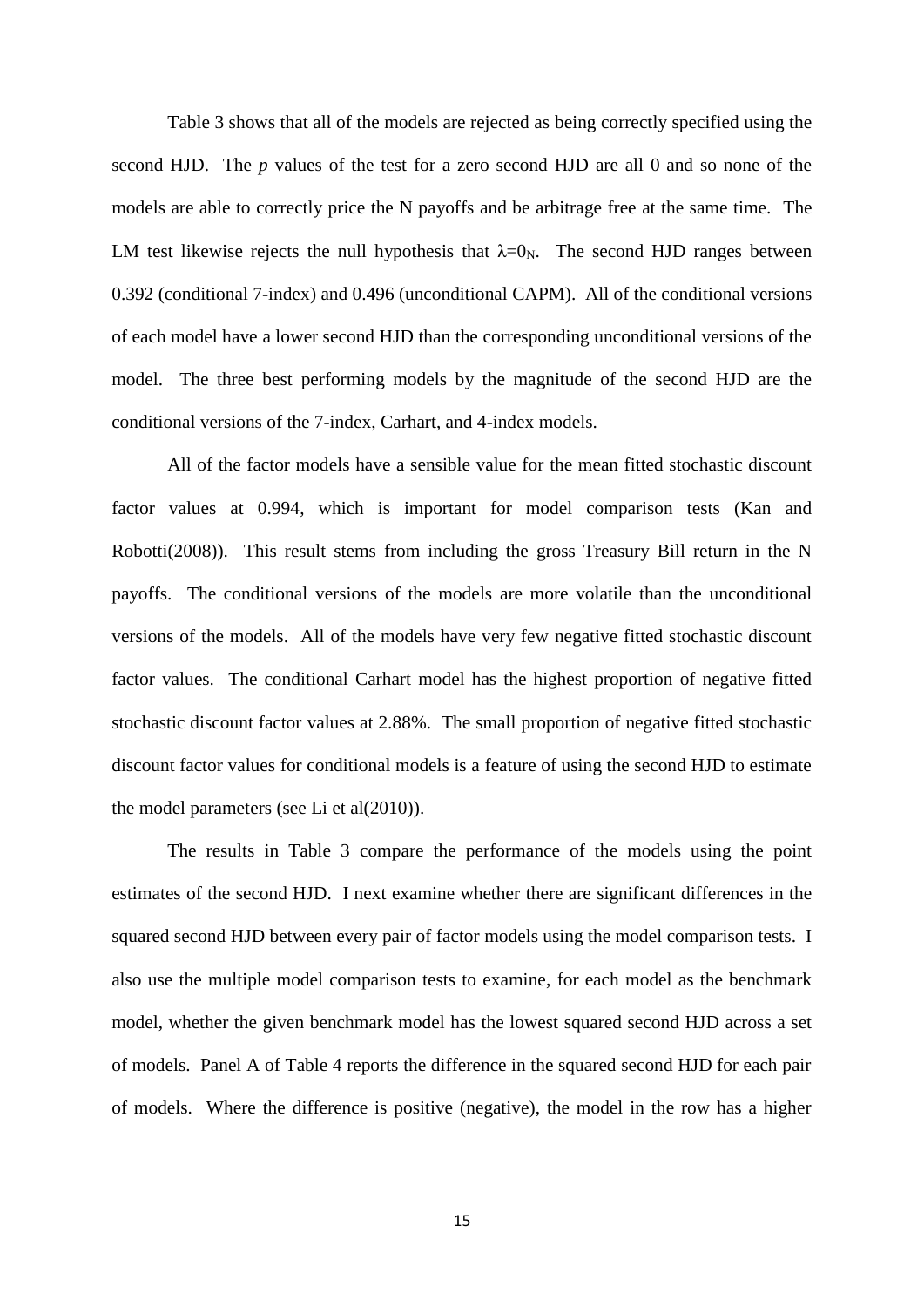Table 3 shows that all of the models are rejected as being correctly specified using the second HJD. The *p* values of the test for a zero second HJD are all 0 and so none of the models are able to correctly price the N payoffs and be arbitrage free at the same time. The LM test likewise rejects the null hypothesis that $\lambda=0_N$. The second HJD ranges between 0.392 (conditional 7-index) and 0.496 (unconditional CAPM). All of the conditional versions of each model have a lower second HJD than the corresponding unconditional versions of the model. The three best performing models by the magnitude of the second HJD are the conditional versions of the 7-index, Carhart, and 4-index models.

All of the factor models have a sensible value for the mean fitted stochastic discount factor values at 0.994, which is important for model comparison tests (Kan and Robotti(2008)). This result stems from including the gross Treasury Bill return in the N payoffs. The conditional versions of the models are more volatile than the unconditional versions of the models. All of the models have very few negative fitted stochastic discount factor values. The conditional Carhart model has the highest proportion of negative fitted stochastic discount factor values at 2.88%. The small proportion of negative fitted stochastic discount factor values for conditional models is a feature of using the second HJD to estimate the model parameters (see Li et al(2010)).

The results in Table 3 compare the performance of the models using the point estimates of the second HJD. I next examine whether there are significant differences in the squared second HJD between every pair of factor models using the model comparison tests. I also use the multiple model comparison tests to examine, for each model as the benchmark model, whether the given benchmark model has the lowest squared second HJD across a set of models. Panel A of Table 4 reports the difference in the squared second HJD for each pair of models. Where the difference is positive (negative), the model in the row has a higher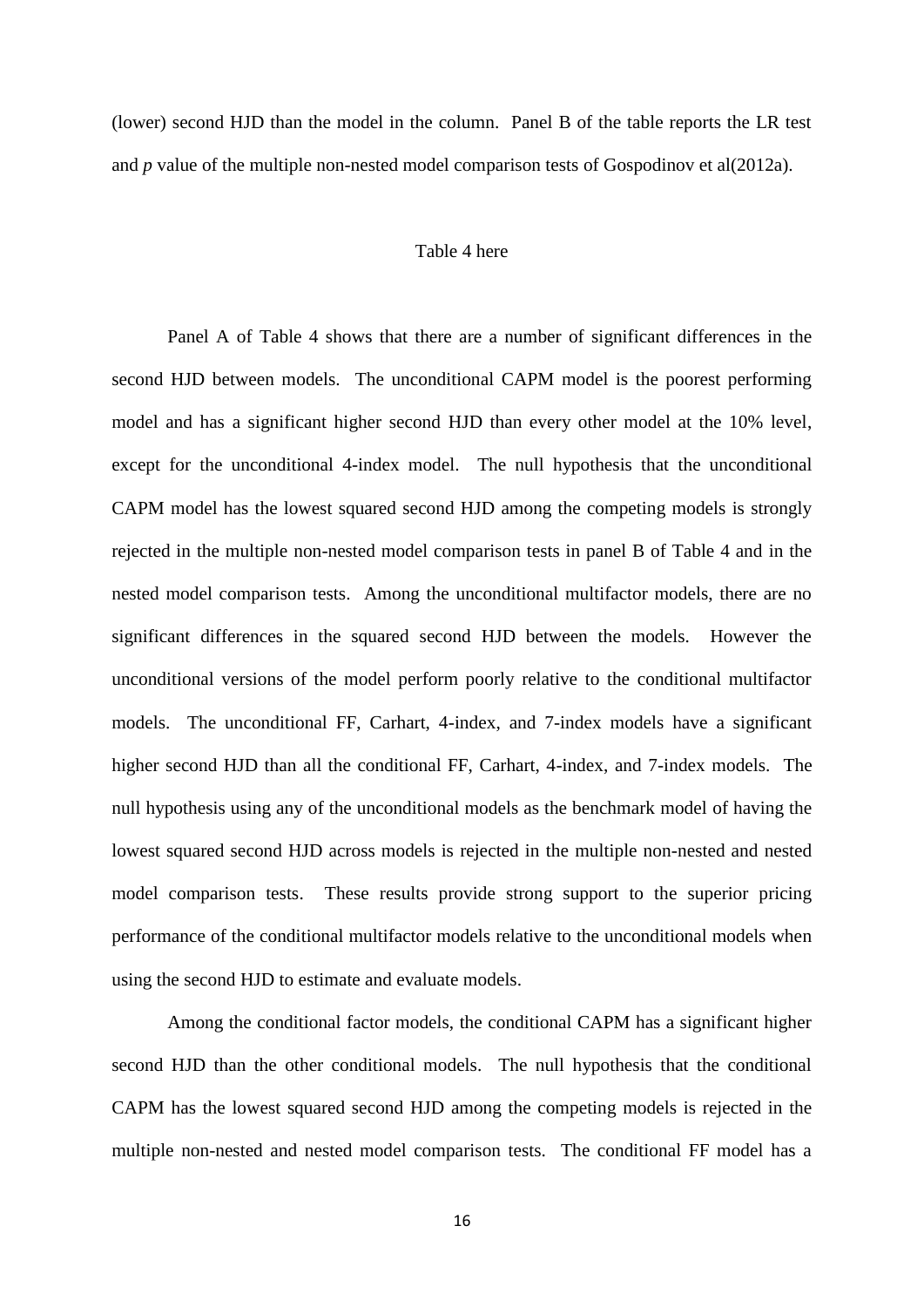(lower) second HJD than the model in the column. Panel B of the table reports the LR test and *p* value of the multiple non-nested model comparison tests of Gospodinov et al(2012a).

Table 4 here

Panel A of Table 4 shows that there are a number of significant differences in the second HJD between models. The unconditional CAPM model is the poorest performing model and has a significant higher second HJD than every other model at the 10% level, except for the unconditional 4-index model. The null hypothesis that the unconditional CAPM model has the lowest squared second HJD among the competing models is strongly rejected in the multiple non-nested model comparison tests in panel B of Table 4 and in the nested model comparison tests. Among the unconditional multifactor models, there are no significant differences in the squared second HJD between the models. However the unconditional versions of the model perform poorly relative to the conditional multifactor models. The unconditional FF, Carhart, 4-index, and 7-index models have a significant higher second HJD than all the conditional FF, Carhart, 4-index, and 7-index models. The null hypothesis using any of the unconditional models as the benchmark model of having the lowest squared second HJD across models is rejected in the multiple non-nested and nested model comparison tests. These results provide strong support to the superior pricing performance of the conditional multifactor models relative to the unconditional models when using the second HJD to estimate and evaluate models.

Among the conditional factor models, the conditional CAPM has a significant higher second HJD than the other conditional models. The null hypothesis that the conditional CAPM has the lowest squared second HJD among the competing models is rejected in the multiple non-nested and nested model comparison tests. The conditional FF model has a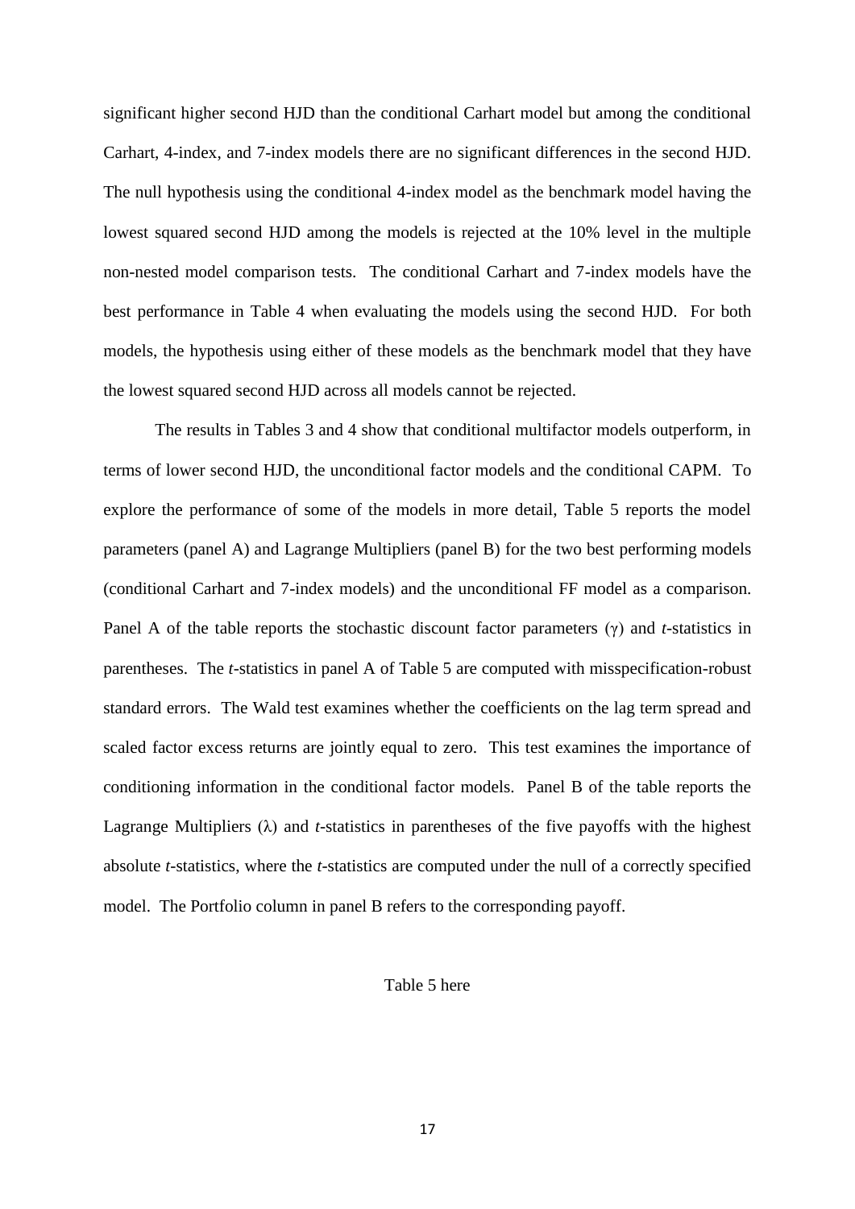significant higher second HJD than the conditional Carhart model but among the conditional Carhart, 4-index, and 7-index models there are no significant differences in the second HJD. The null hypothesis using the conditional 4-index model as the benchmark model having the lowest squared second HJD among the models is rejected at the 10% level in the multiple non-nested model comparison tests. The conditional Carhart and 7-index models have the best performance in Table 4 when evaluating the models using the second HJD. For both models, the hypothesis using either of these models as the benchmark model that they have the lowest squared second HJD across all models cannot be rejected.

The results in Tables 3 and 4 show that conditional multifactor models outperform, in terms of lower second HJD, the unconditional factor models and the conditional CAPM. To explore the performance of some of the models in more detail, Table 5 reports the model parameters (panel A) and Lagrange Multipliers (panel B) for the two best performing models (conditional Carhart and 7-index models) and the unconditional FF model as a comparison. Panel A of the table reports the stochastic discount factor parameters ($\gamma$) and *t*-statistics in parentheses. The *t*-statistics in panel A of Table 5 are computed with misspecification-robust standard errors. The Wald test examines whether the coefficients on the lag term spread and scaled factor excess returns are jointly equal to zero. This test examines the importance of conditioning information in the conditional factor models. Panel B of the table reports the Lagrange Multipliers ($\lambda$) and *t*-statistics in parentheses of the five payoffs with the highest absolute *t*-statistics, where the *t*-statistics are computed under the null of a correctly specified model. The Portfolio column in panel B refers to the corresponding payoff.

Table 5 here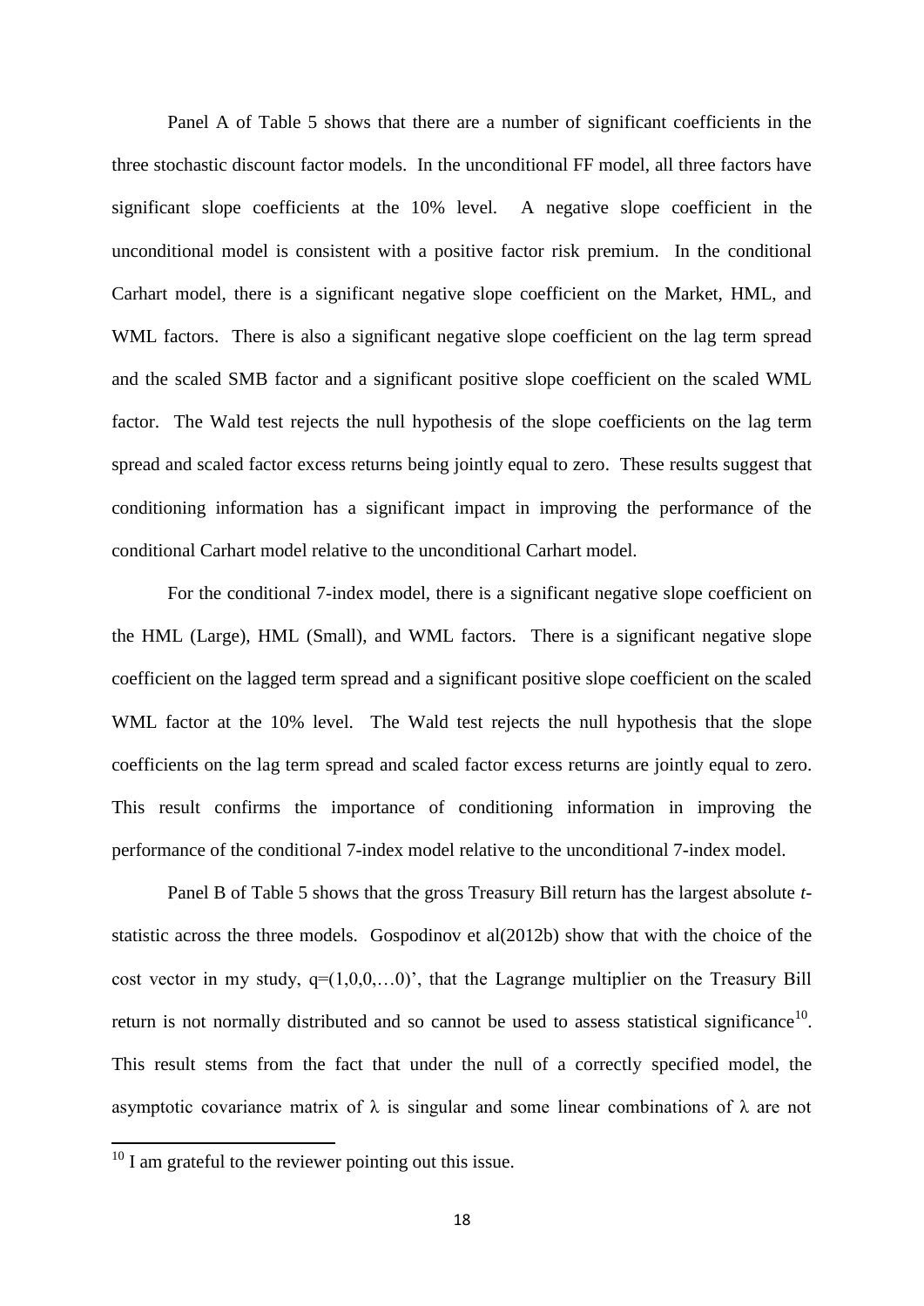Panel A of Table 5 shows that there are a number of significant coefficients in the three stochastic discount factor models. In the unconditional FF model, all three factors have significant slope coefficients at the 10% level. A negative slope coefficient in the unconditional model is consistent with a positive factor risk premium. In the conditional Carhart model, there is a significant negative slope coefficient on the Market, HML, and WML factors. There is also a significant negative slope coefficient on the lag term spread and the scaled SMB factor and a significant positive slope coefficient on the scaled WML factor. The Wald test rejects the null hypothesis of the slope coefficients on the lag term spread and scaled factor excess returns being jointly equal to zero. These results suggest that conditioning information has a significant impact in improving the performance of the conditional Carhart model relative to the unconditional Carhart model.

For the conditional 7-index model, there is a significant negative slope coefficient on the HML (Large), HML (Small), and WML factors. There is a significant negative slope coefficient on the lagged term spread and a significant positive slope coefficient on the scaled WML factor at the 10% level. The Wald test rejects the null hypothesis that the slope coefficients on the lag term spread and scaled factor excess returns are jointly equal to zero. This result confirms the importance of conditioning information in improving the performance of the conditional 7-index model relative to the unconditional 7-index model.

Panel B of Table 5 shows that the gross Treasury Bill return has the largest absolute *t*-statistic across the three models. Gospodinov et al(2012b) show that with the choice of the cost vector in my study, $q=(1,0,0,\ldots0)'$, that the Lagrange multiplier on the Treasury Bill return is not normally distributed and so cannot be used to assess statistical significance[10]. This result stems from the fact that under the null of a correctly specified model, the asymptotic covariance matrix of $\lambda$ is singular and some linear combinations of $\lambda$ are not

[10] I am grateful to the reviewer pointing out this issue.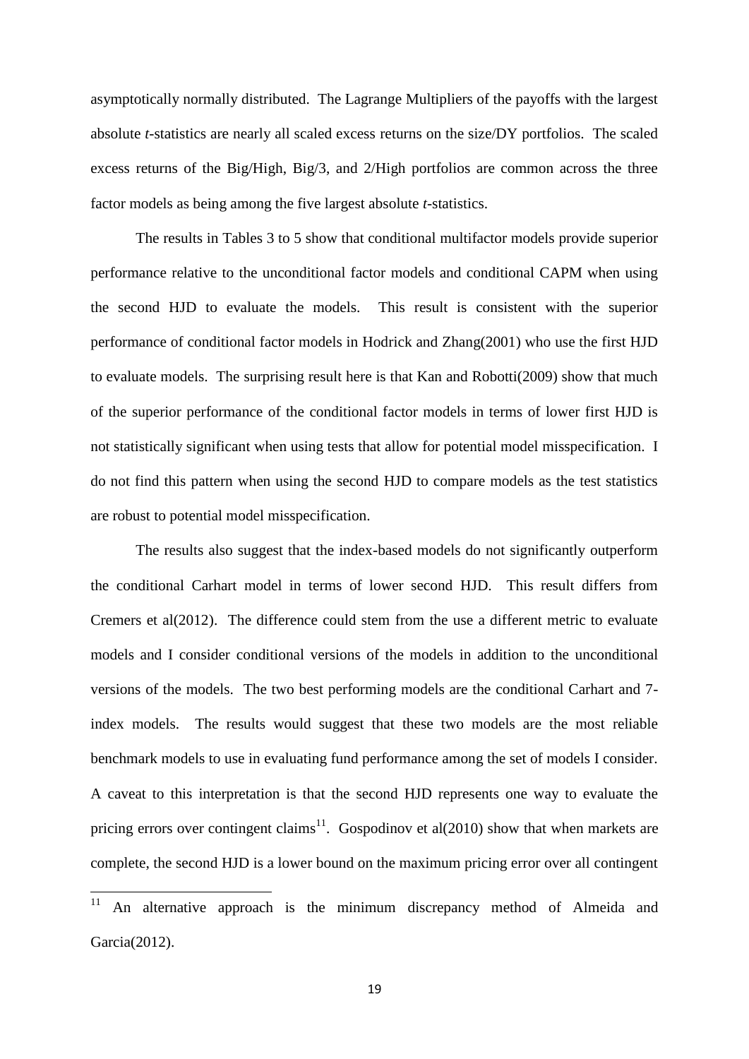asymptotically normally distributed. The Lagrange Multipliers of the payoffs with the largest absolute *t*-statistics are nearly all scaled excess returns on the size/DY portfolios. The scaled excess returns of the Big/High, Big/3, and 2/High portfolios are common across the three factor models as being among the five largest absolute *t*-statistics.

The results in Tables 3 to 5 show that conditional multifactor models provide superior performance relative to the unconditional factor models and conditional CAPM when using the second HJD to evaluate the models. This result is consistent with the superior performance of conditional factor models in Hodrick and Zhang(2001) who use the first HJD to evaluate models. The surprising result here is that Kan and Robotti(2009) show that much of the superior performance of the conditional factor models in terms of lower first HJD is not statistically significant when using tests that allow for potential model misspecification. I do not find this pattern when using the second HJD to compare models as the test statistics are robust to potential model misspecification.

The results also suggest that the index-based models do not significantly outperform the conditional Carhart model in terms of lower second HJD. This result differs from Cremers et al(2012). The difference could stem from the use a different metric to evaluate models and I consider conditional versions of the models in addition to the unconditional versions of the models. The two best performing models are the conditional Carhart and 7-index models. The results would suggest that these two models are the most reliable benchmark models to use in evaluating fund performance among the set of models I consider. A caveat to this interpretation is that the second HJD represents one way to evaluate the pricing errors over contingent claims[11]. Gospodinov et al(2010) show that when markets are complete, the second HJD is a lower bound on the maximum pricing error over all contingent

[11] An alternative approach is the minimum discrepancy method of Almeida and Garcia(2012).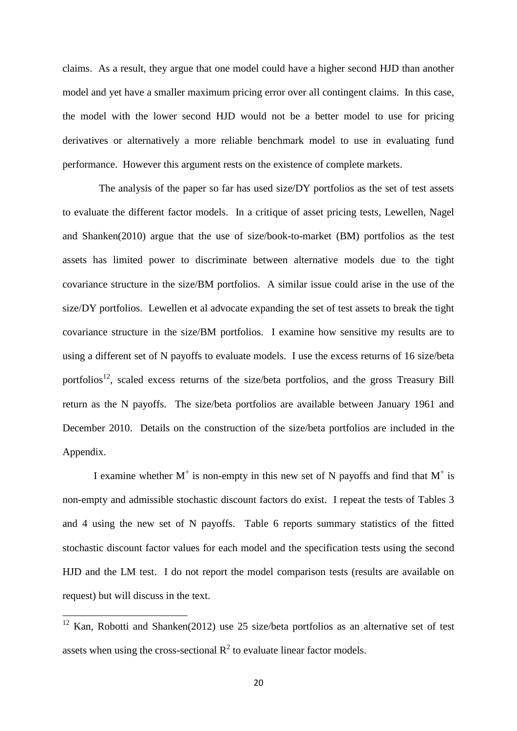claims. As a result, they argue that one model could have a higher second HJD than another model and yet have a smaller maximum pricing error over all contingent claims. In this case, the model with the lower second HJD would not be a better model to use for pricing derivatives or alternatively a more reliable benchmark model to use in evaluating fund performance. However this argument rests on the existence of complete markets.

The analysis of the paper so far has used size/DY portfolios as the set of test assets to evaluate the different factor models. In a critique of asset pricing tests, Lewellen, Nagel and Shanken(2010) argue that the use of size/book-to-market (BM) portfolios as the test assets has limited power to discriminate between alternative models due to the tight covariance structure in the size/BM portfolios. A similar issue could arise in the use of the size/DY portfolios. Lewellen et al advocate expanding the set of test assets to break the tight covariance structure in the size/BM portfolios. I examine how sensitive my results are to using a different set of N payoffs to evaluate models. I use the excess returns of 16 size/beta portfolios[12], scaled excess returns of the size/beta portfolios, and the gross Treasury Bill return as the N payoffs. The size/beta portfolios are available between January 1961 and December 2010. Details on the construction of the size/beta portfolios are included in the Appendix.

I examine whether $M^+$ is non-empty in this new set of N payoffs and find that $M^+$ is non-empty and admissible stochastic discount factors do exist. I repeat the tests of Tables 3 and 4 using the new set of N payoffs. Table 6 reports summary statistics of the fitted stochastic discount factor values for each model and the specification tests using the second HJD and the LM test. I do not report the model comparison tests (results are available on request) but will discuss in the text.

---

[12] Kan, Robotti and Shanken(2012) use 25 size/beta portfolios as an alternative set of test assets when using the cross-sectional $R^2$ to evaluate linear factor models.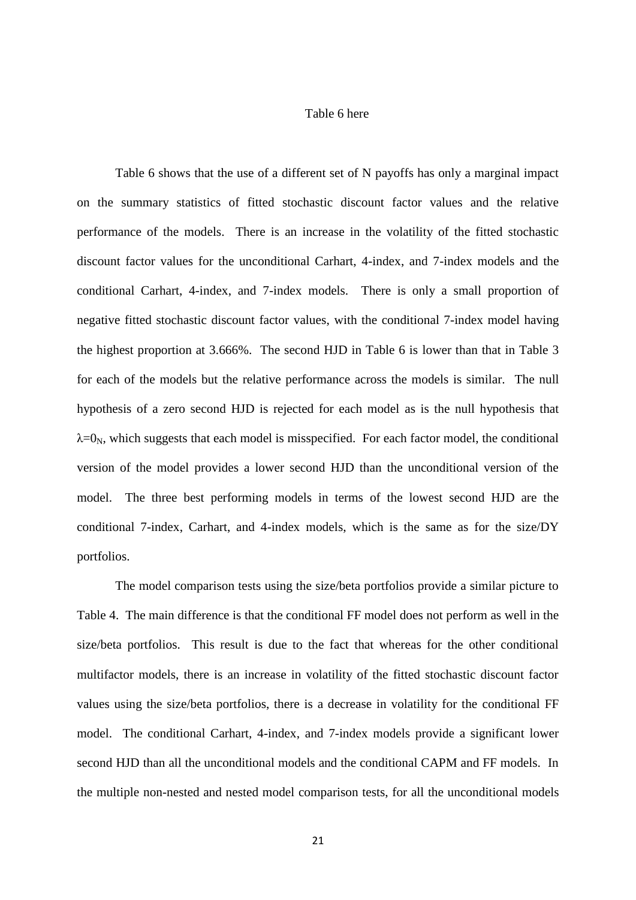Table 6 here

Table 6 shows that the use of a different set of N payoffs has only a marginal impact on the summary statistics of fitted stochastic discount factor values and the relative performance of the models. There is an increase in the volatility of the fitted stochastic discount factor values for the unconditional Carhart, 4-index, and 7-index models and the conditional Carhart, 4-index, and 7-index models. There is only a small proportion of negative fitted stochastic discount factor values, with the conditional 7-index model having the highest proportion at 3.666%. The second HJD in Table 6 is lower than that in Table 3 for each of the models but the relative performance across the models is similar. The null hypothesis of a zero second HJD is rejected for each model as is the null hypothesis that $\lambda=0_N$, which suggests that each model is misspecified. For each factor model, the conditional version of the model provides a lower second HJD than the unconditional version of the model. The three best performing models in terms of the lowest second HJD are the conditional 7-index, Carhart, and 4-index models, which is the same as for the size/DY portfolios.

The model comparison tests using the size/beta portfolios provide a similar picture to Table 4. The main difference is that the conditional FF model does not perform as well in the size/beta portfolios. This result is due to the fact that whereas for the other conditional multifactor models, there is an increase in volatility of the fitted stochastic discount factor values using the size/beta portfolios, there is a decrease in volatility for the conditional FF model. The conditional Carhart, 4-index, and 7-index models provide a significant lower second HJD than all the unconditional models and the conditional CAPM and FF models. In the multiple non-nested and nested model comparison tests, for all the unconditional models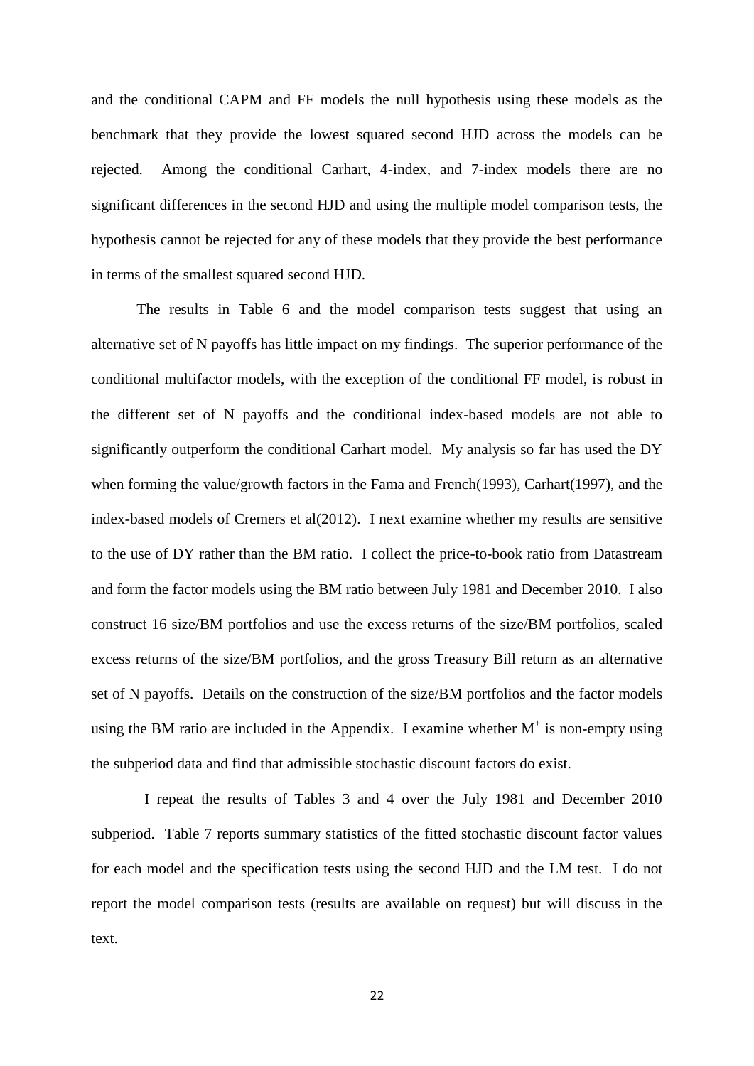and the conditional CAPM and FF models the null hypothesis using these models as the benchmark that they provide the lowest squared second HJD across the models can be rejected. Among the conditional Carhart, 4-index, and 7-index models there are no significant differences in the second HJD and using the multiple model comparison tests, the hypothesis cannot be rejected for any of these models that they provide the best performance in terms of the smallest squared second HJD.

The results in Table 6 and the model comparison tests suggest that using an alternative set of N payoffs has little impact on my findings. The superior performance of the conditional multifactor models, with the exception of the conditional FF model, is robust in the different set of N payoffs and the conditional index-based models are not able to significantly outperform the conditional Carhart model. My analysis so far has used the DY when forming the value/growth factors in the Fama and French(1993), Carhart(1997), and the index-based models of Cremers et al(2012). I next examine whether my results are sensitive to the use of DY rather than the BM ratio. I collect the price-to-book ratio from Datastream and form the factor models using the BM ratio between July 1981 and December 2010. I also construct 16 size/BM portfolios and use the excess returns of the size/BM portfolios, scaled excess returns of the size/BM portfolios, and the gross Treasury Bill return as an alternative set of N payoffs. Details on the construction of the size/BM portfolios and the factor models using the BM ratio are included in the Appendix. I examine whether $M^+$ is non-empty using the subperiod data and find that admissible stochastic discount factors do exist.

I repeat the results of Tables 3 and 4 over the July 1981 and December 2010 subperiod. Table 7 reports summary statistics of the fitted stochastic discount factor values for each model and the specification tests using the second HJD and the LM test. I do not report the model comparison tests (results are available on request) but will discuss in the text.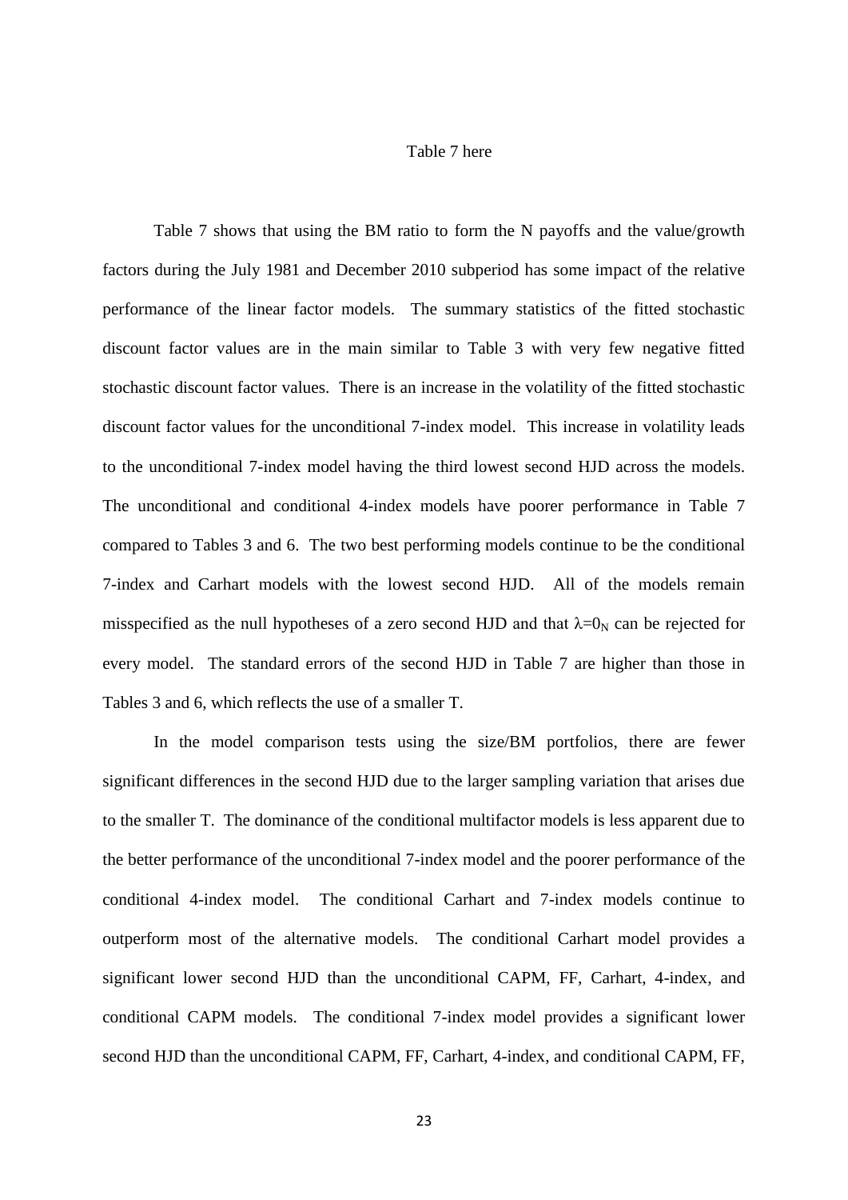Table 7 here

Table 7 shows that using the BM ratio to form the N payoffs and the value/growth factors during the July 1981 and December 2010 subperiod has some impact of the relative performance of the linear factor models. The summary statistics of the fitted stochastic discount factor values are in the main similar to Table 3 with very few negative fitted stochastic discount factor values. There is an increase in the volatility of the fitted stochastic discount factor values for the unconditional 7-index model. This increase in volatility leads to the unconditional 7-index model having the third lowest second HJD across the models. The unconditional and conditional 4-index models have poorer performance in Table 7 compared to Tables 3 and 6. The two best performing models continue to be the conditional 7-index and Carhart models with the lowest second HJD. All of the models remain misspecified as the null hypotheses of a zero second HJD and that $\lambda=0_N$ can be rejected for every model. The standard errors of the second HJD in Table 7 are higher than those in Tables 3 and 6, which reflects the use of a smaller T.

In the model comparison tests using the size/BM portfolios, there are fewer significant differences in the second HJD due to the larger sampling variation that arises due to the smaller T. The dominance of the conditional multifactor models is less apparent due to the better performance of the unconditional 7-index model and the poorer performance of the conditional 4-index model. The conditional Carhart and 7-index models continue to outperform most of the alternative models. The conditional Carhart model provides a significant lower second HJD than the unconditional CAPM, FF, Carhart, 4-index, and conditional CAPM models. The conditional 7-index model provides a significant lower second HJD than the unconditional CAPM, FF, Carhart, 4-index, and conditional CAPM, FF,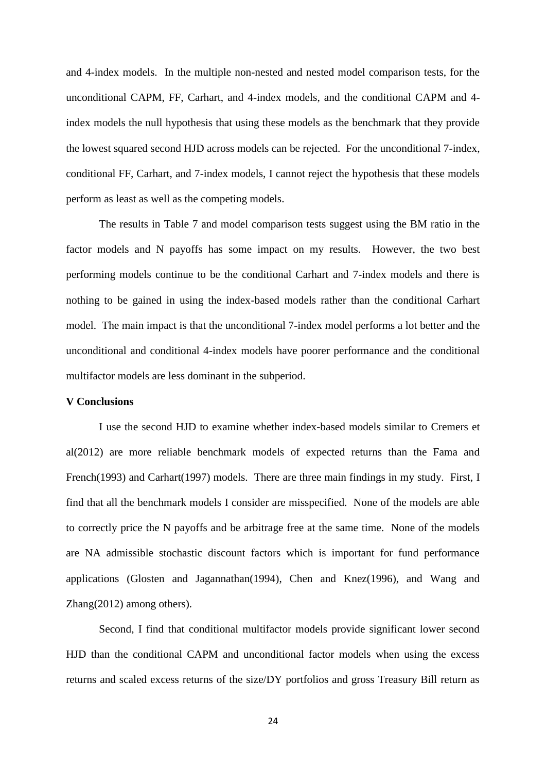and 4-index models. In the multiple non-nested and nested model comparison tests, for the unconditional CAPM, FF, Carhart, and 4-index models, and the conditional CAPM and 4-index models the null hypothesis that using these models as the benchmark that they provide the lowest squared second HJD across models can be rejected. For the unconditional 7-index, conditional FF, Carhart, and 7-index models, I cannot reject the hypothesis that these models perform as least as well as the competing models.

The results in Table 7 and model comparison tests suggest using the BM ratio in the factor models and N payoffs has some impact on my results. However, the two best performing models continue to be the conditional Carhart and 7-index models and there is nothing to be gained in using the index-based models rather than the conditional Carhart model. The main impact is that the unconditional 7-index model performs a lot better and the unconditional and conditional 4-index models have poorer performance and the conditional multifactor models are less dominant in the subperiod.

## V Conclusions

I use the second HJD to examine whether index-based models similar to Cremers et al(2012) are more reliable benchmark models of expected returns than the Fama and French(1993) and Carhart(1997) models. There are three main findings in my study. First, I find that all the benchmark models I consider are misspecified. None of the models are able to correctly price the N payoffs and be arbitrage free at the same time. None of the models are NA admissible stochastic discount factors which is important for fund performance applications (Glosten and Jagannathan(1994), Chen and Knez(1996), and Wang and Zhang(2012) among others).

Second, I find that conditional multifactor models provide significant lower second HJD than the conditional CAPM and unconditional factor models when using the excess returns and scaled excess returns of the size/DY portfolios and gross Treasury Bill return as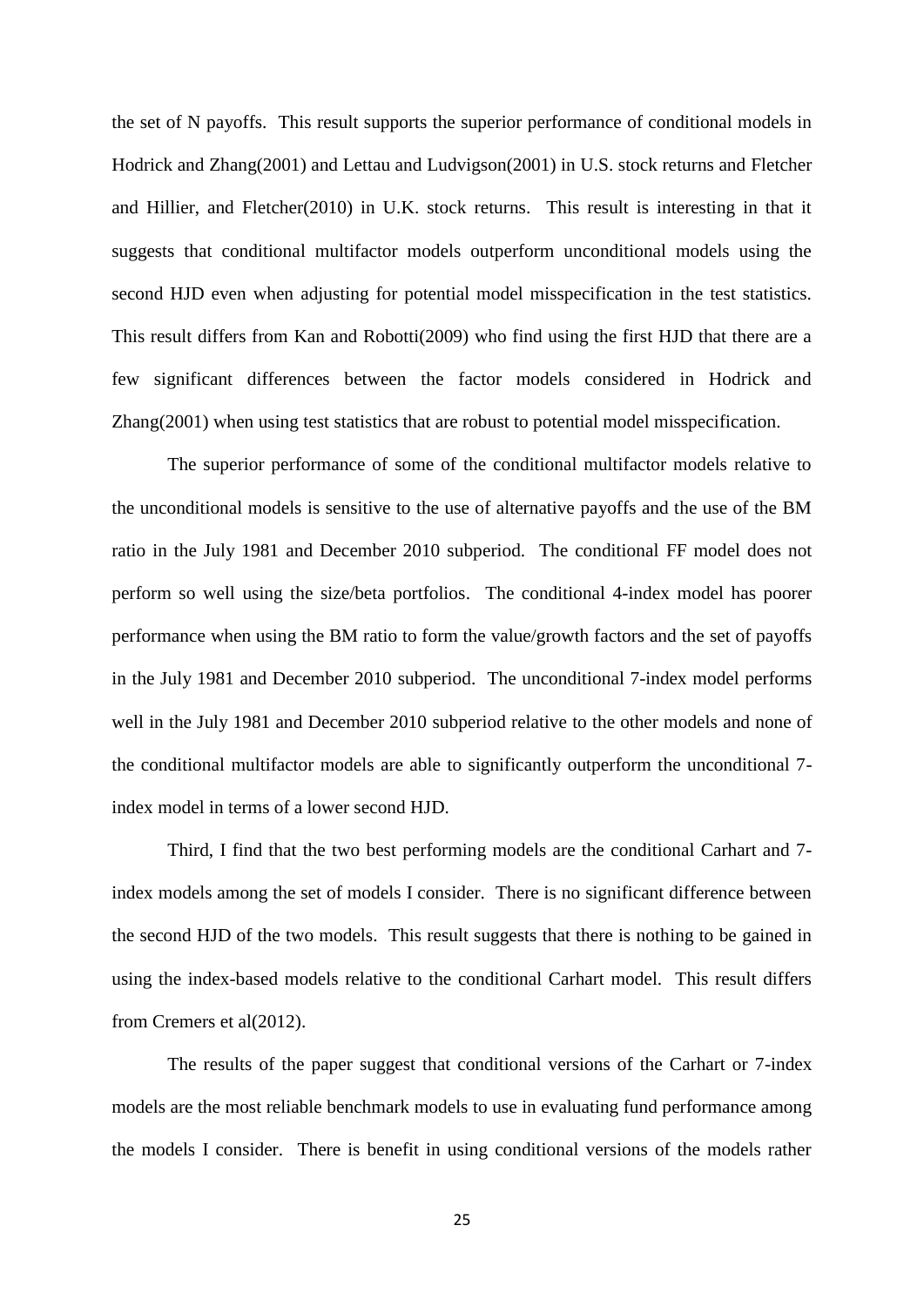the set of N payoffs. This result supports the superior performance of conditional models in Hodrick and Zhang(2001) and Lettau and Ludvigson(2001) in U.S. stock returns and Fletcher and Hillier, and Fletcher(2010) in U.K. stock returns. This result is interesting in that it suggests that conditional multifactor models outperform unconditional models using the second HJD even when adjusting for potential model misspecification in the test statistics. This result differs from Kan and Robotti(2009) who find using the first HJD that there are a few significant differences between the factor models considered in Hodrick and Zhang(2001) when using test statistics that are robust to potential model misspecification.

The superior performance of some of the conditional multifactor models relative to the unconditional models is sensitive to the use of alternative payoffs and the use of the BM ratio in the July 1981 and December 2010 subperiod. The conditional FF model does not perform so well using the size/beta portfolios. The conditional 4-index model has poorer performance when using the BM ratio to form the value/growth factors and the set of payoffs in the July 1981 and December 2010 subperiod. The unconditional 7-index model performs well in the July 1981 and December 2010 subperiod relative to the other models and none of the conditional multifactor models are able to significantly outperform the unconditional 7-index model in terms of a lower second HJD.

Third, I find that the two best performing models are the conditional Carhart and 7-index models among the set of models I consider. There is no significant difference between the second HJD of the two models. This result suggests that there is nothing to be gained in using the index-based models relative to the conditional Carhart model. This result differs from Cremers et al(2012).

The results of the paper suggest that conditional versions of the Carhart or 7-index models are the most reliable benchmark models to use in evaluating fund performance among the models I consider. There is benefit in using conditional versions of the models rather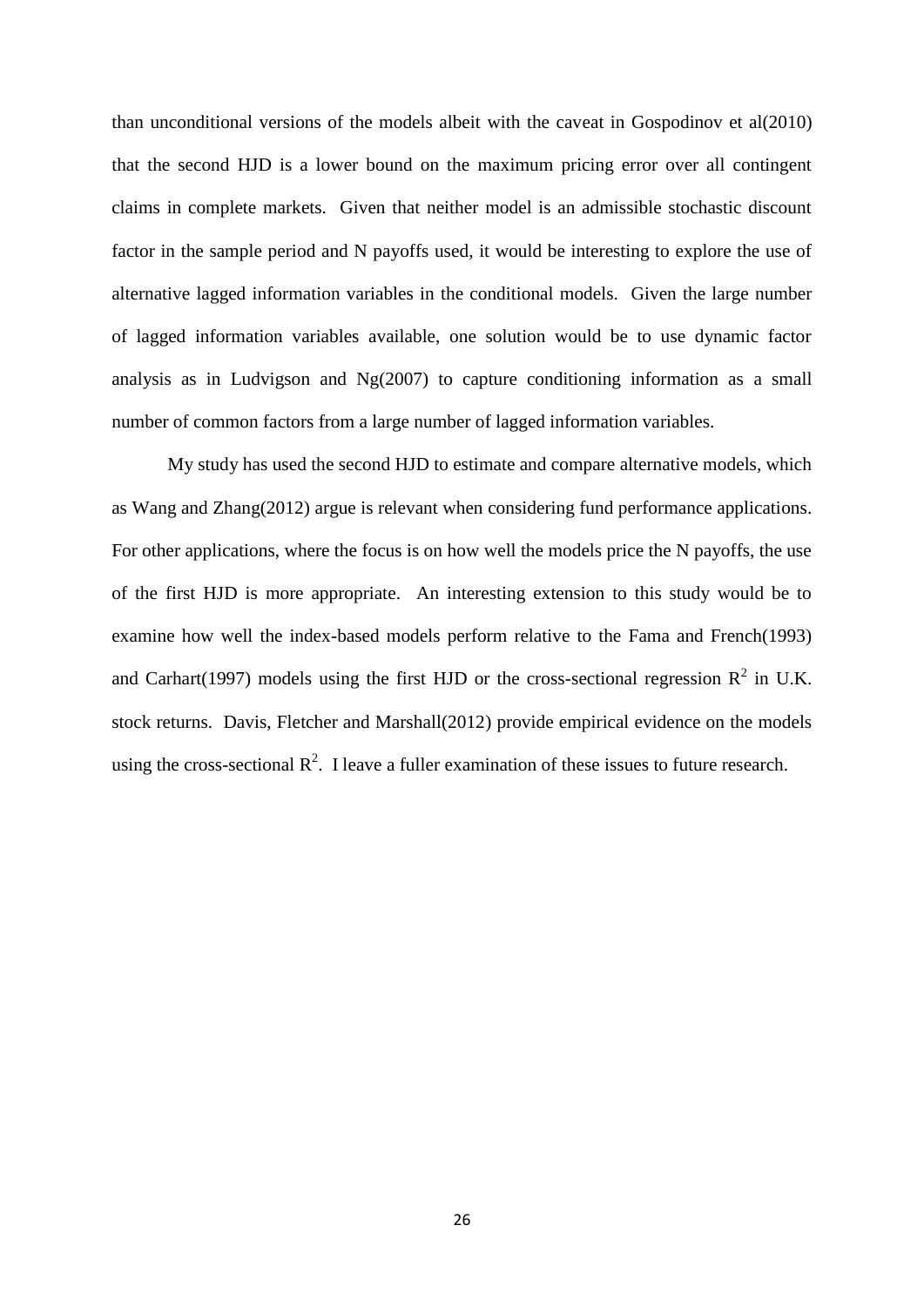than unconditional versions of the models albeit with the caveat in Gospodinov et al(2010) that the second HJD is a lower bound on the maximum pricing error over all contingent claims in complete markets. Given that neither model is an admissible stochastic discount factor in the sample period and N payoffs used, it would be interesting to explore the use of alternative lagged information variables in the conditional models. Given the large number of lagged information variables available, one solution would be to use dynamic factor analysis as in Ludvigson and Ng(2007) to capture conditioning information as a small number of common factors from a large number of lagged information variables.

My study has used the second HJD to estimate and compare alternative models, which as Wang and Zhang(2012) argue is relevant when considering fund performance applications. For other applications, where the focus is on how well the models price the N payoffs, the use of the first HJD is more appropriate. An interesting extension to this study would be to examine how well the index-based models perform relative to the Fama and French(1993) and Carhart(1997) models using the first HJD or the cross-sectional regression $R^2$ in U.K. stock returns. Davis, Fletcher and Marshall(2012) provide empirical evidence on the models using the cross-sectional $R^2$. I leave a fuller examination of these issues to future research.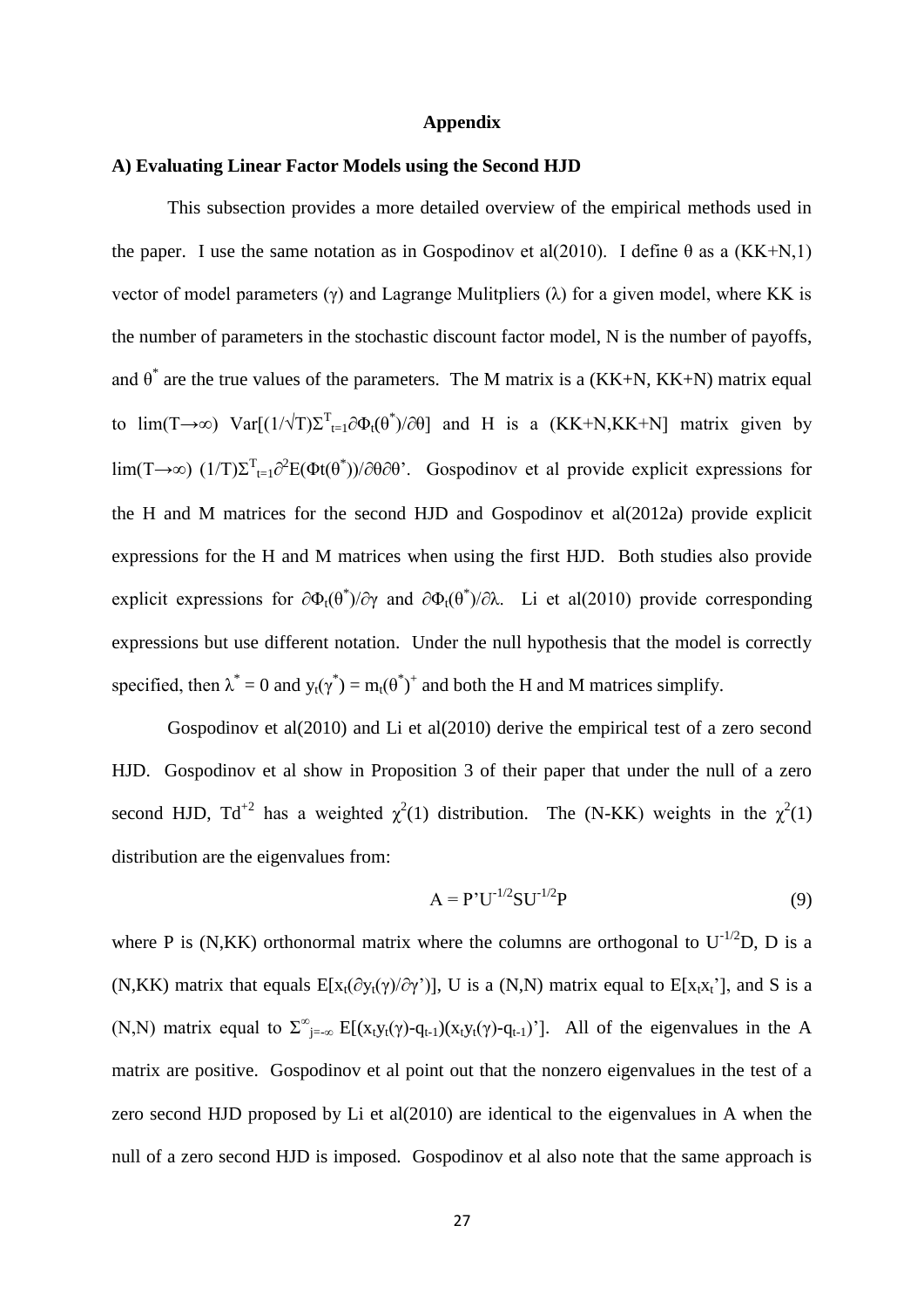**Appendix**

**A) Evaluating Linear Factor Models using the Second HJD**

This subsection provides a more detailed overview of the empirical methods used in the paper. I use the same notation as in Gospodinov et al(2010). I define $\theta$ as a (KK+N,1) vector of model parameters ($\gamma$) and Lagrange Mulitpliers ($\lambda$) for a given model, where KK is the number of parameters in the stochastic discount factor model, N is the number of payoffs, and $\theta^*$ are the true values of the parameters. The M matrix is a (KK+N, KK+N) matrix equal to $\lim(T\rightarrow\infty)\ \mathrm{Var}[(1/\sqrt{T})\Sigma^{T}_{t=1}\partial\Phi_t(\theta^*)/\partial\theta]$ and H is a (KK+N,KK+N] matrix given by $\lim(T\rightarrow\infty)\ (1/T)\Sigma^{T}_{t=1}\partial^2 E(\Phi t(\theta^*))/\partial\theta\partial\theta'$. Gospodinov et al provide explicit expressions for the H and M matrices for the second HJD and Gospodinov et al(2012a) provide explicit expressions for the H and M matrices when using the first HJD. Both studies also provide explicit expressions for $\partial\Phi_t(\theta^*)/\partial\gamma$ and $\partial\Phi_t(\theta^*)/\partial\lambda$. Li et al(2010) provide corresponding expressions but use different notation. Under the null hypothesis that the model is correctly specified, then $\lambda^* = 0$ and $y_t(\gamma^*) = m_t(\theta^*)^+$ and both the H and M matrices simplify.

Gospodinov et al(2010) and Li et al(2010) derive the empirical test of a zero second HJD. Gospodinov et al show in Proposition 3 of their paper that under the null of a zero second HJD, $Td^{+2}$ has a weighted $\chi^2(1)$ distribution. The (N-KK) weights in the $\chi^2(1)$ distribution are the eigenvalues from:

$$A = P'U^{-1/2}SU^{-1/2}P \tag{9}$$

where P is (N,KK) orthonormal matrix where the columns are orthogonal to $U^{-1/2}D$, D is a (N,KK) matrix that equals $E[x_t(\partial y_t(\gamma)/\partial\gamma')]$, U is a (N,N) matrix equal to $E[x_t x_t']$, and S is a (N,N) matrix equal to $\Sigma^{\infty}_{j=-\infty}\ E[(x_t y_t(\gamma)-q_{t-1})(x_t y_t(\gamma)-q_{t-1})']$. All of the eigenvalues in the A matrix are positive. Gospodinov et al point out that the nonzero eigenvalues in the test of a zero second HJD proposed by Li et al(2010) are identical to the eigenvalues in A when the null of a zero second HJD is imposed. Gospodinov et al also note that the same approach is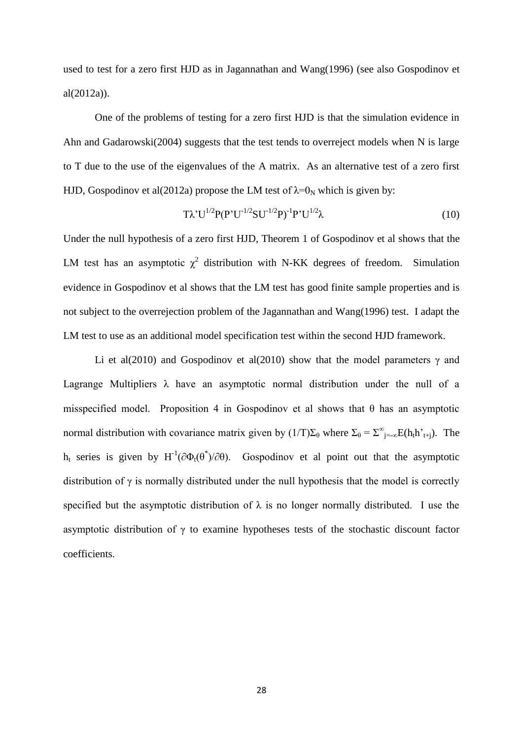used to test for a zero first HJD as in Jagannathan and Wang(1996) (see also Gospodinov et al(2012a)).

One of the problems of testing for a zero first HJD is that the simulation evidence in Ahn and Gadarowski(2004) suggests that the test tends to overreject models when N is large to T due to the use of the eigenvalues of the A matrix. As an alternative test of a zero first HJD, Gospodinov et al(2012a) propose the LM test of $\lambda = 0_N$ which is given by:

$$T\lambda' U^{1/2} P (P' U^{-1/2} S U^{-1/2} P)^{-1} P' U^{1/2} \lambda \tag{10}$$

Under the null hypothesis of a zero first HJD, Theorem 1 of Gospodinov et al shows that the LM test has an asymptotic $\chi^2$ distribution with N-KK degrees of freedom. Simulation evidence in Gospodinov et al shows that the LM test has good finite sample properties and is not subject to the overrejection problem of the Jagannathan and Wang(1996) test. I adapt the LM test to use as an additional model specification test within the second HJD framework.

Li et al(2010) and Gospodinov et al(2010) show that the model parameters $\gamma$ and Lagrange Multipliers $\lambda$ have an asymptotic normal distribution under the null of a misspecified model. Proposition 4 in Gospodinov et al shows that $\theta$ has an asymptotic normal distribution with covariance matrix given by $(1/T)\Sigma_\theta$ where $\Sigma_\theta = \Sigma^{\infty}_{j=-\infty} E(h_t h'_{t+j})$. The $h_t$ series is given by $H^{-1}(\partial\Phi_t(\theta^*)/\partial\theta)$. Gospodinov et al point out that the asymptotic distribution of $\gamma$ is normally distributed under the null hypothesis that the model is correctly specified but the asymptotic distribution of $\lambda$ is no longer normally distributed. I use the asymptotic distribution of $\gamma$ to examine hypotheses tests of the stochastic discount factor coefficients.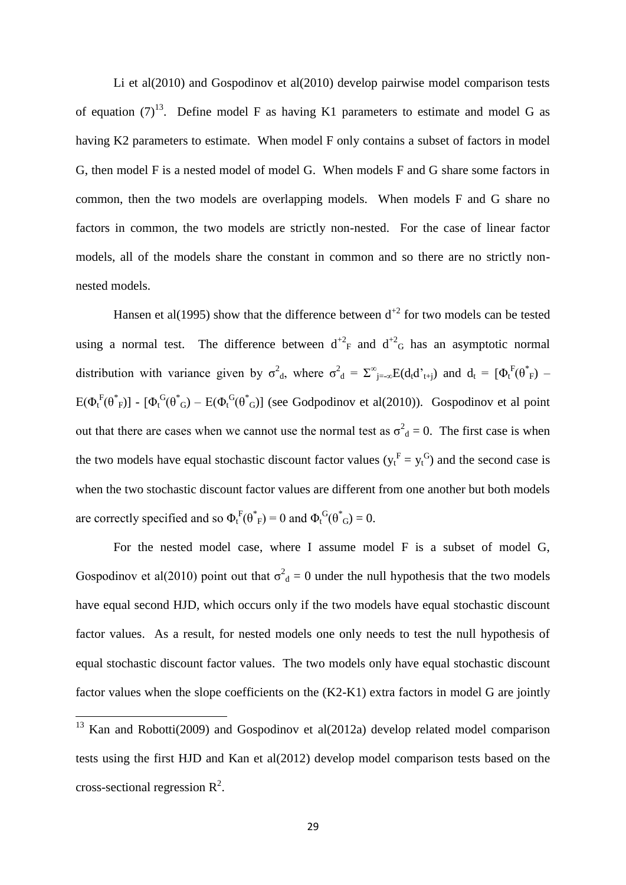Li et al(2010) and Gospodinov et al(2010) develop pairwise model comparison tests of equation (7)[13]. Define model F as having K1 parameters to estimate and model G as having K2 parameters to estimate. When model F only contains a subset of factors in model G, then model F is a nested model of model G. When models F and G share some factors in common, then the two models are overlapping models. When models F and G share no factors in common, the two models are strictly non-nested. For the case of linear factor models, all of the models share the constant in common and so there are no strictly non-nested models.

Hansen et al(1995) show that the difference between $d^{+2}$ for two models can be tested using a normal test. The difference between $d^{+2}_F$ and $d^{+2}_G$ has an asymptotic normal distribution with variance given by $\sigma^2_d$, where $\sigma^2_d = \Sigma^{\infty}_{j=-\infty}E(d_t d'_{t+j})$ and $d_t = [\Phi_t^F(\theta^*_F) - E(\Phi_t^F(\theta^*_F)] - [\Phi_t^G(\theta^*_G) - E(\Phi_t^G(\theta^*_G)]$ (see Godpodinov et al(2010)). Gospodinov et al point out that there are cases when we cannot use the normal test as $\sigma^2_d = 0$. The first case is when the two models have equal stochastic discount factor values ($y_t^F = y_t^G$) and the second case is when the two stochastic discount factor values are different from one another but both models are correctly specified and so $\Phi_t^F(\theta^*_F) = 0$ and $\Phi_t^G(\theta^*_G) = 0$.

For the nested model case, where I assume model F is a subset of model G, Gospodinov et al(2010) point out that $\sigma^2_d = 0$ under the null hypothesis that the two models have equal second HJD, which occurs only if the two models have equal stochastic discount factor values. As a result, for nested models one only needs to test the null hypothesis of equal stochastic discount factor values. The two models only have equal stochastic discount factor values when the slope coefficients on the (K2-K1) extra factors in model G are jointly

[13] Kan and Robotti(2009) and Gospodinov et al(2012a) develop related model comparison tests using the first HJD and Kan et al(2012) develop model comparison tests based on the cross-sectional regression $R^2$.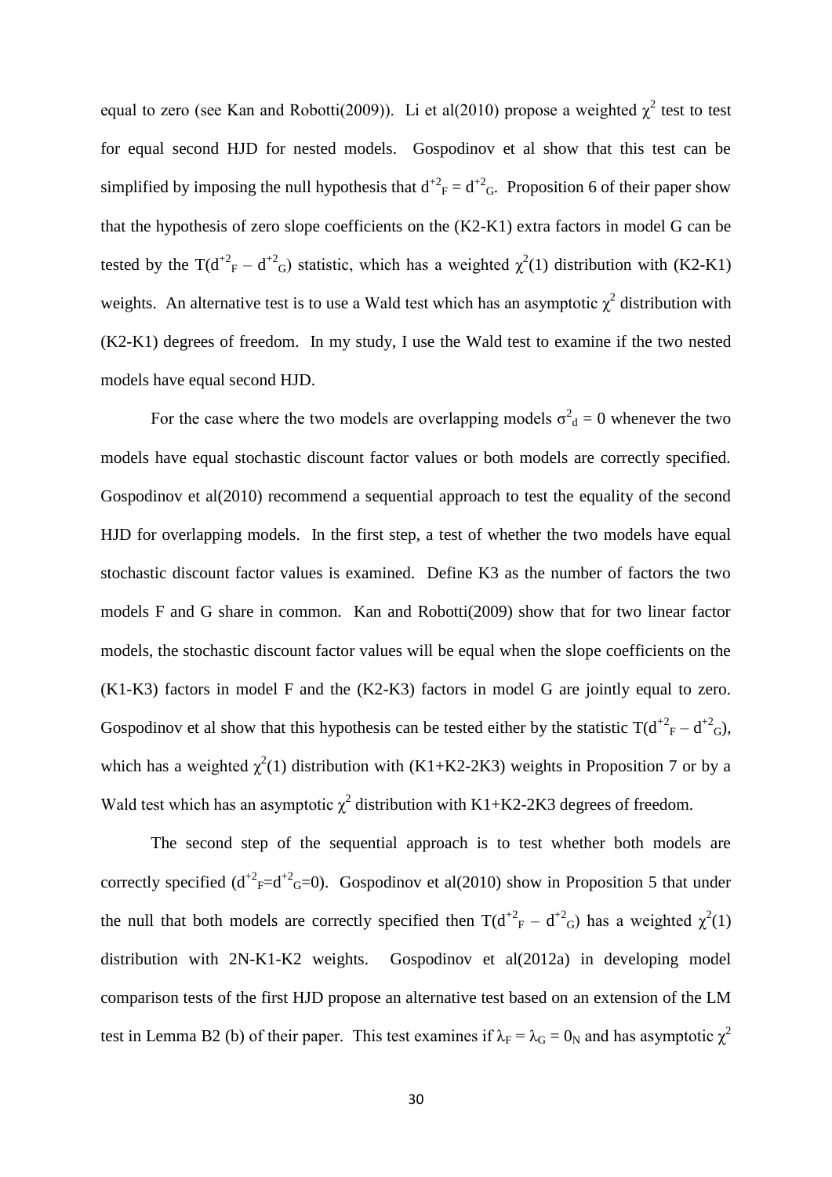equal to zero (see Kan and Robotti(2009)). Li et al(2010) propose a weighted $\chi^2$ test to test for equal second HJD for nested models. Gospodinov et al show that this test can be simplified by imposing the null hypothesis that $d^{+2}_F = d^{+2}_G$. Proposition 6 of their paper show that the hypothesis of zero slope coefficients on the (K2-K1) extra factors in model G can be tested by the $T(d^{+2}_F - d^{+2}_G)$ statistic, which has a weighted $\chi^2(1)$ distribution with (K2-K1) weights. An alternative test is to use a Wald test which has an asymptotic $\chi^2$ distribution with (K2-K1) degrees of freedom. In my study, I use the Wald test to examine if the two nested models have equal second HJD.

For the case where the two models are overlapping models $\sigma^2_d = 0$ whenever the two models have equal stochastic discount factor values or both models are correctly specified. Gospodinov et al(2010) recommend a sequential approach to test the equality of the second HJD for overlapping models. In the first step, a test of whether the two models have equal stochastic discount factor values is examined. Define K3 as the number of factors the two models F and G share in common. Kan and Robotti(2009) show that for two linear factor models, the stochastic discount factor values will be equal when the slope coefficients on the (K1-K3) factors in model F and the (K2-K3) factors in model G are jointly equal to zero. Gospodinov et al show that this hypothesis can be tested either by the statistic $T(d^{+2}_F - d^{+2}_G)$, which has a weighted $\chi^2(1)$ distribution with (K1+K2-2K3) weights in Proposition 7 or by a Wald test which has an asymptotic $\chi^2$ distribution with K1+K2-2K3 degrees of freedom.

The second step of the sequential approach is to test whether both models are correctly specified ($d^{+2}_F=d^{+2}_G=0$). Gospodinov et al(2010) show in Proposition 5 that under the null that both models are correctly specified then $T(d^{+2}_F - d^{+2}_G)$ has a weighted $\chi^2(1)$ distribution with 2N-K1-K2 weights. Gospodinov et al(2012a) in developing model comparison tests of the first HJD propose an alternative test based on an extension of the LM test in Lemma B2 (b) of their paper. This test examines if $\lambda_F = \lambda_G = 0_N$ and has asymptotic $\chi^2$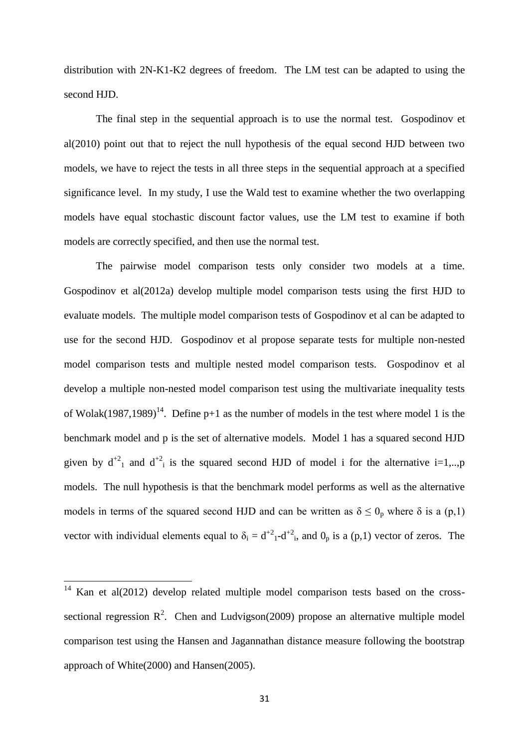distribution with 2N-K1-K2 degrees of freedom. The LM test can be adapted to using the second HJD.

The final step in the sequential approach is to use the normal test. Gospodinov et al(2010) point out that to reject the null hypothesis of the equal second HJD between two models, we have to reject the tests in all three steps in the sequential approach at a specified significance level. In my study, I use the Wald test to examine whether the two overlapping models have equal stochastic discount factor values, use the LM test to examine if both models are correctly specified, and then use the normal test.

The pairwise model comparison tests only consider two models at a time. Gospodinov et al(2012a) develop multiple model comparison tests using the first HJD to evaluate models. The multiple model comparison tests of Gospodinov et al can be adapted to use for the second HJD. Gospodinov et al propose separate tests for multiple non-nested model comparison tests and multiple nested model comparison tests. Gospodinov et al develop a multiple non-nested model comparison test using the multivariate inequality tests of Wolak(1987,1989)[14]. Define p+1 as the number of models in the test where model 1 is the benchmark model and p is the set of alternative models. Model 1 has a squared second HJD given by $d^{+2}_1$ and $d^{+2}_i$ is the squared second HJD of model i for the alternative i=1,..,p models. The null hypothesis is that the benchmark model performs as well as the alternative models in terms of the squared second HJD and can be written as $\delta \leq 0_p$ where $\delta$ is a (p,1) vector with individual elements equal to $\delta_i = d^{+2}_1 - d^{+2}_i$, and $0_p$ is a (p,1) vector of zeros. The

[14] Kan et al(2012) develop related multiple model comparison tests based on the cross-sectional regression $R^2$. Chen and Ludvigson(2009) propose an alternative multiple model comparison test using the Hansen and Jagannathan distance measure following the bootstrap approach of White(2000) and Hansen(2005).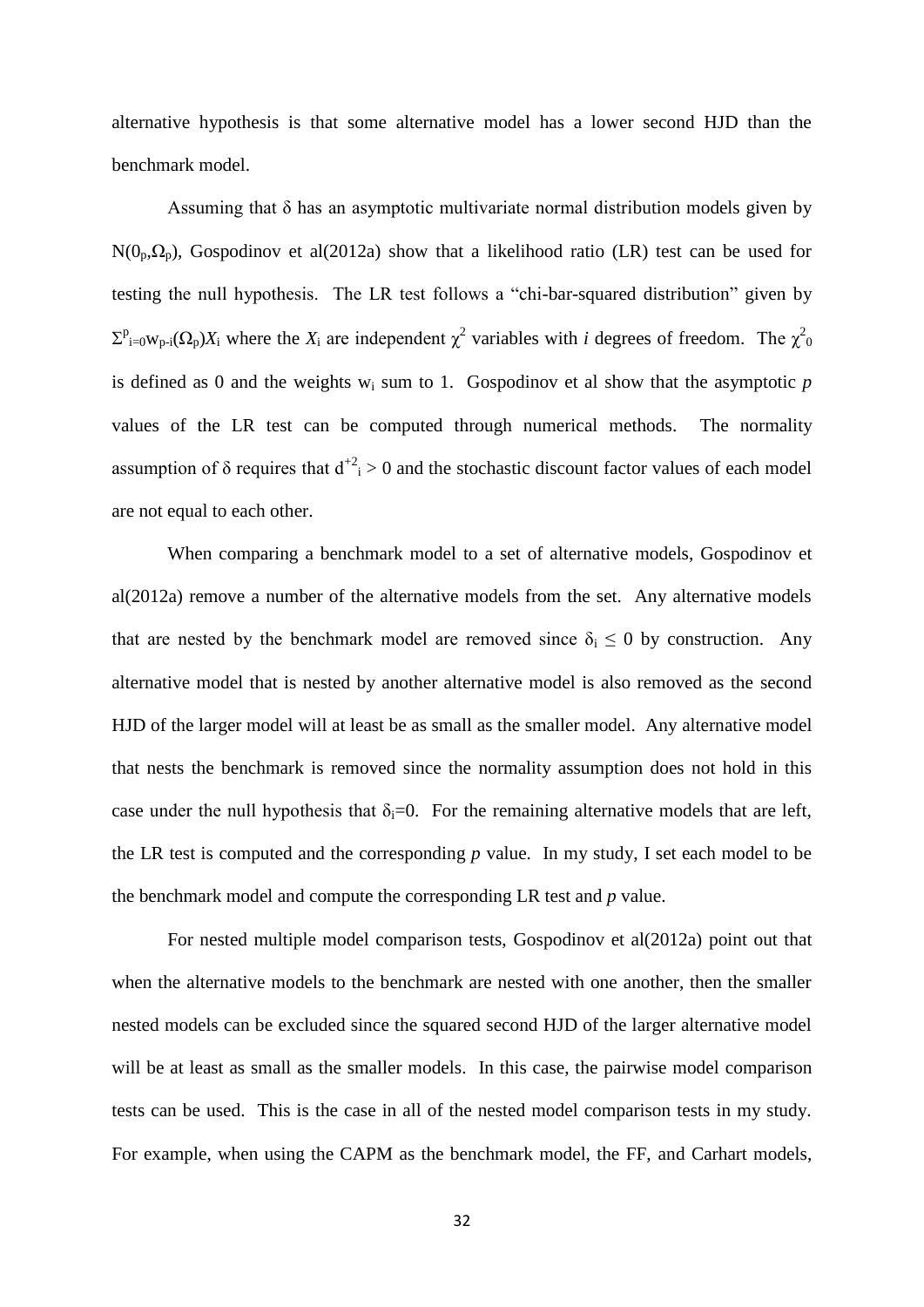alternative hypothesis is that some alternative model has a lower second HJD than the benchmark model.

Assuming that $\delta$ has an asymptotic multivariate normal distribution models given by $N(0_p,\Omega_p)$, Gospodinov et al(2012a) show that a likelihood ratio (LR) test can be used for testing the null hypothesis. The LR test follows a "chi-bar-squared distribution" given by $\Sigma^{p}_{i=0}w_{p-i}(\Omega_p)X_i$ where the $X_i$ are independent $\chi^2$ variables with *i* degrees of freedom. The $\chi^2_0$ is defined as 0 and the weights $w_i$ sum to 1. Gospodinov et al show that the asymptotic *p* values of the LR test can be computed through numerical methods. The normality assumption of $\delta$ requires that $d^{+2}_i > 0$ and the stochastic discount factor values of each model are not equal to each other.

When comparing a benchmark model to a set of alternative models, Gospodinov et al(2012a) remove a number of the alternative models from the set. Any alternative models that are nested by the benchmark model are removed since $\delta_i \leq 0$ by construction. Any alternative model that is nested by another alternative model is also removed as the second HJD of the larger model will at least be as small as the smaller model. Any alternative model that nests the benchmark is removed since the normality assumption does not hold in this case under the null hypothesis that $\delta_i=0$. For the remaining alternative models that are left, the LR test is computed and the corresponding *p* value. In my study, I set each model to be the benchmark model and compute the corresponding LR test and *p* value.

For nested multiple model comparison tests, Gospodinov et al(2012a) point out that when the alternative models to the benchmark are nested with one another, then the smaller nested models can be excluded since the squared second HJD of the larger alternative model will be at least as small as the smaller models. In this case, the pairwise model comparison tests can be used. This is the case in all of the nested model comparison tests in my study. For example, when using the CAPM as the benchmark model, the FF, and Carhart models,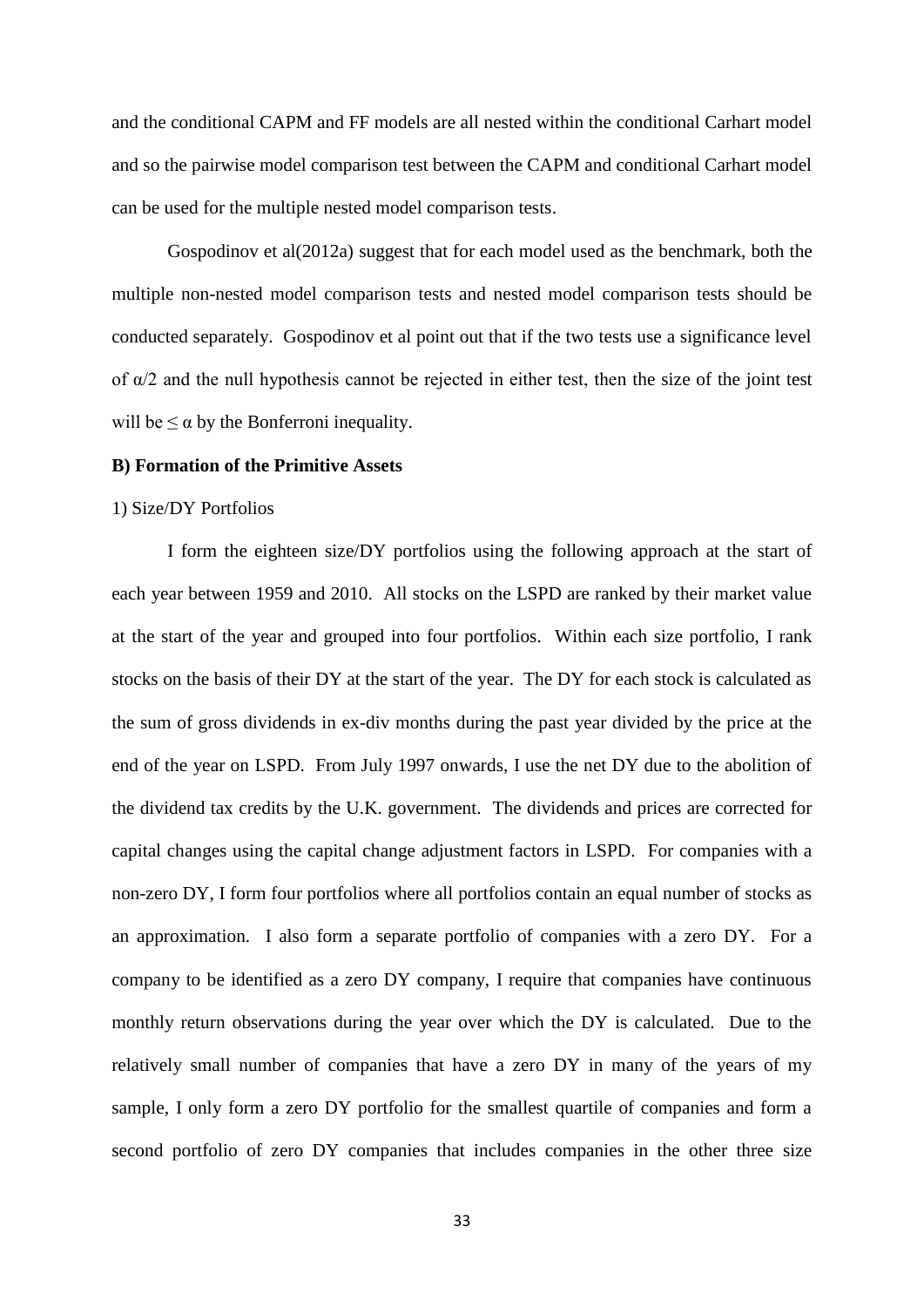and the conditional CAPM and FF models are all nested within the conditional Carhart model and so the pairwise model comparison test between the CAPM and conditional Carhart model can be used for the multiple nested model comparison tests.

Gospodinov et al(2012a) suggest that for each model used as the benchmark, both the multiple non-nested model comparison tests and nested model comparison tests should be conducted separately. Gospodinov et al point out that if the two tests use a significance level of $\alpha/2$ and the null hypothesis cannot be rejected in either test, then the size of the joint test will be $\leq \alpha$ by the Bonferroni inequality.

**B) Formation of the Primitive Assets**

1) Size/DY Portfolios

I form the eighteen size/DY portfolios using the following approach at the start of each year between 1959 and 2010. All stocks on the LSPD are ranked by their market value at the start of the year and grouped into four portfolios. Within each size portfolio, I rank stocks on the basis of their DY at the start of the year. The DY for each stock is calculated as the sum of gross dividends in ex-div months during the past year divided by the price at the end of the year on LSPD. From July 1997 onwards, I use the net DY due to the abolition of the dividend tax credits by the U.K. government. The dividends and prices are corrected for capital changes using the capital change adjustment factors in LSPD. For companies with a non-zero DY, I form four portfolios where all portfolios contain an equal number of stocks as an approximation. I also form a separate portfolio of companies with a zero DY. For a company to be identified as a zero DY company, I require that companies have continuous monthly return observations during the year over which the DY is calculated. Due to the relatively small number of companies that have a zero DY in many of the years of my sample, I only form a zero DY portfolio for the smallest quartile of companies and form a second portfolio of zero DY companies that includes companies in the other three size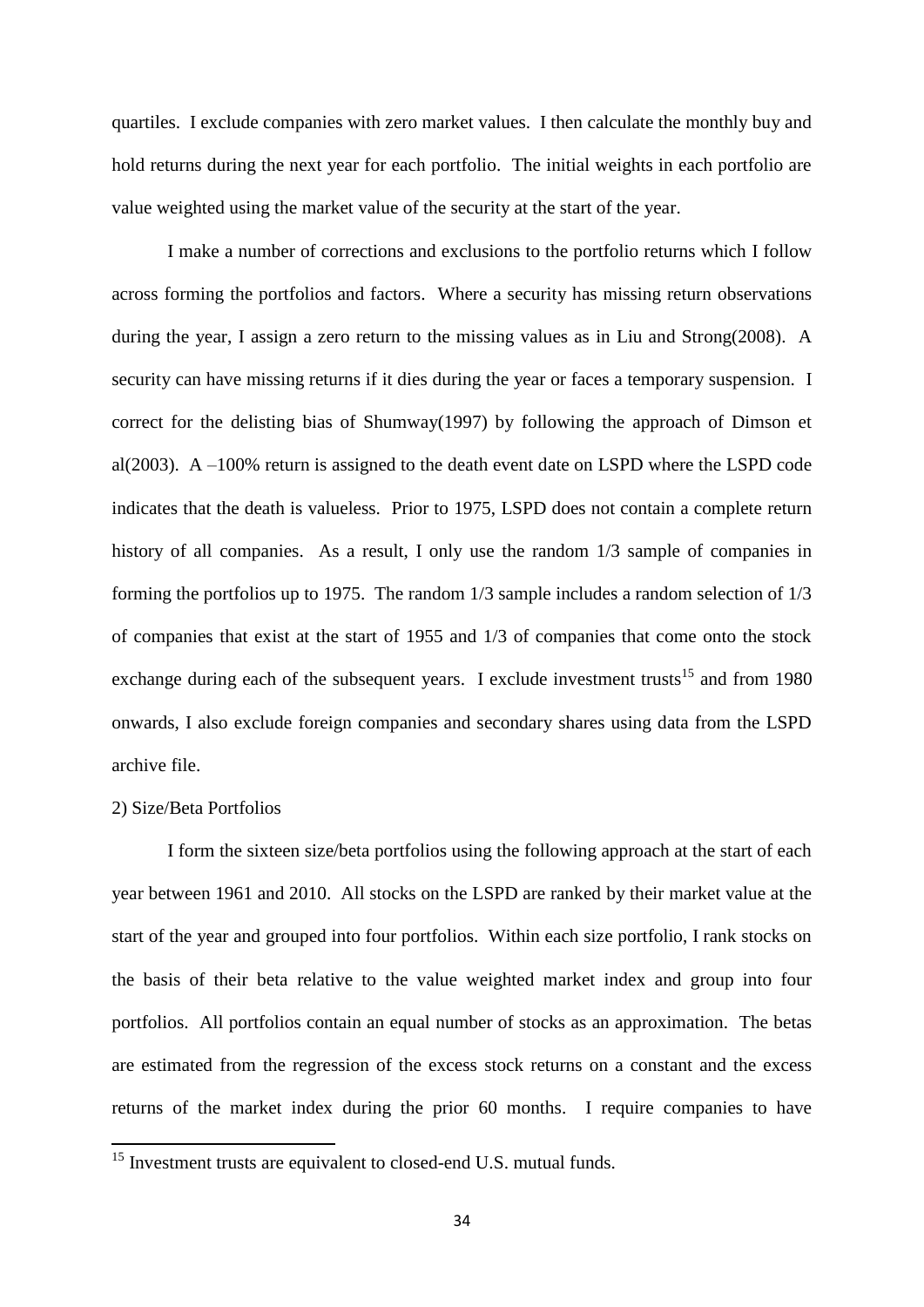quartiles. I exclude companies with zero market values. I then calculate the monthly buy and hold returns during the next year for each portfolio. The initial weights in each portfolio are value weighted using the market value of the security at the start of the year.

I make a number of corrections and exclusions to the portfolio returns which I follow across forming the portfolios and factors. Where a security has missing return observations during the year, I assign a zero return to the missing values as in Liu and Strong(2008). A security can have missing returns if it dies during the year or faces a temporary suspension. I correct for the delisting bias of Shumway(1997) by following the approach of Dimson et al(2003). A –100% return is assigned to the death event date on LSPD where the LSPD code indicates that the death is valueless. Prior to 1975, LSPD does not contain a complete return history of all companies. As a result, I only use the random 1/3 sample of companies in forming the portfolios up to 1975. The random 1/3 sample includes a random selection of 1/3 of companies that exist at the start of 1955 and 1/3 of companies that come onto the stock exchange during each of the subsequent years. I exclude investment trusts[15] and from 1980 onwards, I also exclude foreign companies and secondary shares using data from the LSPD archive file.

2) Size/Beta Portfolios

I form the sixteen size/beta portfolios using the following approach at the start of each year between 1961 and 2010. All stocks on the LSPD are ranked by their market value at the start of the year and grouped into four portfolios. Within each size portfolio, I rank stocks on the basis of their beta relative to the value weighted market index and group into four portfolios. All portfolios contain an equal number of stocks as an approximation. The betas are estimated from the regression of the excess stock returns on a constant and the excess returns of the market index during the prior 60 months. I require companies to have

[15] Investment trusts are equivalent to closed-end U.S. mutual funds.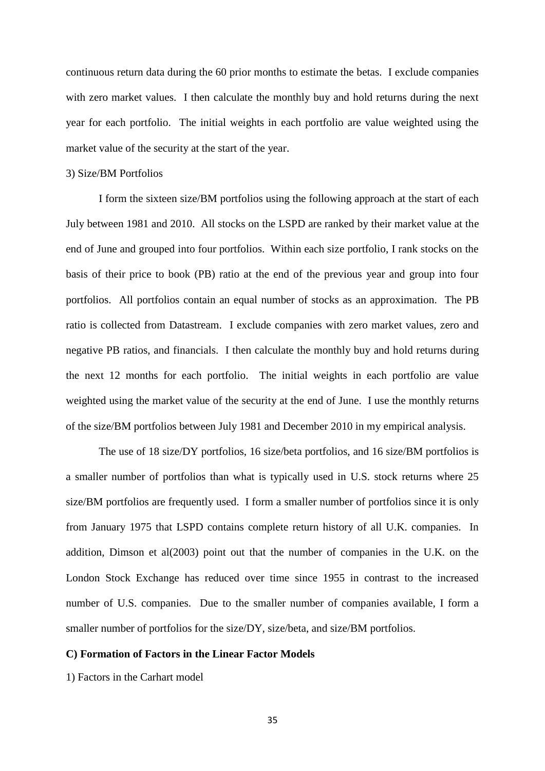continuous return data during the 60 prior months to estimate the betas. I exclude companies with zero market values. I then calculate the monthly buy and hold returns during the next year for each portfolio. The initial weights in each portfolio are value weighted using the market value of the security at the start of the year.

3) Size/BM Portfolios

I form the sixteen size/BM portfolios using the following approach at the start of each July between 1981 and 2010. All stocks on the LSPD are ranked by their market value at the end of June and grouped into four portfolios. Within each size portfolio, I rank stocks on the basis of their price to book (PB) ratio at the end of the previous year and group into four portfolios. All portfolios contain an equal number of stocks as an approximation. The PB ratio is collected from Datastream. I exclude companies with zero market values, zero and negative PB ratios, and financials. I then calculate the monthly buy and hold returns during the next 12 months for each portfolio. The initial weights in each portfolio are value weighted using the market value of the security at the end of June. I use the monthly returns of the size/BM portfolios between July 1981 and December 2010 in my empirical analysis.

The use of 18 size/DY portfolios, 16 size/beta portfolios, and 16 size/BM portfolios is a smaller number of portfolios than what is typically used in U.S. stock returns where 25 size/BM portfolios are frequently used. I form a smaller number of portfolios since it is only from January 1975 that LSPD contains complete return history of all U.K. companies. In addition, Dimson et al(2003) point out that the number of companies in the U.K. on the London Stock Exchange has reduced over time since 1955 in contrast to the increased number of U.S. companies. Due to the smaller number of companies available, I form a smaller number of portfolios for the size/DY, size/beta, and size/BM portfolios.

**C) Formation of Factors in the Linear Factor Models**

1) Factors in the Carhart model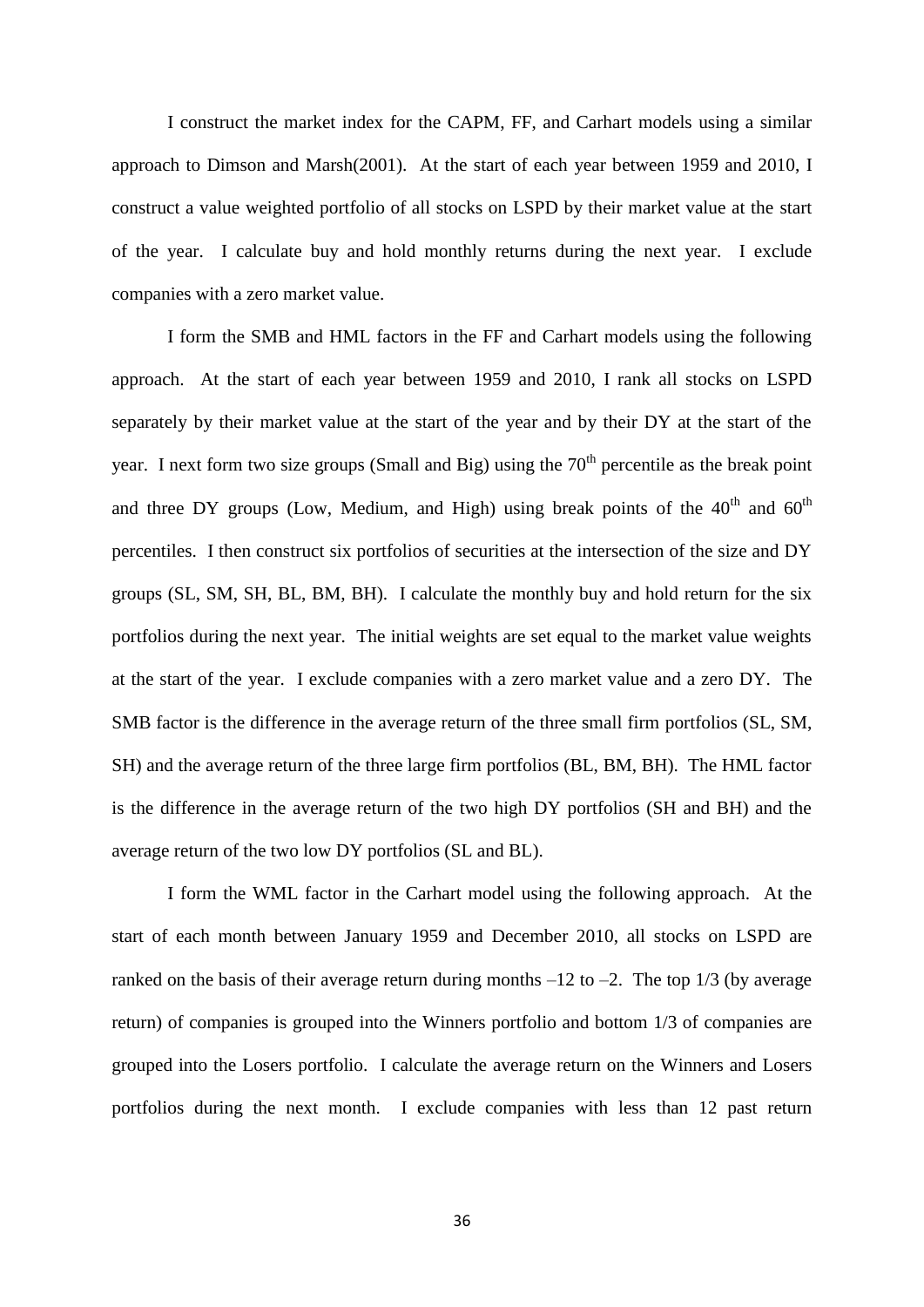I construct the market index for the CAPM, FF, and Carhart models using a similar approach to Dimson and Marsh(2001). At the start of each year between 1959 and 2010, I construct a value weighted portfolio of all stocks on LSPD by their market value at the start of the year. I calculate buy and hold monthly returns during the next year. I exclude companies with a zero market value.

I form the SMB and HML factors in the FF and Carhart models using the following approach. At the start of each year between 1959 and 2010, I rank all stocks on LSPD separately by their market value at the start of the year and by their DY at the start of the year. I next form two size groups (Small and Big) using the 70$^{th}$ percentile as the break point and three DY groups (Low, Medium, and High) using break points of the 40$^{th}$ and 60$^{th}$ percentiles. I then construct six portfolios of securities at the intersection of the size and DY groups (SL, SM, SH, BL, BM, BH). I calculate the monthly buy and hold return for the six portfolios during the next year. The initial weights are set equal to the market value weights at the start of the year. I exclude companies with a zero market value and a zero DY. The SMB factor is the difference in the average return of the three small firm portfolios (SL, SM, SH) and the average return of the three large firm portfolios (BL, BM, BH). The HML factor is the difference in the average return of the two high DY portfolios (SH and BH) and the average return of the two low DY portfolios (SL and BL).

I form the WML factor in the Carhart model using the following approach. At the start of each month between January 1959 and December 2010, all stocks on LSPD are ranked on the basis of their average return during months –12 to –2. The top 1/3 (by average return) of companies is grouped into the Winners portfolio and bottom 1/3 of companies are grouped into the Losers portfolio. I calculate the average return on the Winners and Losers portfolios during the next month. I exclude companies with less than 12 past return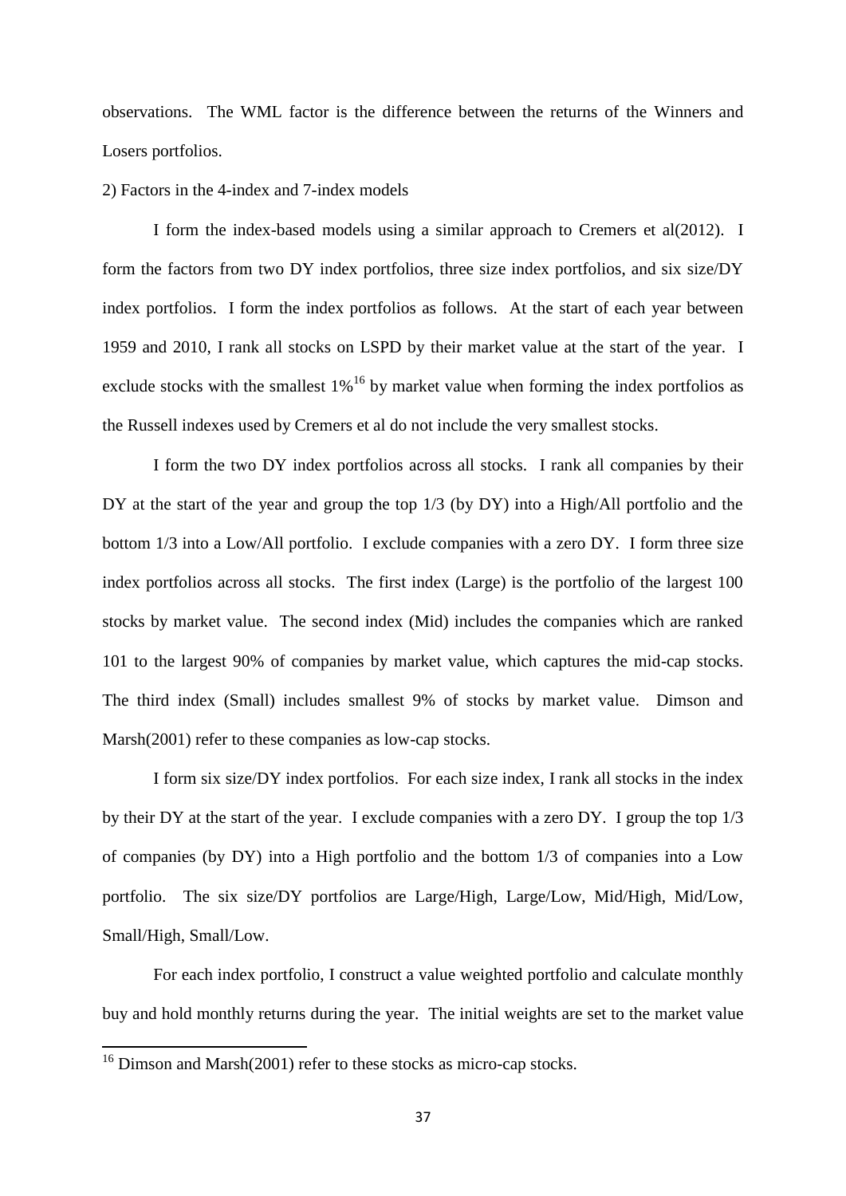observations. The WML factor is the difference between the returns of the Winners and Losers portfolios.

2) Factors in the 4-index and 7-index models

I form the index-based models using a similar approach to Cremers et al(2012). I form the factors from two DY index portfolios, three size index portfolios, and six size/DY index portfolios. I form the index portfolios as follows. At the start of each year between 1959 and 2010, I rank all stocks on LSPD by their market value at the start of the year. I exclude stocks with the smallest 1%[16] by market value when forming the index portfolios as the Russell indexes used by Cremers et al do not include the very smallest stocks.

I form the two DY index portfolios across all stocks. I rank all companies by their DY at the start of the year and group the top 1/3 (by DY) into a High/All portfolio and the bottom 1/3 into a Low/All portfolio. I exclude companies with a zero DY. I form three size index portfolios across all stocks. The first index (Large) is the portfolio of the largest 100 stocks by market value. The second index (Mid) includes the companies which are ranked 101 to the largest 90% of companies by market value, which captures the mid-cap stocks. The third index (Small) includes smallest 9% of stocks by market value. Dimson and Marsh(2001) refer to these companies as low-cap stocks.

I form six size/DY index portfolios. For each size index, I rank all stocks in the index by their DY at the start of the year. I exclude companies with a zero DY. I group the top 1/3 of companies (by DY) into a High portfolio and the bottom 1/3 of companies into a Low portfolio. The six size/DY portfolios are Large/High, Large/Low, Mid/High, Mid/Low, Small/High, Small/Low.

For each index portfolio, I construct a value weighted portfolio and calculate monthly buy and hold monthly returns during the year. The initial weights are set to the market value

[16] Dimson and Marsh(2001) refer to these stocks as micro-cap stocks.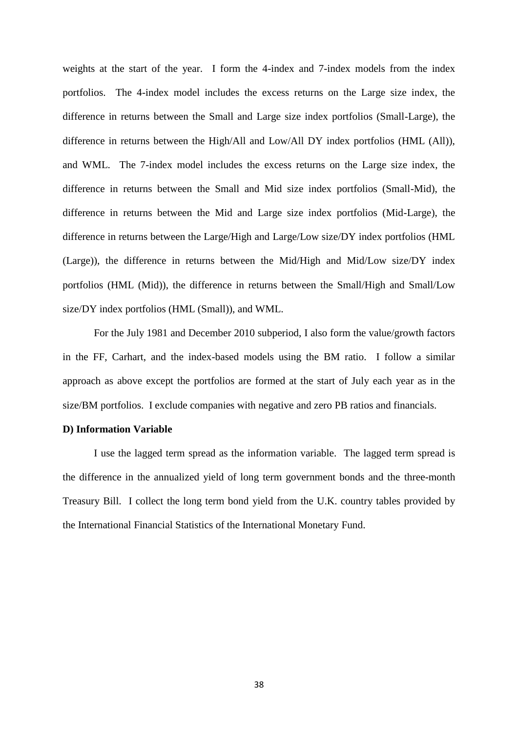weights at the start of the year. I form the 4-index and 7-index models from the index portfolios. The 4-index model includes the excess returns on the Large size index, the difference in returns between the Small and Large size index portfolios (Small-Large), the difference in returns between the High/All and Low/All DY index portfolios (HML (All)), and WML. The 7-index model includes the excess returns on the Large size index, the difference in returns between the Small and Mid size index portfolios (Small-Mid), the difference in returns between the Mid and Large size index portfolios (Mid-Large), the difference in returns between the Large/High and Large/Low size/DY index portfolios (HML (Large)), the difference in returns between the Mid/High and Mid/Low size/DY index portfolios (HML (Mid)), the difference in returns between the Small/High and Small/Low size/DY index portfolios (HML (Small)), and WML.

For the July 1981 and December 2010 subperiod, I also form the value/growth factors in the FF, Carhart, and the index-based models using the BM ratio. I follow a similar approach as above except the portfolios are formed at the start of July each year as in the size/BM portfolios. I exclude companies with negative and zero PB ratios and financials.

**D) Information Variable**

I use the lagged term spread as the information variable. The lagged term spread is the difference in the annualized yield of long term government bonds and the three-month Treasury Bill. I collect the long term bond yield from the U.K. country tables provided by the International Financial Statistics of the International Monetary Fund.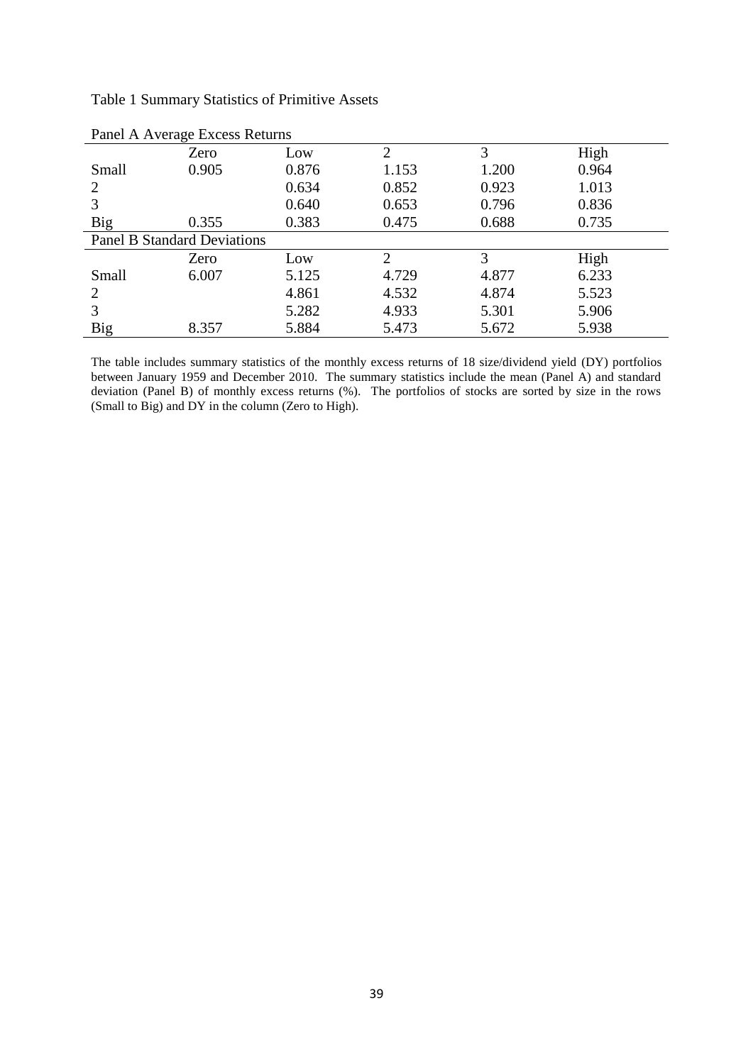Table 1 Summary Statistics of Primitive Assets

| Panel A Average Excess Returns | | | | | |
|---|---|---|---|---|---|
| | Zero | Low | 2 | 3 | High |
| Small | 0.905 | 0.876 | 1.153 | 1.200 | 0.964 |
| 2 | | 0.634 | 0.852 | 0.923 | 1.013 |
| 3 | | 0.640 | 0.653 | 0.796 | 0.836 |
| Big | 0.355 | 0.383 | 0.475 | 0.688 | 0.735 |
| **Panel B Standard Deviations** | | | | | |
| | Zero | Low | 2 | 3 | High |
| Small | 6.007 | 5.125 | 4.729 | 4.877 | 6.233 |
| 2 | | 4.861 | 4.532 | 4.874 | 5.523 |
| 3 | | 5.282 | 4.933 | 5.301 | 5.906 |
| Big | 8.357 | 5.884 | 5.473 | 5.672 | 5.938 |

The table includes summary statistics of the monthly excess returns of 18 size/dividend yield (DY) portfolios between January 1959 and December 2010. The summary statistics include the mean (Panel A) and standard deviation (Panel B) of monthly excess returns (%). The portfolios of stocks are sorted by size in the rows (Small to Big) and DY in the column (Zero to High).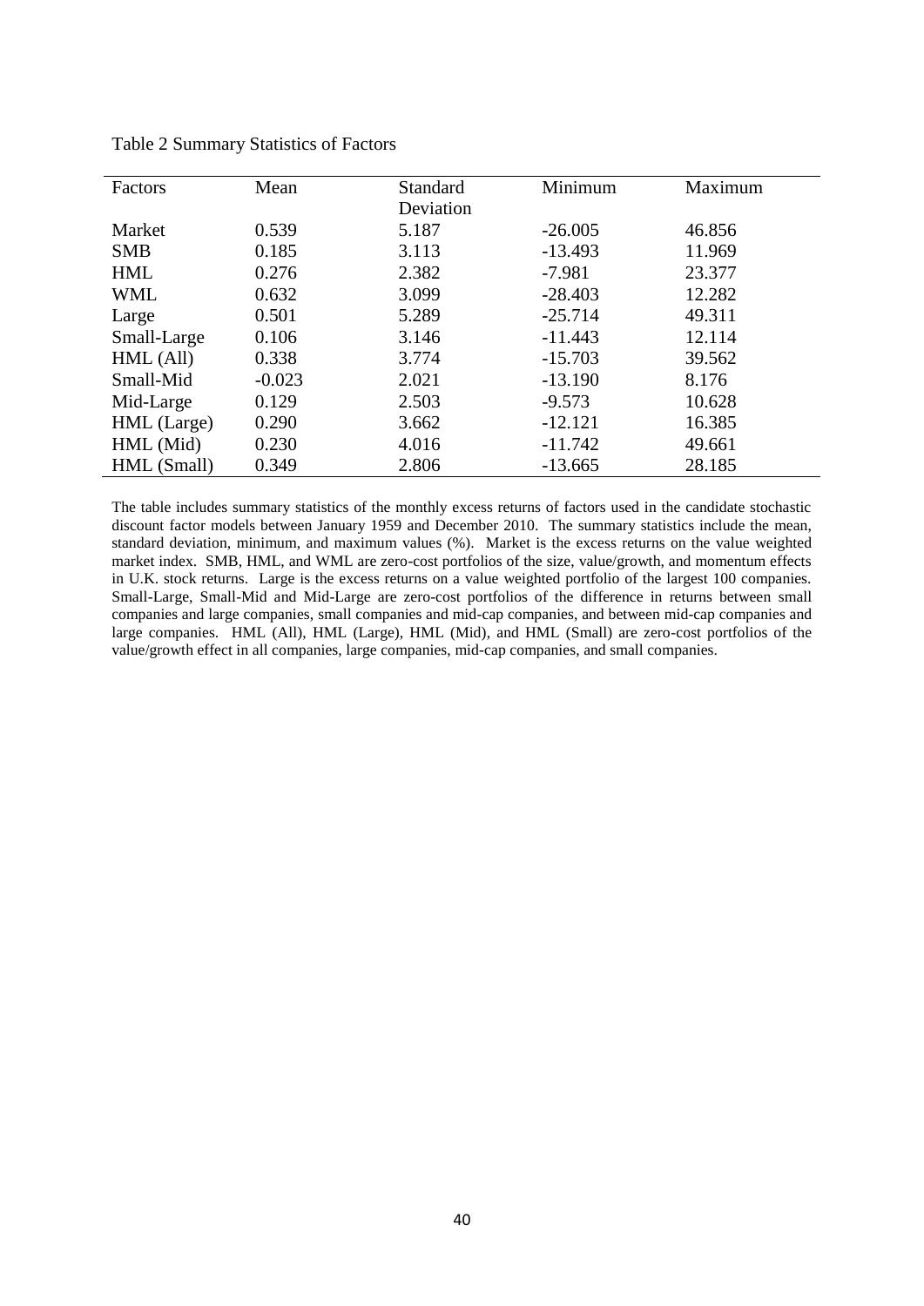Table 2 Summary Statistics of Factors

| Factors | Mean | Standard Deviation | Minimum | Maximum |
|---|---|---|---|---|
| Market | 0.539 | 5.187 | -26.005 | 46.856 |
| SMB | 0.185 | 3.113 | -13.493 | 11.969 |
| HML | 0.276 | 2.382 | -7.981 | 23.377 |
| WML | 0.632 | 3.099 | -28.403 | 12.282 |
| Large | 0.501 | 5.289 | -25.714 | 49.311 |
| Small-Large | 0.106 | 3.146 | -11.443 | 12.114 |
| HML (All) | 0.338 | 3.774 | -15.703 | 39.562 |
| Small-Mid | -0.023 | 2.021 | -13.190 | 8.176 |
| Mid-Large | 0.129 | 2.503 | -9.573 | 10.628 |
| HML (Large) | 0.290 | 3.662 | -12.121 | 16.385 |
| HML (Mid) | 0.230 | 4.016 | -11.742 | 49.661 |
| HML (Small) | 0.349 | 2.806 | -13.665 | 28.185 |

The table includes summary statistics of the monthly excess returns of factors used in the candidate stochastic discount factor models between January 1959 and December 2010. The summary statistics include the mean, standard deviation, minimum, and maximum values (%). Market is the excess returns on the value weighted market index. SMB, HML, and WML are zero-cost portfolios of the size, value/growth, and momentum effects in U.K. stock returns. Large is the excess returns on a value weighted portfolio of the largest 100 companies. Small-Large, Small-Mid and Mid-Large are zero-cost portfolios of the difference in returns between small companies and large companies, small companies and mid-cap companies, and between mid-cap companies and large companies. HML (All), HML (Large), HML (Mid), and HML (Small) are zero-cost portfolios of the value/growth effect in all companies, large companies, mid-cap companies, and small companies.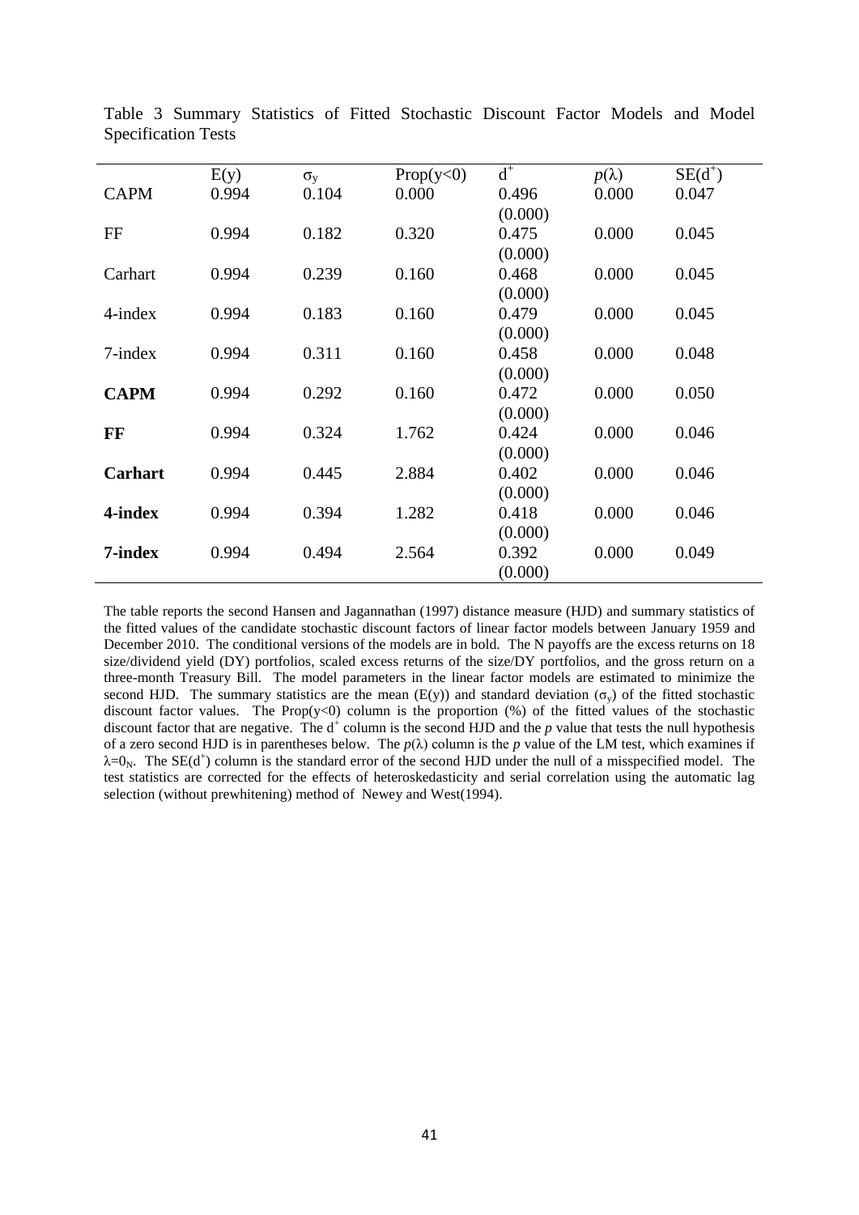Table 3 Summary Statistics of Fitted Stochastic Discount Factor Models and Model Specification Tests

| | E(y) | $\sigma_y$ | Prop(y<0) | $d^+$ | $p(\lambda)$ | $SE(d^+)$ |
|---|---|---|---|---|---|---|
| CAPM | 0.994 | 0.104 | 0.000 | 0.496<br>(0.000) | 0.000 | 0.047 |
| FF | 0.994 | 0.182 | 0.320 | 0.475<br>(0.000) | 0.000 | 0.045 |
| Carhart | 0.994 | 0.239 | 0.160 | 0.468<br>(0.000) | 0.000 | 0.045 |
| 4-index | 0.994 | 0.183 | 0.160 | 0.479<br>(0.000) | 0.000 | 0.045 |
| 7-index | 0.994 | 0.311 | 0.160 | 0.458<br>(0.000) | 0.000 | 0.048 |
| **CAPM** | 0.994 | 0.292 | 0.160 | 0.472<br>(0.000) | 0.000 | 0.050 |
| **FF** | 0.994 | 0.324 | 1.762 | 0.424<br>(0.000) | 0.000 | 0.046 |
| **Carhart** | 0.994 | 0.445 | 2.884 | 0.402<br>(0.000) | 0.000 | 0.046 |
| **4-index** | 0.994 | 0.394 | 1.282 | 0.418<br>(0.000) | 0.000 | 0.046 |
| **7-index** | 0.994 | 0.494 | 2.564 | 0.392<br>(0.000) | 0.000 | 0.049 |

The table reports the second Hansen and Jagannathan (1997) distance measure (HJD) and summary statistics of the fitted values of the candidate stochastic discount factors of linear factor models between January 1959 and December 2010. The conditional versions of the models are in bold. The N payoffs are the excess returns on 18 size/dividend yield (DY) portfolios, scaled excess returns of the size/DY portfolios, and the gross return on a three-month Treasury Bill. The model parameters in the linear factor models are estimated to minimize the second HJD. The summary statistics are the mean (E(y)) and standard deviation ($\sigma_y$) of the fitted stochastic discount factor values. The Prop(y<0) column is the proportion (%) of the fitted values of the stochastic discount factor that are negative. The $d^+$ column is the second HJD and the *p* value that tests the null hypothesis of a zero second HJD is in parentheses below. The $p(\lambda)$ column is the *p* value of the LM test, which examines if $\lambda=0_N$. The $SE(d^+)$ column is the standard error of the second HJD under the null of a misspecified model. The test statistics are corrected for the effects of heteroskedasticity and serial correlation using the automatic lag selection (without prewhitening) method of Newey and West(1994).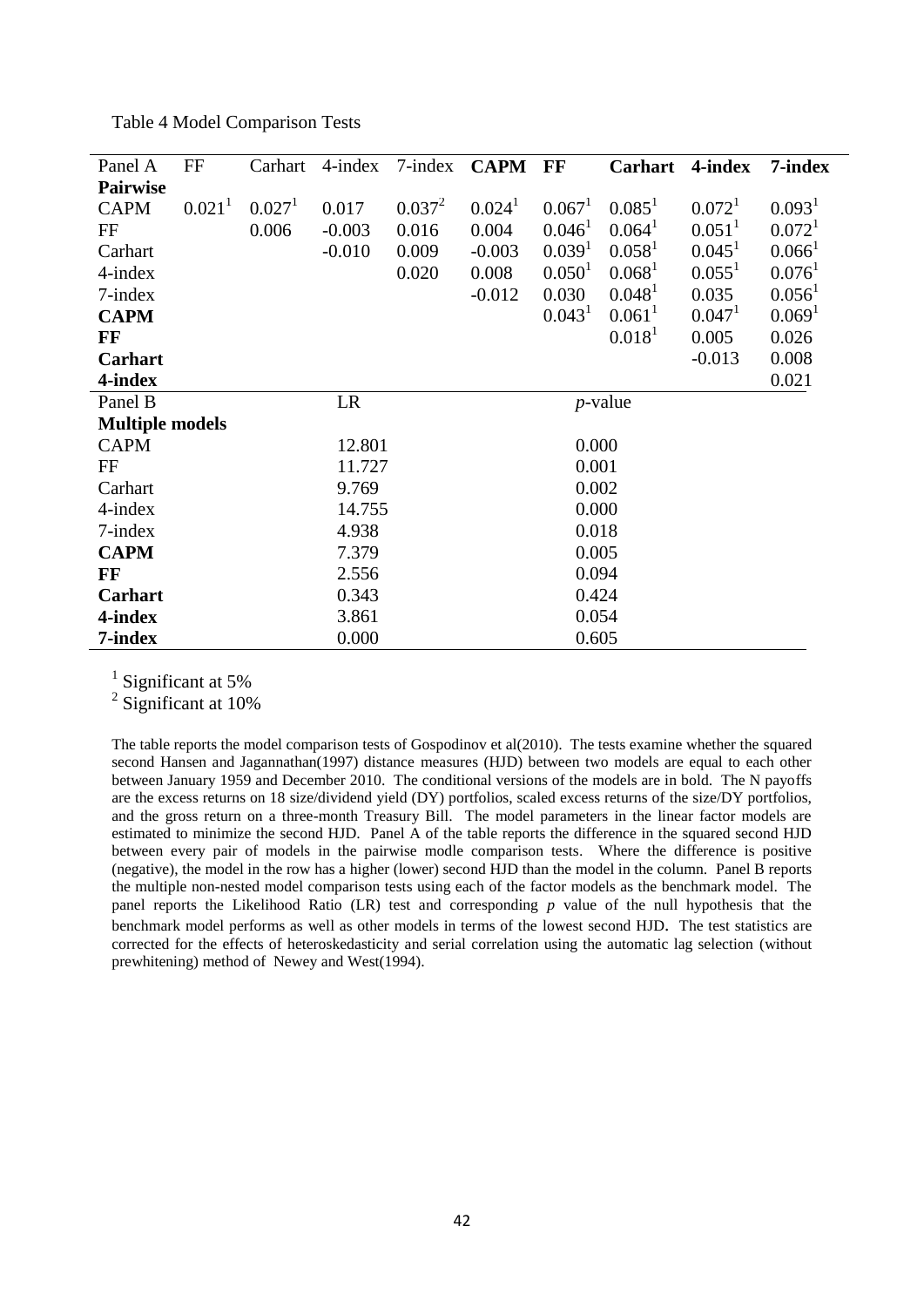Table 4 Model Comparison Tests

| Panel A | FF | Carhart | 4-index | 7-index | **CAPM** | **FF** | **Carhart** | **4-index** | **7-index** |
|---|---|---|---|---|---|---|---|---|---|
| **Pairwise** | | | | | | | | | |
| CAPM | 0.021[1] | 0.027[1] | 0.017 | 0.037[2] | 0.024[1] | 0.067[1] | 0.085[1] | 0.072[1] | 0.093[1] |
| FF | | 0.006 | -0.003 | 0.016 | 0.004 | 0.046[1] | 0.064[1] | 0.051[1] | 0.072[1] |
| Carhart | | | -0.010 | 0.009 | -0.003 | 0.039[1] | 0.058[1] | 0.045[1] | 0.066[1] |
| 4-index | | | | 0.020 | 0.008 | 0.050[1] | 0.068[1] | 0.055[1] | 0.076[1] |
| 7-index | | | | | -0.012 | 0.030 | 0.048[1] | 0.035 | 0.056[1] |
| **CAPM** | | | | | | 0.043[1] | 0.061[1] | 0.047[1] | 0.069[1] |
| **FF** | | | | | | | 0.018[1] | 0.005 | 0.026 |
| **Carhart** | | | | | | | | -0.013 | 0.008 |
| **4-index** | | | | | | | | | 0.021 |

| Panel B | LR | *p*-value |
|---|---|---|
| **Multiple models** | | |
| CAPM | 12.801 | 0.000 |
| FF | 11.727 | 0.001 |
| Carhart | 9.769 | 0.002 |
| 4-index | 14.755 | 0.000 |
| 7-index | 4.938 | 0.018 |
| **CAPM** | 7.379 | 0.005 |
| **FF** | 2.556 | 0.094 |
| **Carhart** | 0.343 | 0.424 |
| **4-index** | 3.861 | 0.054 |
| **7-index** | 0.000 | 0.605 |

[1] Significant at 5%
[2] Significant at 10%

The table reports the model comparison tests of Gospodinov et al(2010). The tests examine whether the squared second Hansen and Jagannathan(1997) distance measures (HJD) between two models are equal to each other between January 1959 and December 2010. The conditional versions of the models are in bold. The N payoffs are the excess returns on 18 size/dividend yield (DY) portfolios, scaled excess returns of the size/DY portfolios, and the gross return on a three-month Treasury Bill. The model parameters in the linear factor models are estimated to minimize the second HJD. Panel A of the table reports the difference in the squared second HJD between every pair of models in the pairwise modle comparison tests. Where the difference is positive (negative), the model in the row has a higher (lower) second HJD than the model in the column. Panel B reports the multiple non-nested model comparison tests using each of the factor models as the benchmark model. The panel reports the Likelihood Ratio (LR) test and corresponding *p* value of the null hypothesis that the benchmark model performs as well as other models in terms of the lowest second HJD. The test statistics are corrected for the effects of heteroskedasticity and serial correlation using the automatic lag selection (without prewhitening) method of Newey and West(1994).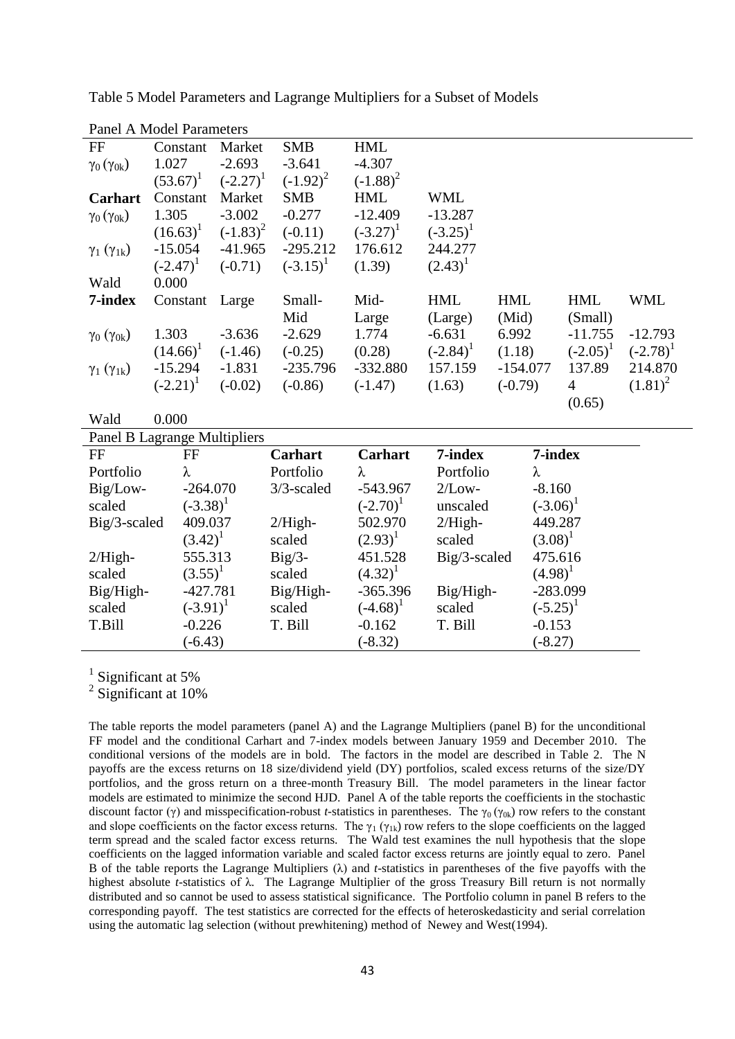Table 5 Model Parameters and Lagrange Multipliers for a Subset of Models

Panel A Model Parameters

| FF | Constant | Market | SMB | HML | | | | |
|---|---|---|---|---|---|---|---|---|
| $\gamma_0$ ($\gamma_{0k}$) | 1.027 | -2.693 | -3.641 | -4.307 | | | | |
| | (53.67)[1] | (-2.27)[1] | (-1.92)[2] | (-1.88)[2] | | | | |
| **Carhart** | Constant | Market | SMB | HML | WML | | | |
| $\gamma_0$ ($\gamma_{0k}$) | 1.305 | -3.002 | -0.277 | -12.409 | -13.287 | | | |
| | (16.63)[1] | (-1.83)[2] | (-0.11) | (-3.27)[1] | (-3.25)[1] | | | |
| $\gamma_1$ ($\gamma_{1k}$) | -15.054 | -41.965 | -295.212 | 176.612 | 244.277 | | | |
| | (-2.47)[1] | (-0.71) | (-3.15)[1] | (1.39) | (2.43)[1] | | | |
| Wald | 0.000 | | | | | | | |
| **7-index** | Constant | Large | Small-Mid | Mid-Large | HML (Large) | HML (Mid) | HML (Small) | WML |
| $\gamma_0$ ($\gamma_{0k}$) | 1.303 | -3.636 | -2.629 | 1.774 | -6.631 | 6.992 | -11.755 | -12.793 |
| | (14.66)[1] | (-1.46) | (-0.25) | (0.28) | (-2.84)[1] | (1.18) | (-2.05)[1] | (-2.78)[1] |
| $\gamma_1$ ($\gamma_{1k}$) | -15.294 | -1.831 | -235.796 | -332.880 | 157.159 | -154.077 | 137.894 | 214.870 |
| | (-2.21)[1] | (-0.02) | (-0.86) | (-1.47) | (1.63) | (-0.79) | (0.65) | (1.81)[2] |
| Wald | 0.000 | | | | | | | |

Panel B Lagrange Multipliers

| FF Portfolio | FF $\lambda$ | Carhart Portfolio | Carhart $\lambda$ | 7-index Portfolio | 7-index $\lambda$ |
|---|---|---|---|---|---|
| Big/Low-scaled | -264.070 (-3.38)[1] | 3/3-scaled | -543.967 (-2.70)[1] | 2/Low-unscaled | -8.160 (-3.06)[1] |
| Big/3-scaled | 409.037 (3.42)[1] | 2/High-scaled | 502.970 (2.93)[1] | 2/High-scaled | 449.287 (3.08)[1] |
| 2/High-scaled | 555.313 (3.55)[1] | Big/3-scaled | 451.528 (4.32)[1] | Big/3-scaled | 475.616 (4.98)[1] |
| Big/High-scaled | -427.781 (-3.91)[1] | Big/High-scaled | -365.396 (-4.68)[1] | Big/High-scaled | -283.099 (-5.25)[1] |
| T.Bill | -0.226 (-6.43) | T. Bill | -0.162 (-8.32) | T. Bill | -0.153 (-8.27) |

[1] Significant at 5%
[2] Significant at 10%

The table reports the model parameters (panel A) and the Lagrange Multipliers (panel B) for the unconditional FF model and the conditional Carhart and 7-index models between January 1959 and December 2010. The conditional versions of the models are in bold. The factors in the model are described in Table 2. The N payoffs are the excess returns on 18 size/dividend yield (DY) portfolios, scaled excess returns of the size/DY portfolios, and the gross return on a three-month Treasury Bill. The model parameters in the linear factor models are estimated to minimize the second HJD. Panel A of the table reports the coefficients in the stochastic discount factor ($\gamma$) and misspecification-robust *t*-statistics in parentheses. The $\gamma_0$ ($\gamma_{0k}$) row refers to the constant and slope coefficients on the factor excess returns. The $\gamma_1$ ($\gamma_{1k}$) row refers to the slope coefficients on the lagged term spread and the scaled factor excess returns. The Wald test examines the null hypothesis that the slope coefficients on the lagged information variable and scaled factor excess returns are jointly equal to zero. Panel B of the table reports the Lagrange Multipliers ($\lambda$) and *t*-statistics in parentheses of the five payoffs with the highest absolute *t*-statistics of $\lambda$. The Lagrange Multiplier of the gross Treasury Bill return is not normally distributed and so cannot be used to assess statistical significance. The Portfolio column in panel B refers to the corresponding payoff. The test statistics are corrected for the effects of heteroskedasticity and serial correlation using the automatic lag selection (without prewhitening) method of Newey and West(1994).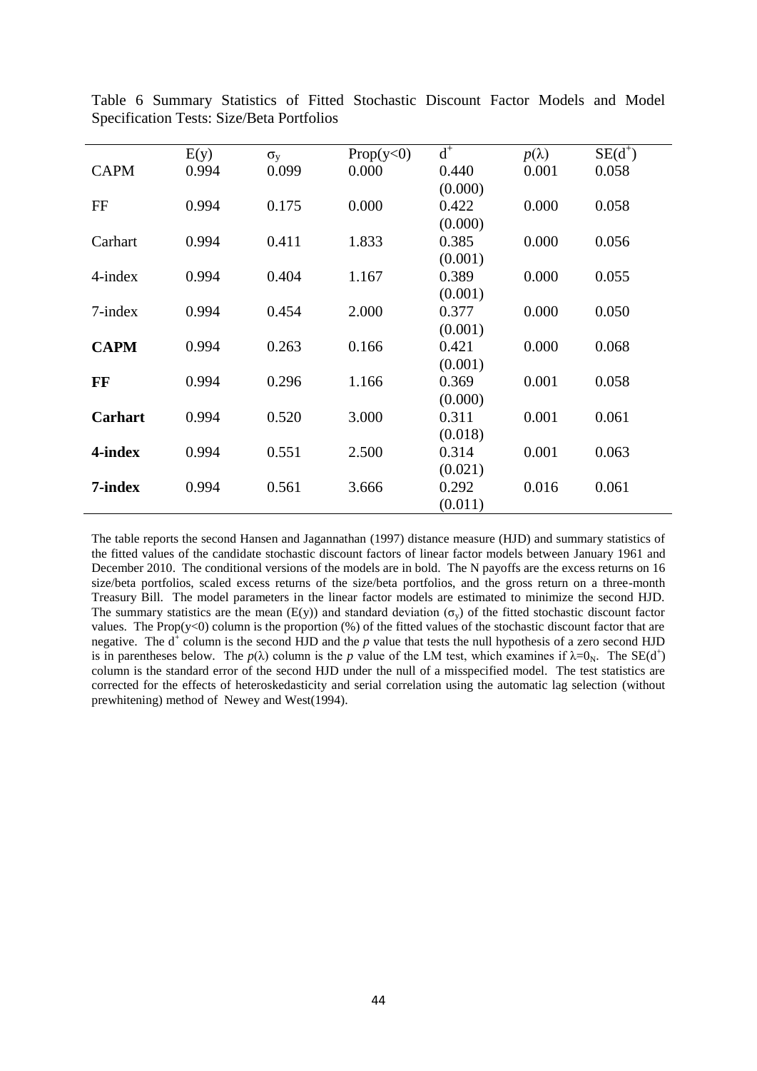Table 6 Summary Statistics of Fitted Stochastic Discount Factor Models and Model Specification Tests: Size/Beta Portfolios

| | E(y) | $\sigma_y$ | Prop(y<0) | $d^+$ | $p(\lambda)$ | $SE(d^+)$ |
|---|---|---|---|---|---|---|
| CAPM | 0.994 | 0.099 | 0.000 | 0.440<br>(0.000) | 0.001 | 0.058 |
| FF | 0.994 | 0.175 | 0.000 | 0.422<br>(0.000) | 0.000 | 0.058 |
| Carhart | 0.994 | 0.411 | 1.833 | 0.385<br>(0.001) | 0.000 | 0.056 |
| 4-index | 0.994 | 0.404 | 1.167 | 0.389<br>(0.001) | 0.000 | 0.055 |
| 7-index | 0.994 | 0.454 | 2.000 | 0.377<br>(0.001) | 0.000 | 0.050 |
| **CAPM** | 0.994 | 0.263 | 0.166 | 0.421<br>(0.001) | 0.000 | 0.068 |
| **FF** | 0.994 | 0.296 | 1.166 | 0.369<br>(0.000) | 0.001 | 0.058 |
| **Carhart** | 0.994 | 0.520 | 3.000 | 0.311<br>(0.018) | 0.001 | 0.061 |
| **4-index** | 0.994 | 0.551 | 2.500 | 0.314<br>(0.021) | 0.001 | 0.063 |
| **7-index** | 0.994 | 0.561 | 3.666 | 0.292<br>(0.011) | 0.016 | 0.061 |

The table reports the second Hansen and Jagannathan (1997) distance measure (HJD) and summary statistics of the fitted values of the candidate stochastic discount factors of linear factor models between January 1961 and December 2010. The conditional versions of the models are in bold. The N payoffs are the excess returns on 16 size/beta portfolios, scaled excess returns of the size/beta portfolios, and the gross return on a three-month Treasury Bill. The model parameters in the linear factor models are estimated to minimize the second HJD. The summary statistics are the mean (E(y)) and standard deviation ($\sigma_y$) of the fitted stochastic discount factor values. The Prop(y<0) column is the proportion (%) of the fitted values of the stochastic discount factor that are negative. The $d^+$ column is the second HJD and the *p* value that tests the null hypothesis of a zero second HJD is in parentheses below. The $p(\lambda)$ column is the *p* value of the LM test, which examines if $\lambda=0_N$. The $SE(d^+)$ column is the standard error of the second HJD under the null of a misspecified model. The test statistics are corrected for the effects of heteroskedasticity and serial correlation using the automatic lag selection (without prewhitening) method of Newey and West(1994).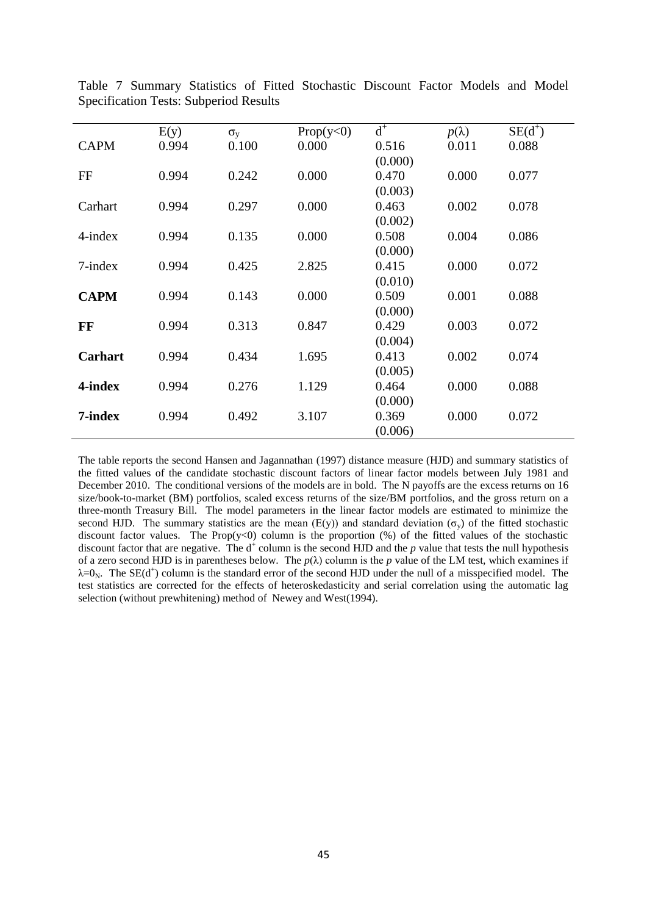Table 7 Summary Statistics of Fitted Stochastic Discount Factor Models and Model Specification Tests: Subperiod Results

| | E(y) | $\sigma_y$ | Prop(y<0) | $d^+$ | $p(\lambda)$ | $SE(d^+)$ |
|---|---|---|---|---|---|---|
| CAPM | 0.994 | 0.100 | 0.000 | 0.516<br>(0.000) | 0.011 | 0.088 |
| FF | 0.994 | 0.242 | 0.000 | 0.470<br>(0.003) | 0.000 | 0.077 |
| Carhart | 0.994 | 0.297 | 0.000 | 0.463<br>(0.002) | 0.002 | 0.078 |
| 4-index | 0.994 | 0.135 | 0.000 | 0.508<br>(0.000) | 0.004 | 0.086 |
| 7-index | 0.994 | 0.425 | 2.825 | 0.415<br>(0.010) | 0.000 | 0.072 |
| **CAPM** | 0.994 | 0.143 | 0.000 | 0.509<br>(0.000) | 0.001 | 0.088 |
| **FF** | 0.994 | 0.313 | 0.847 | 0.429<br>(0.004) | 0.003 | 0.072 |
| **Carhart** | 0.994 | 0.434 | 1.695 | 0.413<br>(0.005) | 0.002 | 0.074 |
| **4-index** | 0.994 | 0.276 | 1.129 | 0.464<br>(0.000) | 0.000 | 0.088 |
| **7-index** | 0.994 | 0.492 | 3.107 | 0.369<br>(0.006) | 0.000 | 0.072 |

The table reports the second Hansen and Jagannathan (1997) distance measure (HJD) and summary statistics of the fitted values of the candidate stochastic discount factors of linear factor models between July 1981 and December 2010. The conditional versions of the models are in bold. The N payoffs are the excess returns on 16 size/book-to-market (BM) portfolios, scaled excess returns of the size/BM portfolios, and the gross return on a three-month Treasury Bill. The model parameters in the linear factor models are estimated to minimize the second HJD. The summary statistics are the mean (E(y)) and standard deviation ($\sigma_y$) of the fitted stochastic discount factor values. The Prop(y<0) column is the proportion (%) of the fitted values of the stochastic discount factor that are negative. The $d^+$ column is the second HJD and the *p* value that tests the null hypothesis of a zero second HJD is in parentheses below. The $p(\lambda)$ column is the *p* value of the LM test, which examines if $\lambda=0_N$. The $SE(d^+)$ column is the standard error of the second HJD under the null of a misspecified model. The test statistics are corrected for the effects of heteroskedasticity and serial correlation using the automatic lag selection (without prewhitening) method of Newey and West(1994).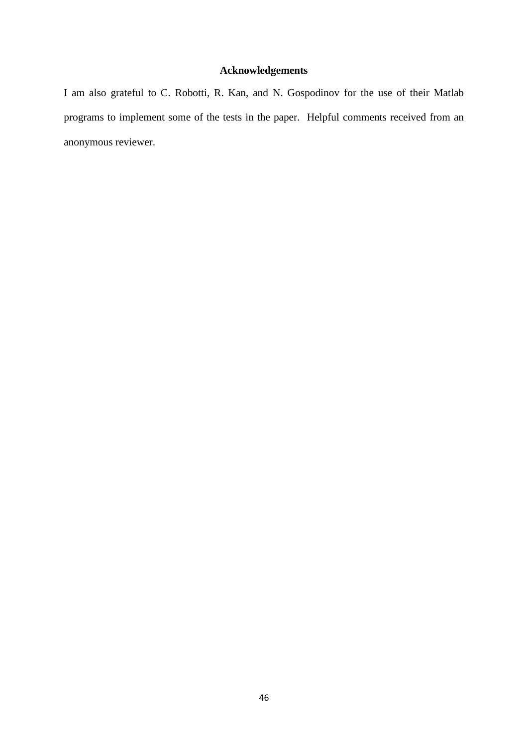## Acknowledgements

I am also grateful to C. Robotti, R. Kan, and N. Gospodinov for the use of their Matlab programs to implement some of the tests in the paper. Helpful comments received from an anonymous reviewer.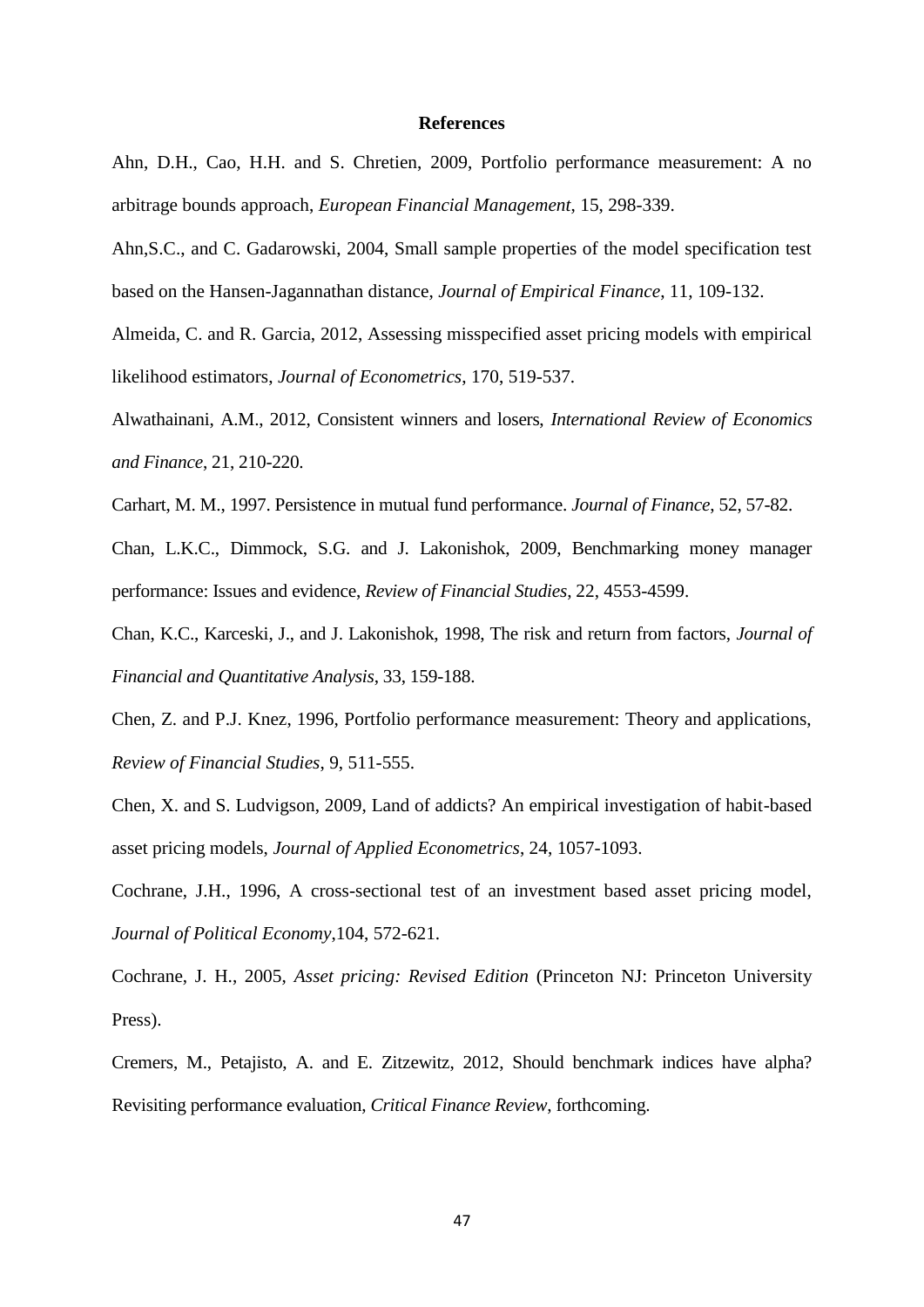# References

Ahn, D.H., Cao, H.H. and S. Chretien, 2009, Portfolio performance measurement: A no arbitrage bounds approach, *European Financial Management*, 15, 298-339.

Ahn,S.C., and C. Gadarowski, 2004, Small sample properties of the model specification test based on the Hansen-Jagannathan distance, *Journal of Empirical Finance*, 11, 109-132.

Almeida, C. and R. Garcia, 2012, Assessing misspecified asset pricing models with empirical likelihood estimators, *Journal of Econometrics*, 170, 519-537.

Alwathainani, A.M., 2012, Consistent winners and losers, *International Review of Economics and Finance*, 21, 210-220.

Carhart, M. M., 1997. Persistence in mutual fund performance. *Journal of Finance*, 52, 57-82.

Chan, L.K.C., Dimmock, S.G. and J. Lakonishok, 2009, Benchmarking money manager performance: Issues and evidence, *Review of Financial Studies*, 22, 4553-4599.

Chan, K.C., Karceski, J., and J. Lakonishok, 1998, The risk and return from factors, *Journal of Financial and Quantitative Analysis*, 33, 159-188.

Chen, Z. and P.J. Knez, 1996, Portfolio performance measurement: Theory and applications, *Review of Financial Studies*, 9, 511-555.

Chen, X. and S. Ludvigson, 2009, Land of addicts? An empirical investigation of habit-based asset pricing models, *Journal of Applied Econometrics*, 24, 1057-1093.

Cochrane, J.H., 1996, A cross-sectional test of an investment based asset pricing model, *Journal of Political Economy*,104, 572-621.

Cochrane, J. H., 2005, *Asset pricing: Revised Edition* (Princeton NJ: Princeton University Press).

Cremers, M., Petajisto, A. and E. Zitzewitz, 2012, Should benchmark indices have alpha? Revisiting performance evaluation, *Critical Finance Review*, forthcoming.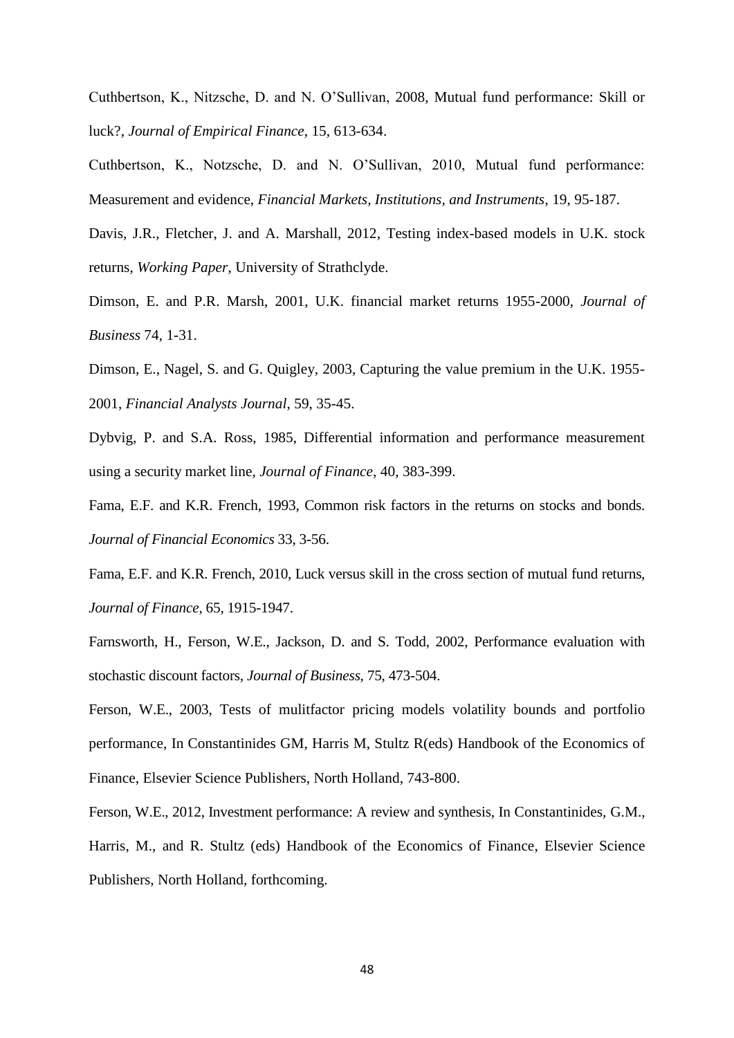Cuthbertson, K., Nitzsche, D. and N. O'Sullivan, 2008, Mutual fund performance: Skill or luck?, *Journal of Empirical Finance*, 15, 613-634.

Cuthbertson, K., Notzsche, D. and N. O'Sullivan, 2010, Mutual fund performance: Measurement and evidence, *Financial Markets, Institutions, and Instruments*, 19, 95-187.

Davis, J.R., Fletcher, J. and A. Marshall, 2012, Testing index-based models in U.K. stock returns, *Working Paper*, University of Strathclyde.

Dimson, E. and P.R. Marsh, 2001, U.K. financial market returns 1955-2000, *Journal of Business* 74, 1-31.

Dimson, E., Nagel, S. and G. Quigley, 2003, Capturing the value premium in the U.K. 1955-2001, *Financial Analysts Journal*, 59, 35-45.

Dybvig, P. and S.A. Ross, 1985, Differential information and performance measurement using a security market line, *Journal of Finance*, 40, 383-399.

Fama, E.F. and K.R. French, 1993, Common risk factors in the returns on stocks and bonds. *Journal of Financial Economics* 33, 3-56.

Fama, E.F. and K.R. French, 2010, Luck versus skill in the cross section of mutual fund returns, *Journal of Finance*, 65, 1915-1947.

Farnsworth, H., Ferson, W.E., Jackson, D. and S. Todd, 2002, Performance evaluation with stochastic discount factors, *Journal of Business*, 75, 473-504.

Ferson, W.E., 2003, Tests of mulitfactor pricing models volatility bounds and portfolio performance, In Constantinides GM, Harris M, Stultz R(eds) Handbook of the Economics of Finance, Elsevier Science Publishers, North Holland, 743-800.

Ferson, W.E., 2012, Investment performance: A review and synthesis, In Constantinides, G.M., Harris, M., and R. Stultz (eds) Handbook of the Economics of Finance, Elsevier Science Publishers, North Holland, forthcoming.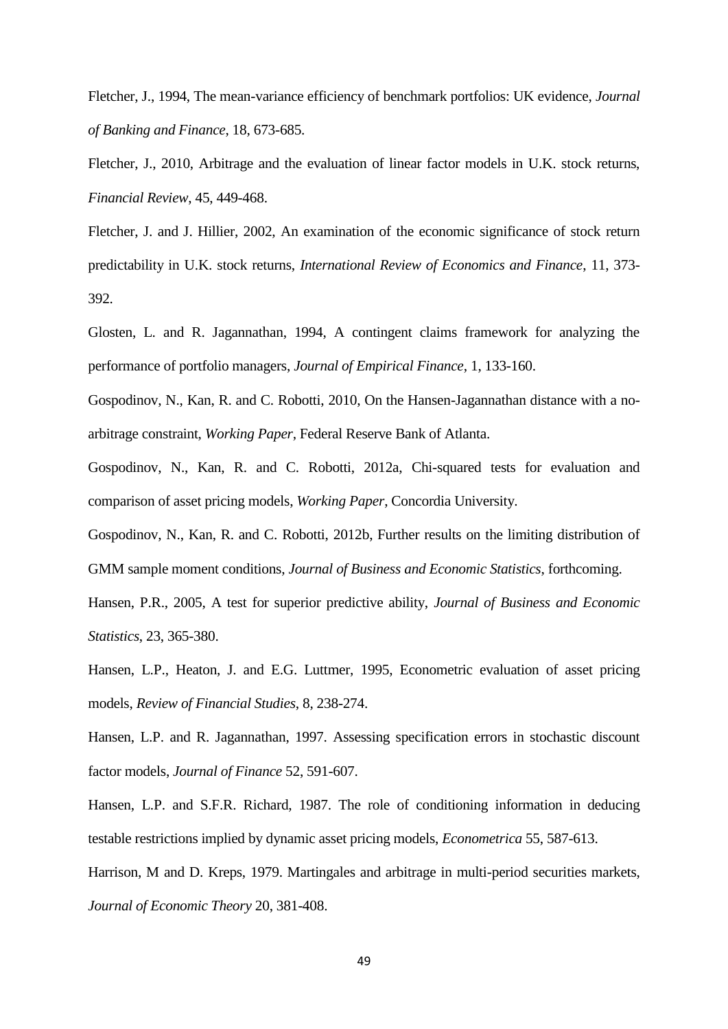Fletcher, J., 1994, The mean-variance efficiency of benchmark portfolios: UK evidence, *Journal of Banking and Finance*, 18, 673-685.

Fletcher, J., 2010, Arbitrage and the evaluation of linear factor models in U.K. stock returns, *Financial Review*, 45, 449-468.

Fletcher, J. and J. Hillier, 2002, An examination of the economic significance of stock return predictability in U.K. stock returns, *International Review of Economics and Finance*, 11, 373-392.

Glosten, L. and R. Jagannathan, 1994, A contingent claims framework for analyzing the performance of portfolio managers, *Journal of Empirical Finance*, 1, 133-160.

Gospodinov, N., Kan, R. and C. Robotti, 2010, On the Hansen-Jagannathan distance with a no-arbitrage constraint, *Working Paper*, Federal Reserve Bank of Atlanta.

Gospodinov, N., Kan, R. and C. Robotti, 2012a, Chi-squared tests for evaluation and comparison of asset pricing models, *Working Paper*, Concordia University.

Gospodinov, N., Kan, R. and C. Robotti, 2012b, Further results on the limiting distribution of GMM sample moment conditions, *Journal of Business and Economic Statistics*, forthcoming.

Hansen, P.R., 2005, A test for superior predictive ability, *Journal of Business and Economic Statistics*, 23, 365-380.

Hansen, L.P., Heaton, J. and E.G. Luttmer, 1995, Econometric evaluation of asset pricing models, *Review of Financial Studies*, 8, 238-274.

Hansen, L.P. and R. Jagannathan, 1997. Assessing specification errors in stochastic discount factor models, *Journal of Finance* 52, 591-607.

Hansen, L.P. and S.F.R. Richard, 1987. The role of conditioning information in deducing testable restrictions implied by dynamic asset pricing models, *Econometrica* 55, 587-613.

Harrison, M and D. Kreps, 1979. Martingales and arbitrage in multi-period securities markets, *Journal of Economic Theory* 20, 381-408.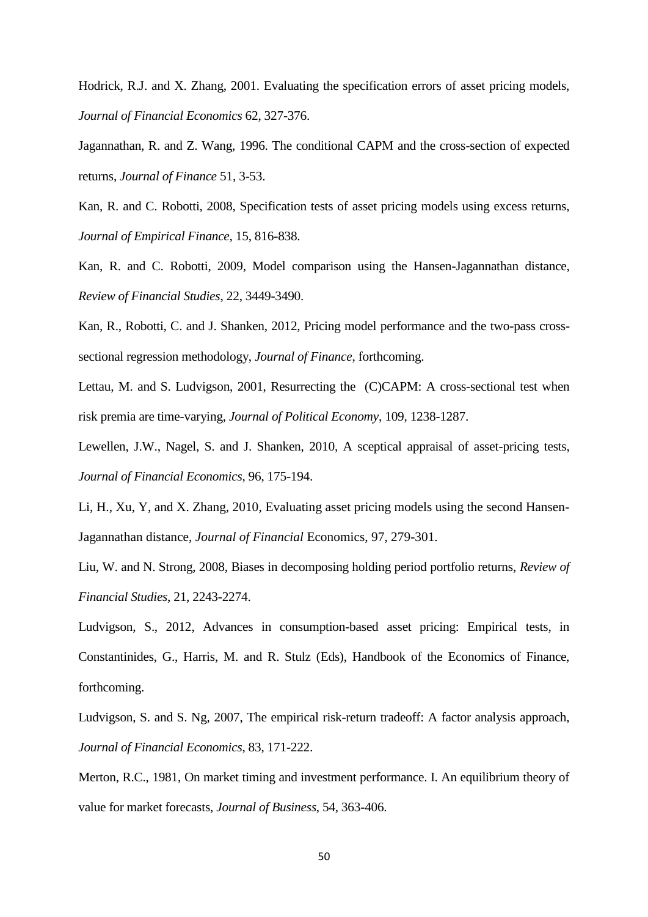Hodrick, R.J. and X. Zhang, 2001. Evaluating the specification errors of asset pricing models, *Journal of Financial Economics* 62, 327-376.

Jagannathan, R. and Z. Wang, 1996. The conditional CAPM and the cross-section of expected returns, *Journal of Finance* 51, 3-53.

Kan, R. and C. Robotti, 2008, Specification tests of asset pricing models using excess returns, *Journal of Empirical Finance*, 15, 816-838.

Kan, R. and C. Robotti, 2009, Model comparison using the Hansen-Jagannathan distance, *Review of Financial Studies*, 22, 3449-3490.

Kan, R., Robotti, C. and J. Shanken, 2012, Pricing model performance and the two-pass cross-sectional regression methodology, *Journal of Finance*, forthcoming.

Lettau, M. and S. Ludvigson, 2001, Resurrecting the (C)CAPM: A cross-sectional test when risk premia are time-varying, *Journal of Political Economy*, 109, 1238-1287.

Lewellen, J.W., Nagel, S. and J. Shanken, 2010, A sceptical appraisal of asset-pricing tests, *Journal of Financial Economics*, 96, 175-194.

Li, H., Xu, Y, and X. Zhang, 2010, Evaluating asset pricing models using the second Hansen-Jagannathan distance, *Journal of Financial* Economics, 97, 279-301.

Liu, W. and N. Strong, 2008, Biases in decomposing holding period portfolio returns, *Review of Financial Studies*, 21, 2243-2274.

Ludvigson, S., 2012, Advances in consumption-based asset pricing: Empirical tests, in Constantinides, G., Harris, M. and R. Stulz (Eds), Handbook of the Economics of Finance, forthcoming.

Ludvigson, S. and S. Ng, 2007, The empirical risk-return tradeoff: A factor analysis approach, *Journal of Financial Economics*, 83, 171-222.

Merton, R.C., 1981, On market timing and investment performance. I. An equilibrium theory of value for market forecasts, *Journal of Business*, 54, 363-406.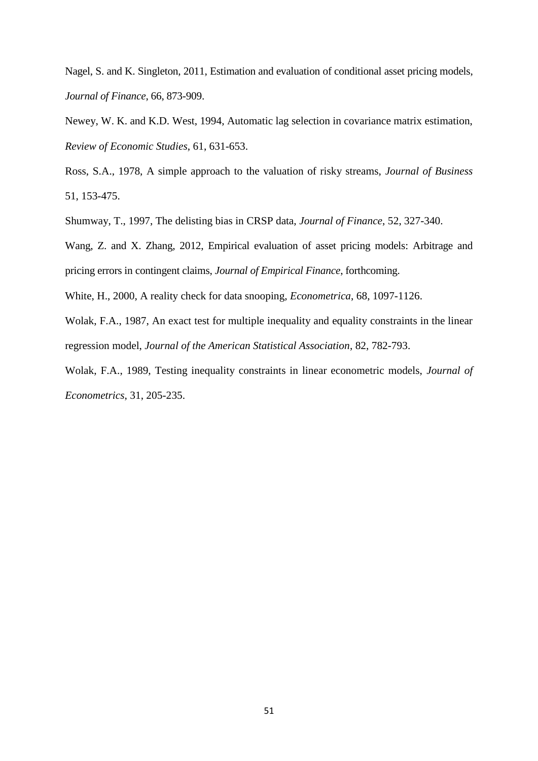Nagel, S. and K. Singleton, 2011, Estimation and evaluation of conditional asset pricing models, *Journal of Finance*, 66, 873-909.

Newey, W. K. and K.D. West, 1994, Automatic lag selection in covariance matrix estimation, *Review of Economic Studies*, 61, 631-653.

Ross, S.A., 1978, A simple approach to the valuation of risky streams, *Journal of Business* 51, 153-475.

Shumway, T., 1997, The delisting bias in CRSP data, *Journal of Finance*, 52, 327-340.

Wang, Z. and X. Zhang, 2012, Empirical evaluation of asset pricing models: Arbitrage and pricing errors in contingent claims, *Journal of Empirical Finance*, forthcoming.

White, H., 2000, A reality check for data snooping, *Econometrica*, 68, 1097-1126.

Wolak, F.A., 1987, An exact test for multiple inequality and equality constraints in the linear regression model, *Journal of the American Statistical Association*, 82, 782-793.

Wolak, F.A., 1989, Testing inequality constraints in linear econometric models, *Journal of Econometrics*, 31, 205-235.